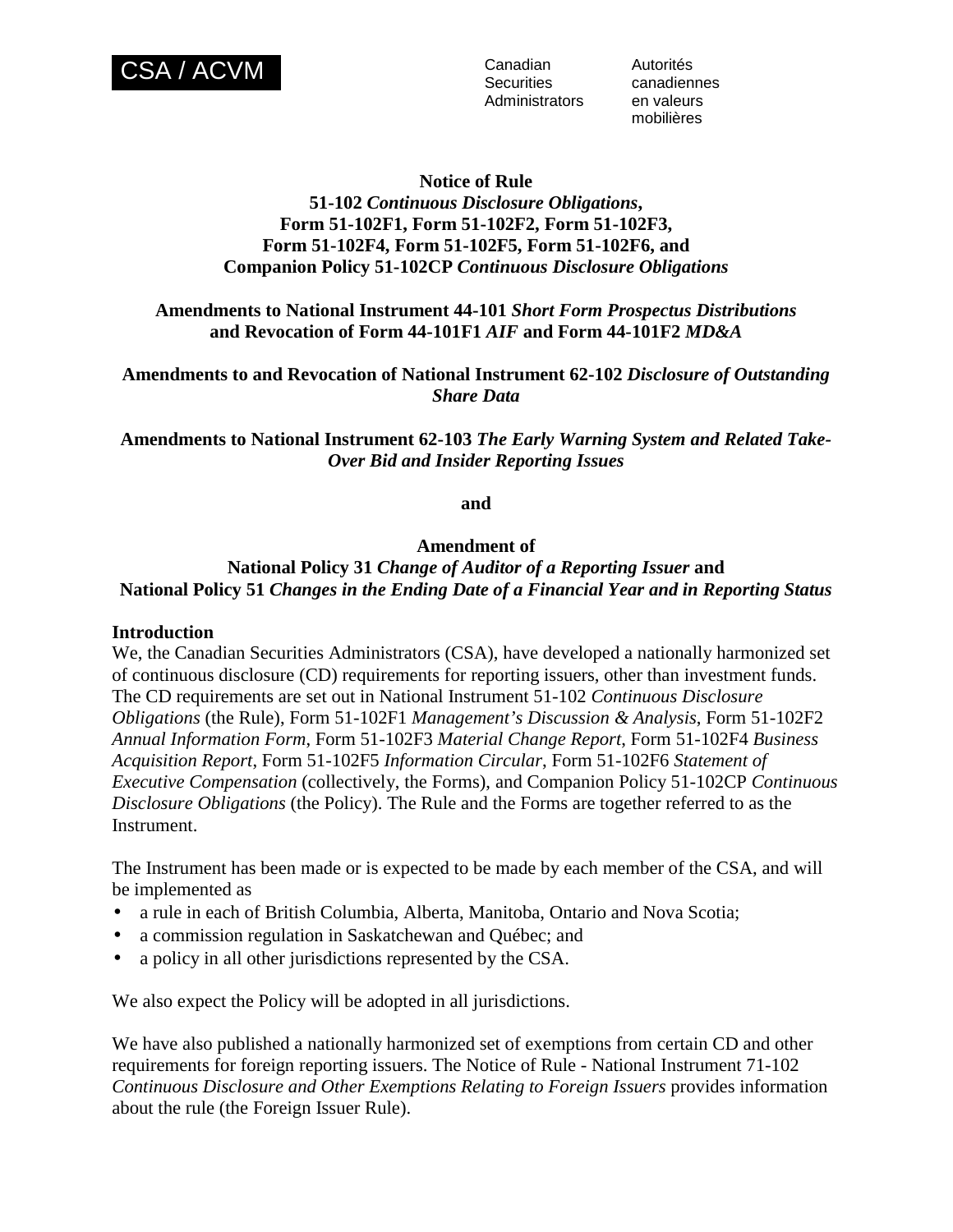CSA / ACVM

Canadian Securities Administrators | Autorités canadiennes en valeurs mobilières

**Notice of Rule**
**51-102 *Continuous Disclosure Obligations*,**
**Form 51-102F1, Form 51-102F2, Form 51-102F3,**
**Form 51-102F4, Form 51-102F5, Form 51-102F6, and**
**Companion Policy 51-102CP *Continuous Disclosure Obligations***

**Amendments to National Instrument 44-101 *Short Form Prospectus Distributions* and Revocation of Form 44-101F1 *AIF* and Form 44-101F2 *MD&A***

**Amendments to and Revocation of National Instrument 62-102 *Disclosure of Outstanding Share Data***

**Amendments to National Instrument 62-103 *The Early Warning System and Related Take-Over Bid and Insider Reporting Issues***

**and**

**Amendment of**
**National Policy 31 *Change of Auditor of a Reporting Issuer* and**
**National Policy 51 *Changes in the Ending Date of a Financial Year and in Reporting Status***

## Introduction

We, the Canadian Securities Administrators (CSA), have developed a nationally harmonized set of continuous disclosure (CD) requirements for reporting issuers, other than investment funds. The CD requirements are set out in National Instrument 51-102 *Continuous Disclosure Obligations* (the Rule), Form 51-102F1 *Management's Discussion & Analysis*, Form 51-102F2 *Annual Information Form*, Form 51-102F3 *Material Change Report*, Form 51-102F4 *Business Acquisition Report*, Form 51-102F5 *Information Circular*, Form 51-102F6 *Statement of Executive Compensation* (collectively, the Forms), and Companion Policy 51-102CP *Continuous Disclosure Obligations* (the Policy). The Rule and the Forms are together referred to as the Instrument.

The Instrument has been made or is expected to be made by each member of the CSA, and will be implemented as

- a rule in each of British Columbia, Alberta, Manitoba, Ontario and Nova Scotia;
- a commission regulation in Saskatchewan and Québec; and
- a policy in all other jurisdictions represented by the CSA.

We also expect the Policy will be adopted in all jurisdictions.

We have also published a nationally harmonized set of exemptions from certain CD and other requirements for foreign reporting issuers. The Notice of Rule - National Instrument 71-102 *Continuous Disclosure and Other Exemptions Relating to Foreign Issuers* provides information about the rule (the Foreign Issuer Rule).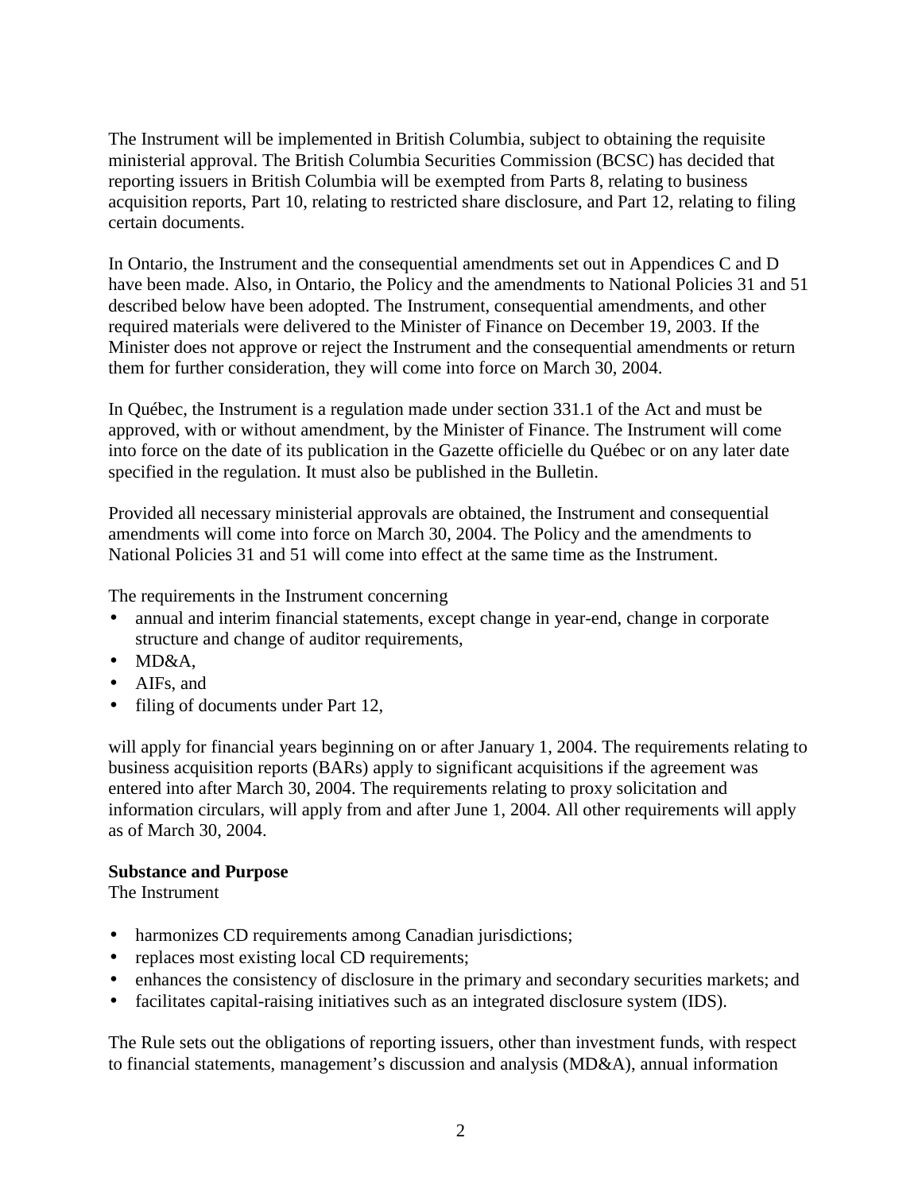The Instrument will be implemented in British Columbia, subject to obtaining the requisite ministerial approval. The British Columbia Securities Commission (BCSC) has decided that reporting issuers in British Columbia will be exempted from Parts 8, relating to business acquisition reports, Part 10, relating to restricted share disclosure, and Part 12, relating to filing certain documents.

In Ontario, the Instrument and the consequential amendments set out in Appendices C and D have been made. Also, in Ontario, the Policy and the amendments to National Policies 31 and 51 described below have been adopted. The Instrument, consequential amendments, and other required materials were delivered to the Minister of Finance on December 19, 2003. If the Minister does not approve or reject the Instrument and the consequential amendments or return them for further consideration, they will come into force on March 30, 2004.

In Québec, the Instrument is a regulation made under section 331.1 of the Act and must be approved, with or without amendment, by the Minister of Finance. The Instrument will come into force on the date of its publication in the Gazette officielle du Québec or on any later date specified in the regulation. It must also be published in the Bulletin.

Provided all necessary ministerial approvals are obtained, the Instrument and consequential amendments will come into force on March 30, 2004. The Policy and the amendments to National Policies 31 and 51 will come into effect at the same time as the Instrument.

The requirements in the Instrument concerning

- annual and interim financial statements, except change in year-end, change in corporate structure and change of auditor requirements,
- MD&A,
- AIFs, and
- filing of documents under Part 12,

will apply for financial years beginning on or after January 1, 2004. The requirements relating to business acquisition reports (BARs) apply to significant acquisitions if the agreement was entered into after March 30, 2004. The requirements relating to proxy solicitation and information circulars, will apply from and after June 1, 2004. All other requirements will apply as of March 30, 2004.

**Substance and Purpose**
The Instrument

- harmonizes CD requirements among Canadian jurisdictions;
- replaces most existing local CD requirements;
- enhances the consistency of disclosure in the primary and secondary securities markets; and
- facilitates capital-raising initiatives such as an integrated disclosure system (IDS).

The Rule sets out the obligations of reporting issuers, other than investment funds, with respect to financial statements, management's discussion and analysis (MD&A), annual information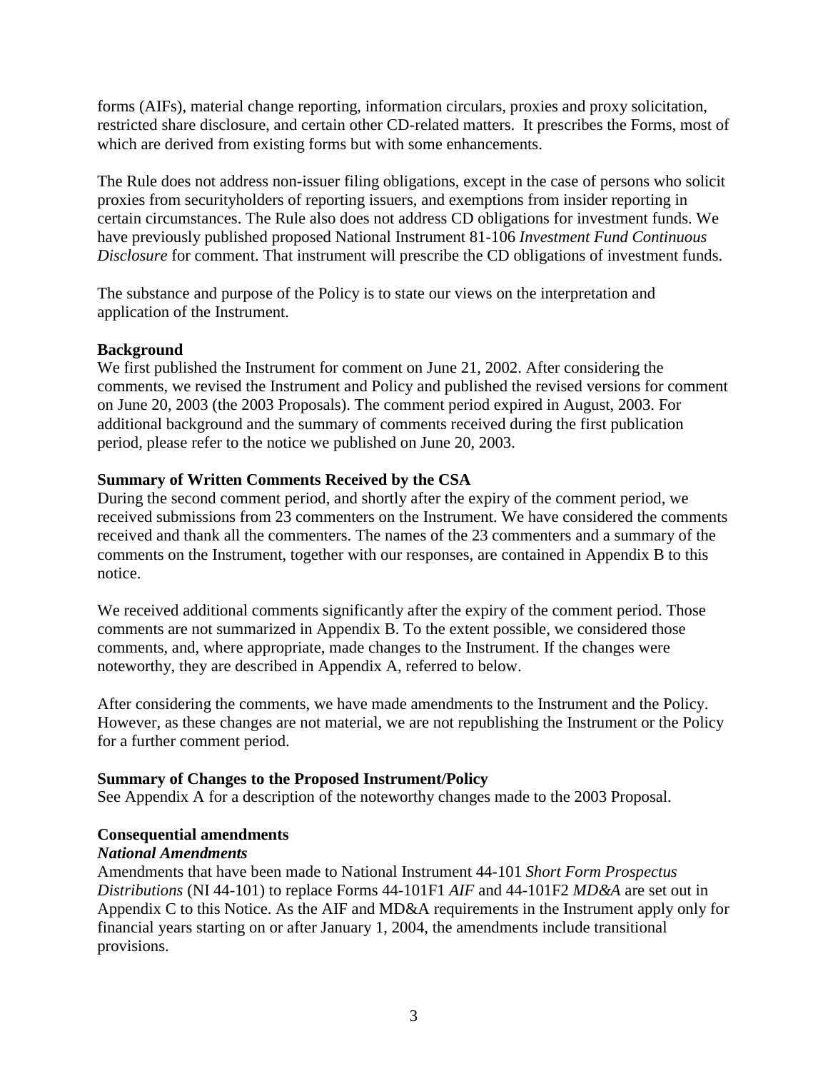forms (AIFs), material change reporting, information circulars, proxies and proxy solicitation, restricted share disclosure, and certain other CD-related matters. It prescribes the Forms, most of which are derived from existing forms but with some enhancements.

The Rule does not address non-issuer filing obligations, except in the case of persons who solicit proxies from securityholders of reporting issuers, and exemptions from insider reporting in certain circumstances. The Rule also does not address CD obligations for investment funds. We have previously published proposed National Instrument 81-106 *Investment Fund Continuous Disclosure* for comment. That instrument will prescribe the CD obligations of investment funds.

The substance and purpose of the Policy is to state our views on the interpretation and application of the Instrument.

**Background**

We first published the Instrument for comment on June 21, 2002. After considering the comments, we revised the Instrument and Policy and published the revised versions for comment on June 20, 2003 (the 2003 Proposals). The comment period expired in August, 2003. For additional background and the summary of comments received during the first publication period, please refer to the notice we published on June 20, 2003.

**Summary of Written Comments Received by the CSA**

During the second comment period, and shortly after the expiry of the comment period, we received submissions from 23 commenters on the Instrument. We have considered the comments received and thank all the commenters. The names of the 23 commenters and a summary of the comments on the Instrument, together with our responses, are contained in Appendix B to this notice.

We received additional comments significantly after the expiry of the comment period. Those comments are not summarized in Appendix B. To the extent possible, we considered those comments, and, where appropriate, made changes to the Instrument. If the changes were noteworthy, they are described in Appendix A, referred to below.

After considering the comments, we have made amendments to the Instrument and the Policy. However, as these changes are not material, we are not republishing the Instrument or the Policy for a further comment period.

**Summary of Changes to the Proposed Instrument/Policy**

See Appendix A for a description of the noteworthy changes made to the 2003 Proposal.

**Consequential amendments**

***National Amendments***

Amendments that have been made to National Instrument 44-101 *Short Form Prospectus Distributions* (NI 44-101) to replace Forms 44-101F1 *AIF* and 44-101F2 *MD&A* are set out in Appendix C to this Notice. As the AIF and MD&A requirements in the Instrument apply only for financial years starting on or after January 1, 2004, the amendments include transitional provisions.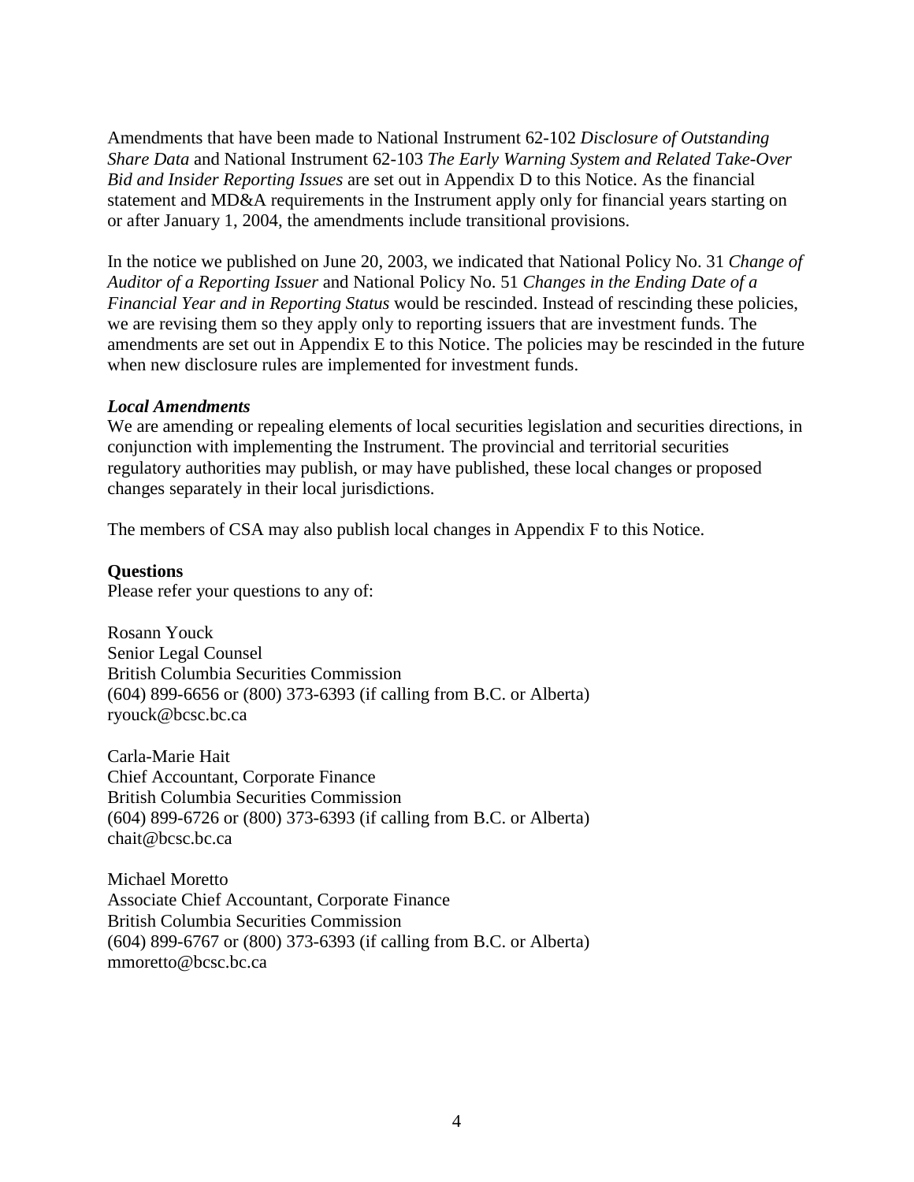Amendments that have been made to National Instrument 62-102 *Disclosure of Outstanding Share Data* and National Instrument 62-103 *The Early Warning System and Related Take-Over Bid and Insider Reporting Issues* are set out in Appendix D to this Notice. As the financial statement and MD&A requirements in the Instrument apply only for financial years starting on or after January 1, 2004, the amendments include transitional provisions.

In the notice we published on June 20, 2003, we indicated that National Policy No. 31 *Change of Auditor of a Reporting Issuer* and National Policy No. 51 *Changes in the Ending Date of a Financial Year and in Reporting Status* would be rescinded. Instead of rescinding these policies, we are revising them so they apply only to reporting issuers that are investment funds. The amendments are set out in Appendix E to this Notice. The policies may be rescinded in the future when new disclosure rules are implemented for investment funds.

***Local Amendments***

We are amending or repealing elements of local securities legislation and securities directions, in conjunction with implementing the Instrument. The provincial and territorial securities regulatory authorities may publish, or may have published, these local changes or proposed changes separately in their local jurisdictions.

The members of CSA may also publish local changes in Appendix F to this Notice.

**Questions**

Please refer your questions to any of:

Rosann Youck
Senior Legal Counsel
British Columbia Securities Commission
(604) 899-6656 or (800) 373-6393 (if calling from B.C. or Alberta)
ryouck@bcsc.bc.ca

Carla-Marie Hait
Chief Accountant, Corporate Finance
British Columbia Securities Commission
(604) 899-6726 or (800) 373-6393 (if calling from B.C. or Alberta)
chait@bcsc.bc.ca

Michael Moretto
Associate Chief Accountant, Corporate Finance
British Columbia Securities Commission
(604) 899-6767 or (800) 373-6393 (if calling from B.C. or Alberta)
mmoretto@bcsc.bc.ca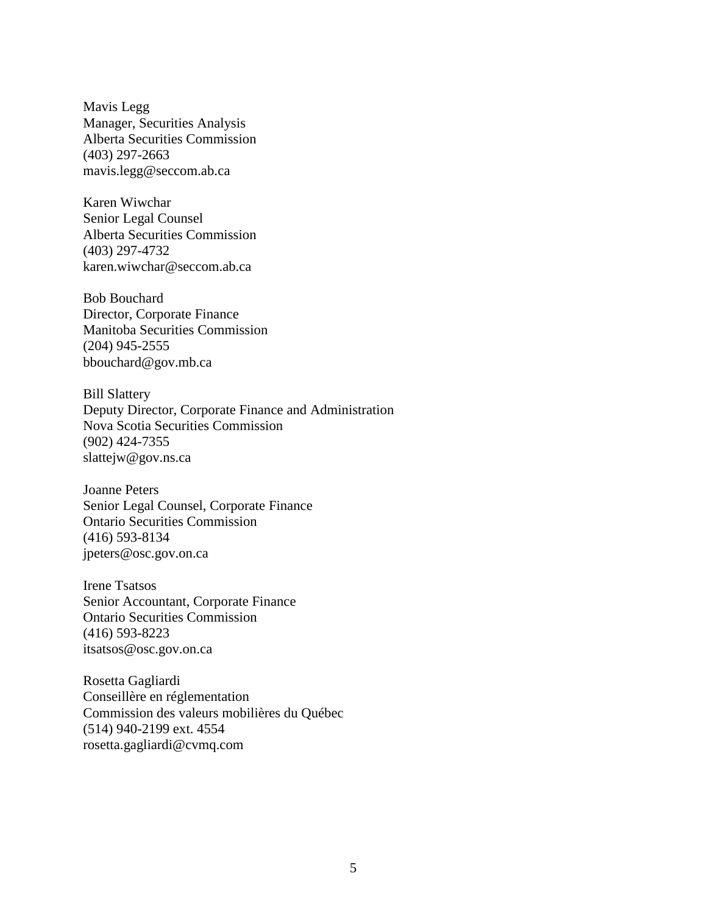Mavis Legg
Manager, Securities Analysis
Alberta Securities Commission
(403) 297-2663
mavis.legg@seccom.ab.ca

Karen Wiwchar
Senior Legal Counsel
Alberta Securities Commission
(403) 297-4732
karen.wiwchar@seccom.ab.ca

Bob Bouchard
Director, Corporate Finance
Manitoba Securities Commission
(204) 945-2555
bbouchard@gov.mb.ca

Bill Slattery
Deputy Director, Corporate Finance and Administration
Nova Scotia Securities Commission
(902) 424-7355
slattejw@gov.ns.ca

Joanne Peters
Senior Legal Counsel, Corporate Finance
Ontario Securities Commission
(416) 593-8134
jpeters@osc.gov.on.ca

Irene Tsatsos
Senior Accountant, Corporate Finance
Ontario Securities Commission
(416) 593-8223
itsatsos@osc.gov.on.ca

Rosetta Gagliardi
Conseillère en réglementation
Commission des valeurs mobilières du Québec
(514) 940-2199 ext. 4554
rosetta.gagliardi@cvmq.com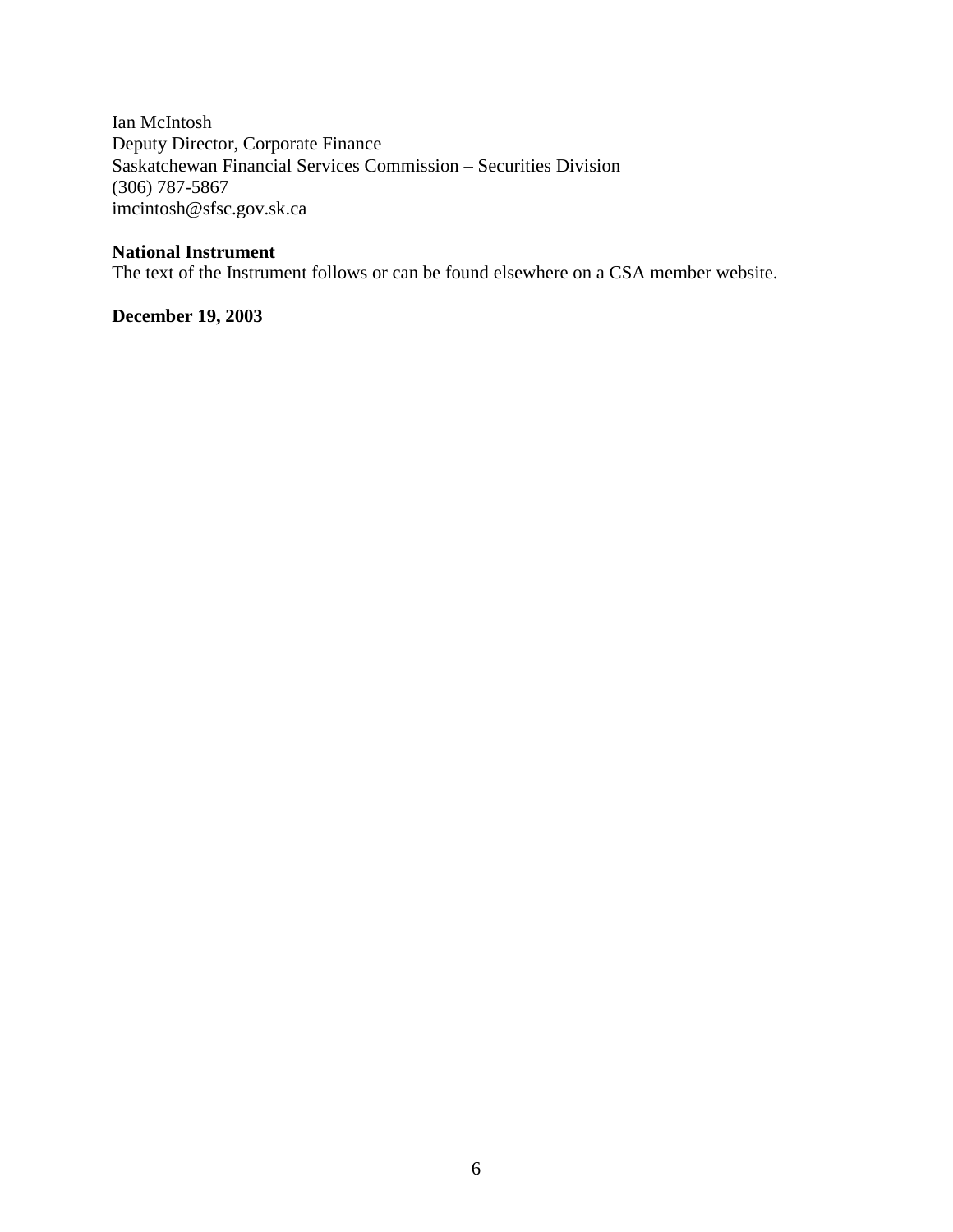Ian McIntosh
Deputy Director, Corporate Finance
Saskatchewan Financial Services Commission – Securities Division
(306) 787-5867
imcintosh@sfsc.gov.sk.ca

**National Instrument**
The text of the Instrument follows or can be found elsewhere on a CSA member website.

**December 19, 2003**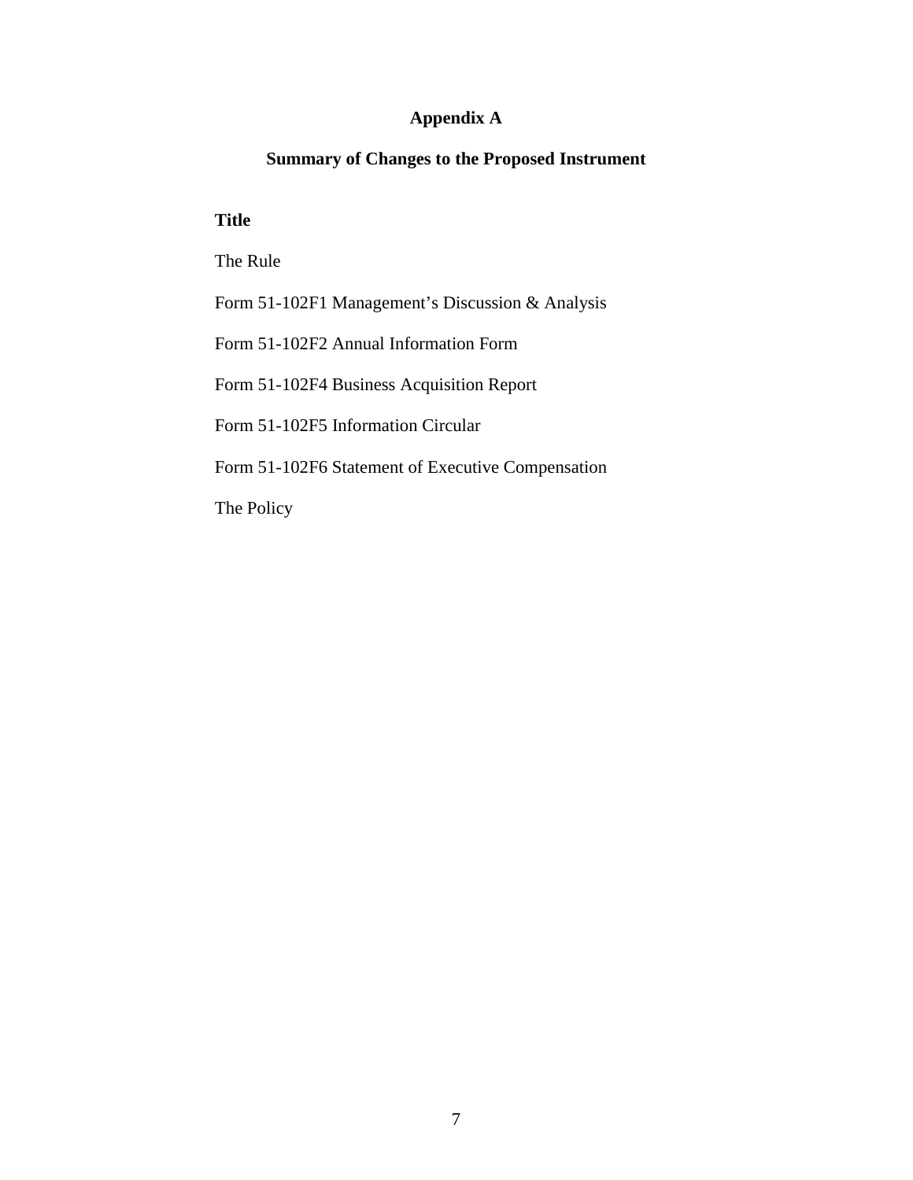# Appendix A

## Summary of Changes to the Proposed Instrument

**Title**

The Rule

Form 51-102F1 Management’s Discussion & Analysis

Form 51-102F2 Annual Information Form

Form 51-102F4 Business Acquisition Report

Form 51-102F5 Information Circular

Form 51-102F6 Statement of Executive Compensation

The Policy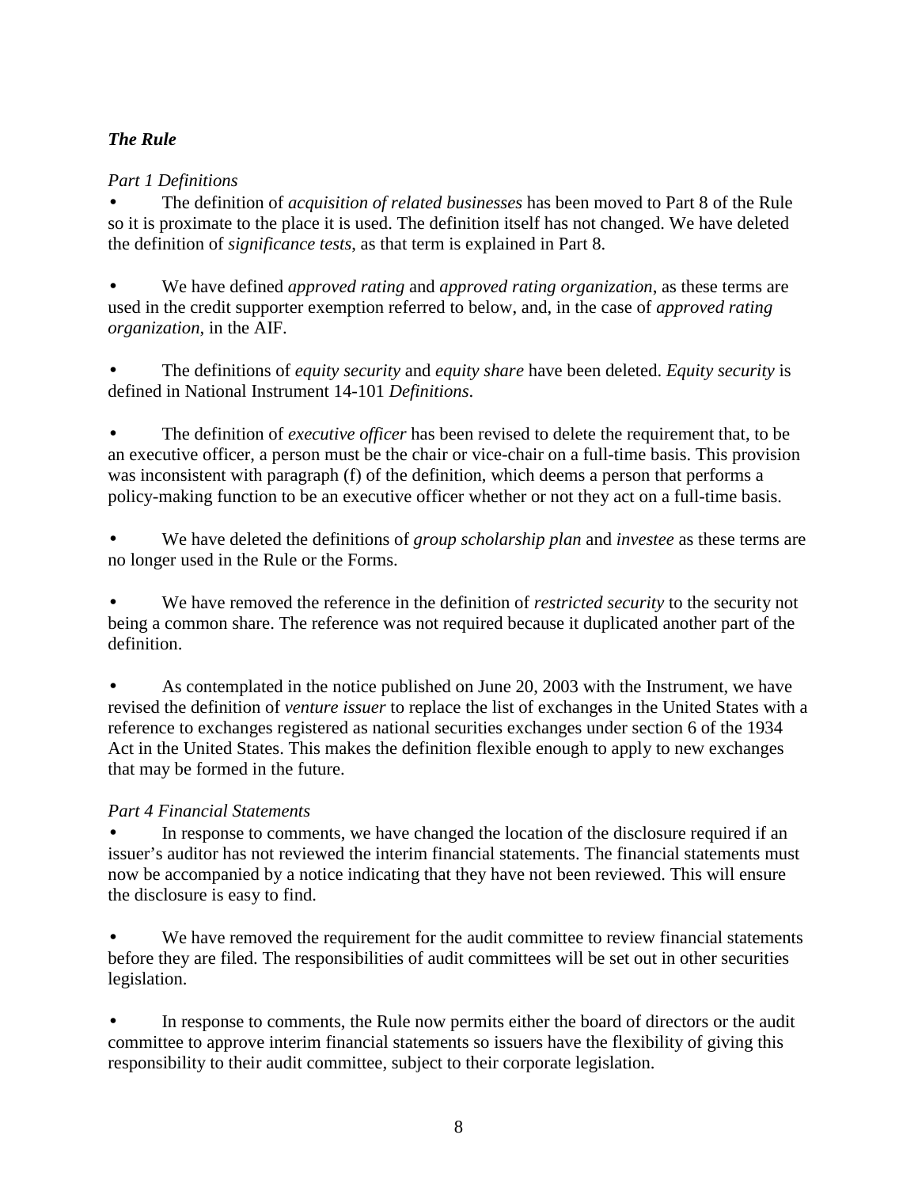### *The Rule*

*Part 1 Definitions*

- The definition of *acquisition of related businesses* has been moved to Part 8 of the Rule so it is proximate to the place it is used. The definition itself has not changed. We have deleted the definition of *significance tests*, as that term is explained in Part 8.

- We have defined *approved rating* and *approved rating organization*, as these terms are used in the credit supporter exemption referred to below, and, in the case of *approved rating organization*, in the AIF.

- The definitions of *equity security* and *equity share* have been deleted. *Equity security* is defined in National Instrument 14-101 *Definitions*.

- The definition of *executive officer* has been revised to delete the requirement that, to be an executive officer, a person must be the chair or vice-chair on a full-time basis. This provision was inconsistent with paragraph (f) of the definition, which deems a person that performs a policy-making function to be an executive officer whether or not they act on a full-time basis.

- We have deleted the definitions of *group scholarship plan* and *investee* as these terms are no longer used in the Rule or the Forms.

- We have removed the reference in the definition of *restricted security* to the security not being a common share. The reference was not required because it duplicated another part of the definition.

- As contemplated in the notice published on June 20, 2003 with the Instrument, we have revised the definition of *venture issuer* to replace the list of exchanges in the United States with a reference to exchanges registered as national securities exchanges under section 6 of the 1934 Act in the United States. This makes the definition flexible enough to apply to new exchanges that may be formed in the future.

*Part 4 Financial Statements*

- In response to comments, we have changed the location of the disclosure required if an issuer's auditor has not reviewed the interim financial statements. The financial statements must now be accompanied by a notice indicating that they have not been reviewed. This will ensure the disclosure is easy to find.

- We have removed the requirement for the audit committee to review financial statements before they are filed. The responsibilities of audit committees will be set out in other securities legislation.

- In response to comments, the Rule now permits either the board of directors or the audit committee to approve interim financial statements so issuers have the flexibility of giving this responsibility to their audit committee, subject to their corporate legislation.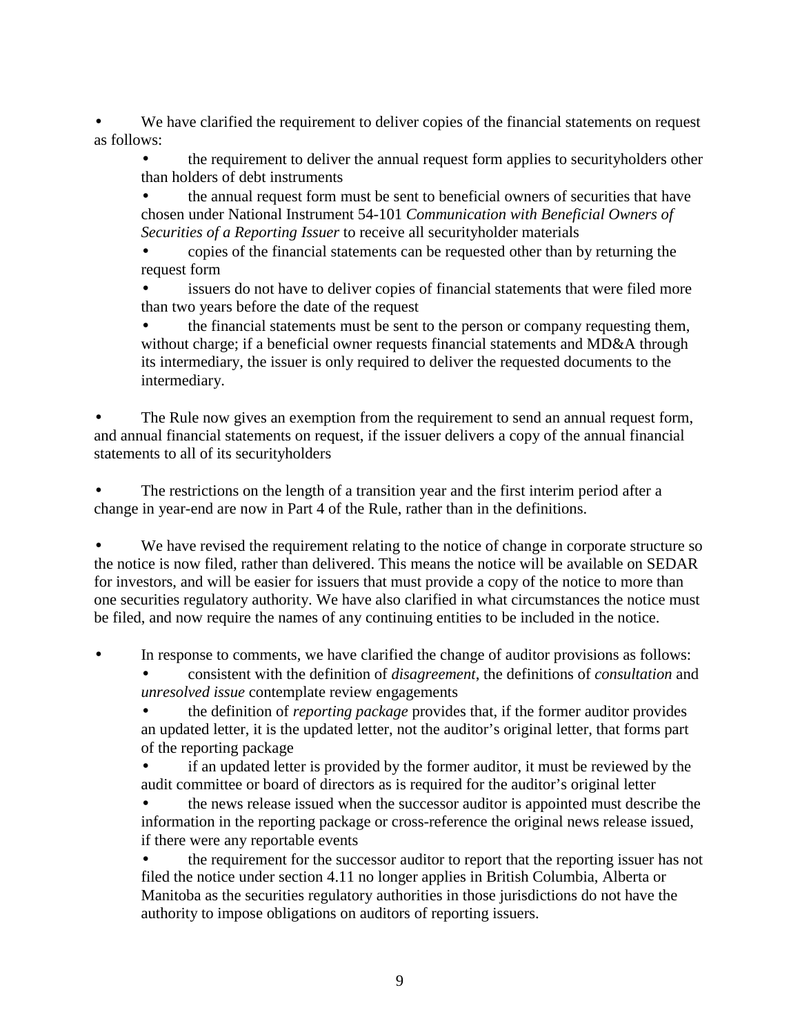- We have clarified the requirement to deliver copies of the financial statements on request as follows:
    - the requirement to deliver the annual request form applies to securityholders other than holders of debt instruments
    - the annual request form must be sent to beneficial owners of securities that have chosen under National Instrument 54-101 *Communication with Beneficial Owners of Securities of a Reporting Issuer* to receive all securityholder materials
    - copies of the financial statements can be requested other than by returning the request form
    - issuers do not have to deliver copies of financial statements that were filed more than two years before the date of the request
    - the financial statements must be sent to the person or company requesting them, without charge; if a beneficial owner requests financial statements and MD&A through its intermediary, the issuer is only required to deliver the requested documents to the intermediary.

- The Rule now gives an exemption from the requirement to send an annual request form, and annual financial statements on request, if the issuer delivers a copy of the annual financial statements to all of its securityholders

- The restrictions on the length of a transition year and the first interim period after a change in year-end are now in Part 4 of the Rule, rather than in the definitions.

- We have revised the requirement relating to the notice of change in corporate structure so the notice is now filed, rather than delivered. This means the notice will be available on SEDAR for investors, and will be easier for issuers that must provide a copy of the notice to more than one securities regulatory authority. We have also clarified in what circumstances the notice must be filed, and now require the names of any continuing entities to be included in the notice.

- In response to comments, we have clarified the change of auditor provisions as follows:
    - consistent with the definition of *disagreement*, the definitions of *consultation* and *unresolved issue* contemplate review engagements
    - the definition of *reporting package* provides that, if the former auditor provides an updated letter, it is the updated letter, not the auditor's original letter, that forms part of the reporting package
    - if an updated letter is provided by the former auditor, it must be reviewed by the audit committee or board of directors as is required for the auditor's original letter
    - the news release issued when the successor auditor is appointed must describe the information in the reporting package or cross-reference the original news release issued, if there were any reportable events
    - the requirement for the successor auditor to report that the reporting issuer has not filed the notice under section 4.11 no longer applies in British Columbia, Alberta or Manitoba as the securities regulatory authorities in those jurisdictions do not have the authority to impose obligations on auditors of reporting issuers.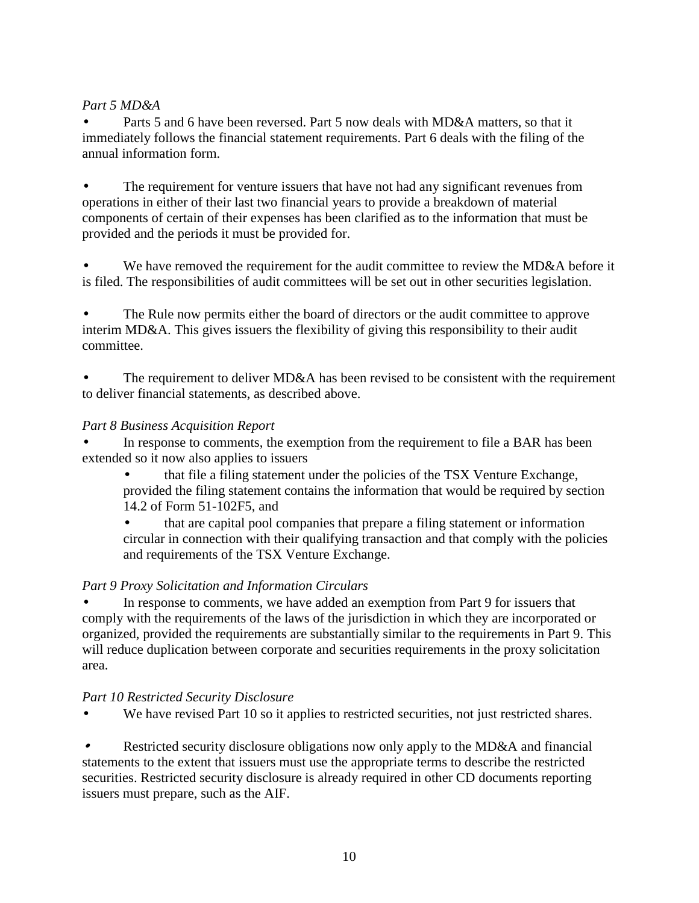*Part 5 MD&A*

- Parts 5 and 6 have been reversed. Part 5 now deals with MD&A matters, so that it immediately follows the financial statement requirements. Part 6 deals with the filing of the annual information form.

- The requirement for venture issuers that have not had any significant revenues from operations in either of their last two financial years to provide a breakdown of material components of certain of their expenses has been clarified as to the information that must be provided and the periods it must be provided for.

- We have removed the requirement for the audit committee to review the MD&A before it is filed. The responsibilities of audit committees will be set out in other securities legislation.

- The Rule now permits either the board of directors or the audit committee to approve interim MD&A. This gives issuers the flexibility of giving this responsibility to their audit committee.

- The requirement to deliver MD&A has been revised to be consistent with the requirement to deliver financial statements, as described above.

*Part 8 Business Acquisition Report*

- In response to comments, the exemption from the requirement to file a BAR has been extended so it now also applies to issuers
  - that file a filing statement under the policies of the TSX Venture Exchange, provided the filing statement contains the information that would be required by section 14.2 of Form 51-102F5, and
  - that are capital pool companies that prepare a filing statement or information circular in connection with their qualifying transaction and that comply with the policies and requirements of the TSX Venture Exchange.

*Part 9 Proxy Solicitation and Information Circulars*

- In response to comments, we have added an exemption from Part 9 for issuers that comply with the requirements of the laws of the jurisdiction in which they are incorporated or organized, provided the requirements are substantially similar to the requirements in Part 9. This will reduce duplication between corporate and securities requirements in the proxy solicitation area.

*Part 10 Restricted Security Disclosure*

- We have revised Part 10 so it applies to restricted securities, not just restricted shares.

- Restricted security disclosure obligations now only apply to the MD&A and financial statements to the extent that issuers must use the appropriate terms to describe the restricted securities. Restricted security disclosure is already required in other CD documents reporting issuers must prepare, such as the AIF.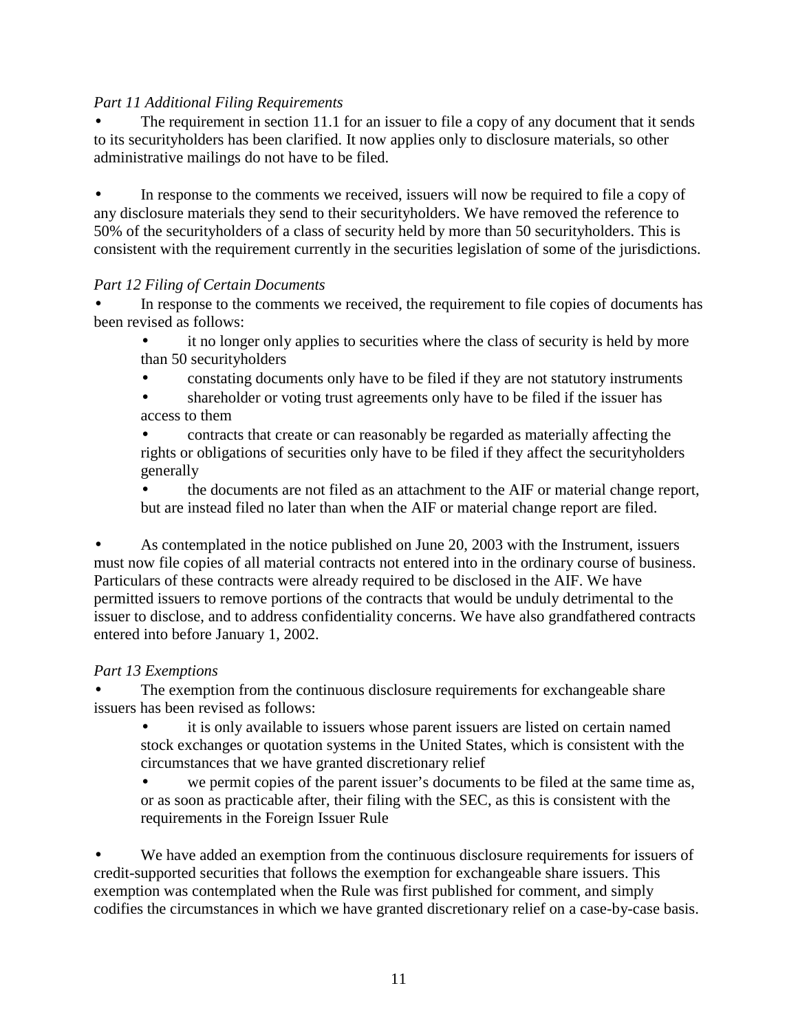*Part 11 Additional Filing Requirements*

- The requirement in section 11.1 for an issuer to file a copy of any document that it sends to its securityholders has been clarified. It now applies only to disclosure materials, so other administrative mailings do not have to be filed.

- In response to the comments we received, issuers will now be required to file a copy of any disclosure materials they send to their securityholders. We have removed the reference to 50% of the securityholders of a class of security held by more than 50 securityholders. This is consistent with the requirement currently in the securities legislation of some of the jurisdictions.

*Part 12 Filing of Certain Documents*

- In response to the comments we received, the requirement to file copies of documents has been revised as follows:
  - it no longer only applies to securities where the class of security is held by more than 50 securityholders
  - constating documents only have to be filed if they are not statutory instruments
  - shareholder or voting trust agreements only have to be filed if the issuer has access to them
  - contracts that create or can reasonably be regarded as materially affecting the rights or obligations of securities only have to be filed if they affect the securityholders generally
  - the documents are not filed as an attachment to the AIF or material change report, but are instead filed no later than when the AIF or material change report are filed.

- As contemplated in the notice published on June 20, 2003 with the Instrument, issuers must now file copies of all material contracts not entered into in the ordinary course of business. Particulars of these contracts were already required to be disclosed in the AIF. We have permitted issuers to remove portions of the contracts that would be unduly detrimental to the issuer to disclose, and to address confidentiality concerns. We have also grandfathered contracts entered into before January 1, 2002.

*Part 13 Exemptions*

- The exemption from the continuous disclosure requirements for exchangeable share issuers has been revised as follows:
  - it is only available to issuers whose parent issuers are listed on certain named stock exchanges or quotation systems in the United States, which is consistent with the circumstances that we have granted discretionary relief
  - we permit copies of the parent issuer's documents to be filed at the same time as, or as soon as practicable after, their filing with the SEC, as this is consistent with the requirements in the Foreign Issuer Rule

- We have added an exemption from the continuous disclosure requirements for issuers of credit-supported securities that follows the exemption for exchangeable share issuers. This exemption was contemplated when the Rule was first published for comment, and simply codifies the circumstances in which we have granted discretionary relief on a case-by-case basis.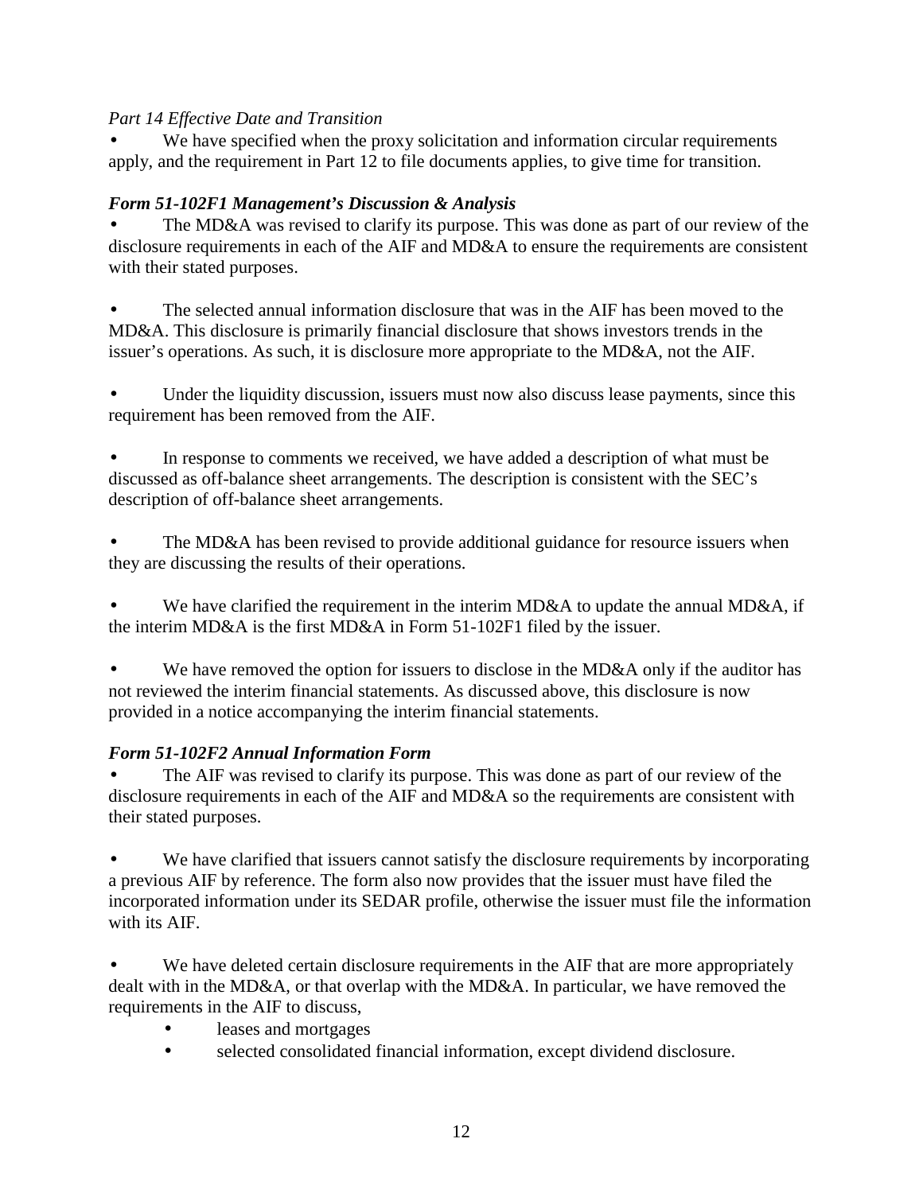*Part 14 Effective Date and Transition*

- We have specified when the proxy solicitation and information circular requirements apply, and the requirement in Part 12 to file documents applies, to give time for transition.

***Form 51-102F1 Management's Discussion & Analysis***

- The MD&A was revised to clarify its purpose. This was done as part of our review of the disclosure requirements in each of the AIF and MD&A to ensure the requirements are consistent with their stated purposes.

- The selected annual information disclosure that was in the AIF has been moved to the MD&A. This disclosure is primarily financial disclosure that shows investors trends in the issuer's operations. As such, it is disclosure more appropriate to the MD&A, not the AIF.

- Under the liquidity discussion, issuers must now also discuss lease payments, since this requirement has been removed from the AIF.

- In response to comments we received, we have added a description of what must be discussed as off-balance sheet arrangements. The description is consistent with the SEC's description of off-balance sheet arrangements.

- The MD&A has been revised to provide additional guidance for resource issuers when they are discussing the results of their operations.

- We have clarified the requirement in the interim MD&A to update the annual MD&A, if the interim MD&A is the first MD&A in Form 51-102F1 filed by the issuer.

- We have removed the option for issuers to disclose in the MD&A only if the auditor has not reviewed the interim financial statements. As discussed above, this disclosure is now provided in a notice accompanying the interim financial statements.

***Form 51-102F2 Annual Information Form***

- The AIF was revised to clarify its purpose. This was done as part of our review of the disclosure requirements in each of the AIF and MD&A so the requirements are consistent with their stated purposes.

- We have clarified that issuers cannot satisfy the disclosure requirements by incorporating a previous AIF by reference. The form also now provides that the issuer must have filed the incorporated information under its SEDAR profile, otherwise the issuer must file the information with its AIF.

- We have deleted certain disclosure requirements in the AIF that are more appropriately dealt with in the MD&A, or that overlap with the MD&A. In particular, we have removed the requirements in the AIF to discuss,
    - leases and mortgages
    - selected consolidated financial information, except dividend disclosure.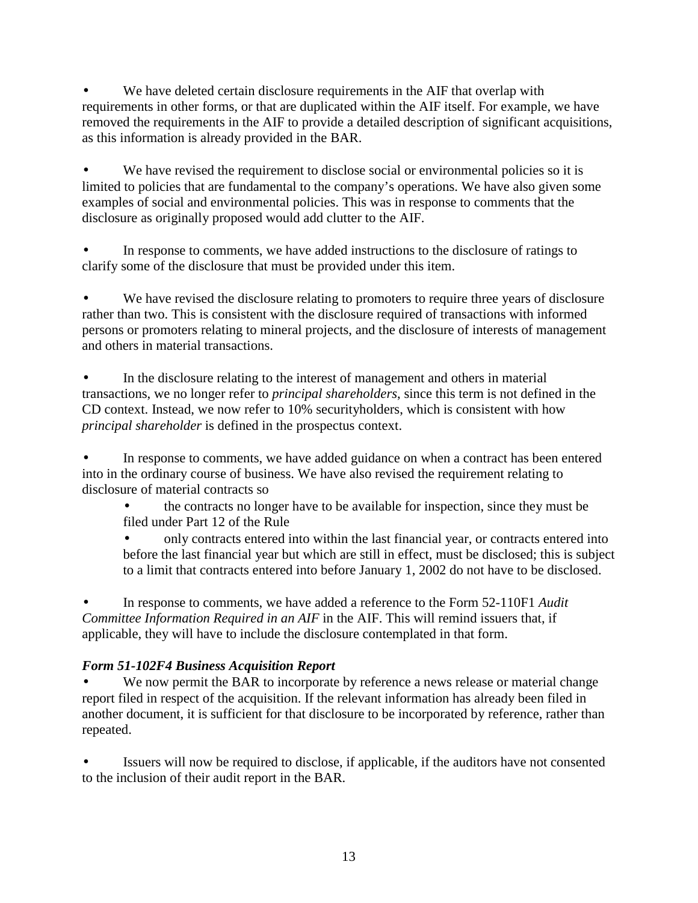- We have deleted certain disclosure requirements in the AIF that overlap with requirements in other forms, or that are duplicated within the AIF itself. For example, we have removed the requirements in the AIF to provide a detailed description of significant acquisitions, as this information is already provided in the BAR.

- We have revised the requirement to disclose social or environmental policies so it is limited to policies that are fundamental to the company's operations. We have also given some examples of social and environmental policies. This was in response to comments that the disclosure as originally proposed would add clutter to the AIF.

- In response to comments, we have added instructions to the disclosure of ratings to clarify some of the disclosure that must be provided under this item.

- We have revised the disclosure relating to promoters to require three years of disclosure rather than two. This is consistent with the disclosure required of transactions with informed persons or promoters relating to mineral projects, and the disclosure of interests of management and others in material transactions.

- In the disclosure relating to the interest of management and others in material transactions, we no longer refer to *principal shareholders*, since this term is not defined in the CD context. Instead, we now refer to 10% securityholders, which is consistent with how *principal shareholder* is defined in the prospectus context.

- In response to comments, we have added guidance on when a contract has been entered into in the ordinary course of business. We have also revised the requirement relating to disclosure of material contracts so
    - the contracts no longer have to be available for inspection, since they must be filed under Part 12 of the Rule
    - only contracts entered into within the last financial year, or contracts entered into before the last financial year but which are still in effect, must be disclosed; this is subject to a limit that contracts entered into before January 1, 2002 do not have to be disclosed.

- In response to comments, we have added a reference to the Form 52-110F1 *Audit Committee Information Required in an AIF* in the AIF. This will remind issuers that, if applicable, they will have to include the disclosure contemplated in that form.

***Form 51-102F4 Business Acquisition Report***

- We now permit the BAR to incorporate by reference a news release or material change report filed in respect of the acquisition. If the relevant information has already been filed in another document, it is sufficient for that disclosure to be incorporated by reference, rather than repeated.

- Issuers will now be required to disclose, if applicable, if the auditors have not consented to the inclusion of their audit report in the BAR.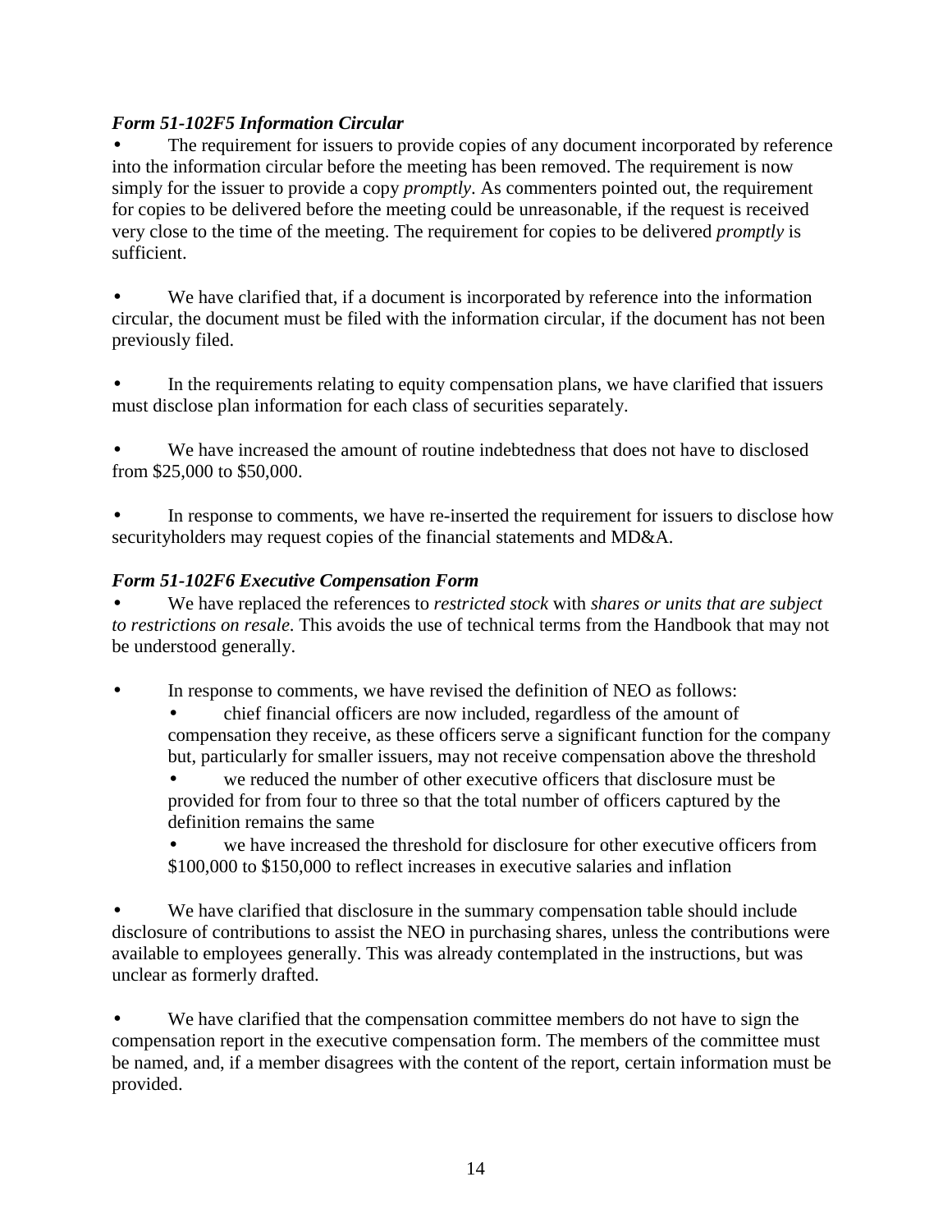***Form 51-102F5 Information Circular***

- The requirement for issuers to provide copies of any document incorporated by reference into the information circular before the meeting has been removed. The requirement is now simply for the issuer to provide a copy *promptly*. As commenters pointed out, the requirement for copies to be delivered before the meeting could be unreasonable, if the request is received very close to the time of the meeting. The requirement for copies to be delivered *promptly* is sufficient.

- We have clarified that, if a document is incorporated by reference into the information circular, the document must be filed with the information circular, if the document has not been previously filed.

- In the requirements relating to equity compensation plans, we have clarified that issuers must disclose plan information for each class of securities separately.

- We have increased the amount of routine indebtedness that does not have to disclosed from $25,000 to $50,000.

- In response to comments, we have re-inserted the requirement for issuers to disclose how securityholders may request copies of the financial statements and MD&A.

***Form 51-102F6 Executive Compensation Form***

- We have replaced the references to *restricted stock* with *shares or units that are subject to restrictions on resale*. This avoids the use of technical terms from the Handbook that may not be understood generally.

- In response to comments, we have revised the definition of NEO as follows:
  - chief financial officers are now included, regardless of the amount of compensation they receive, as these officers serve a significant function for the company but, particularly for smaller issuers, may not receive compensation above the threshold
  - we reduced the number of other executive officers that disclosure must be provided for from four to three so that the total number of officers captured by the definition remains the same
  - we have increased the threshold for disclosure for other executive officers from $100,000 to $150,000 to reflect increases in executive salaries and inflation

- We have clarified that disclosure in the summary compensation table should include disclosure of contributions to assist the NEO in purchasing shares, unless the contributions were available to employees generally. This was already contemplated in the instructions, but was unclear as formerly drafted.

- We have clarified that the compensation committee members do not have to sign the compensation report in the executive compensation form. The members of the committee must be named, and, if a member disagrees with the content of the report, certain information must be provided.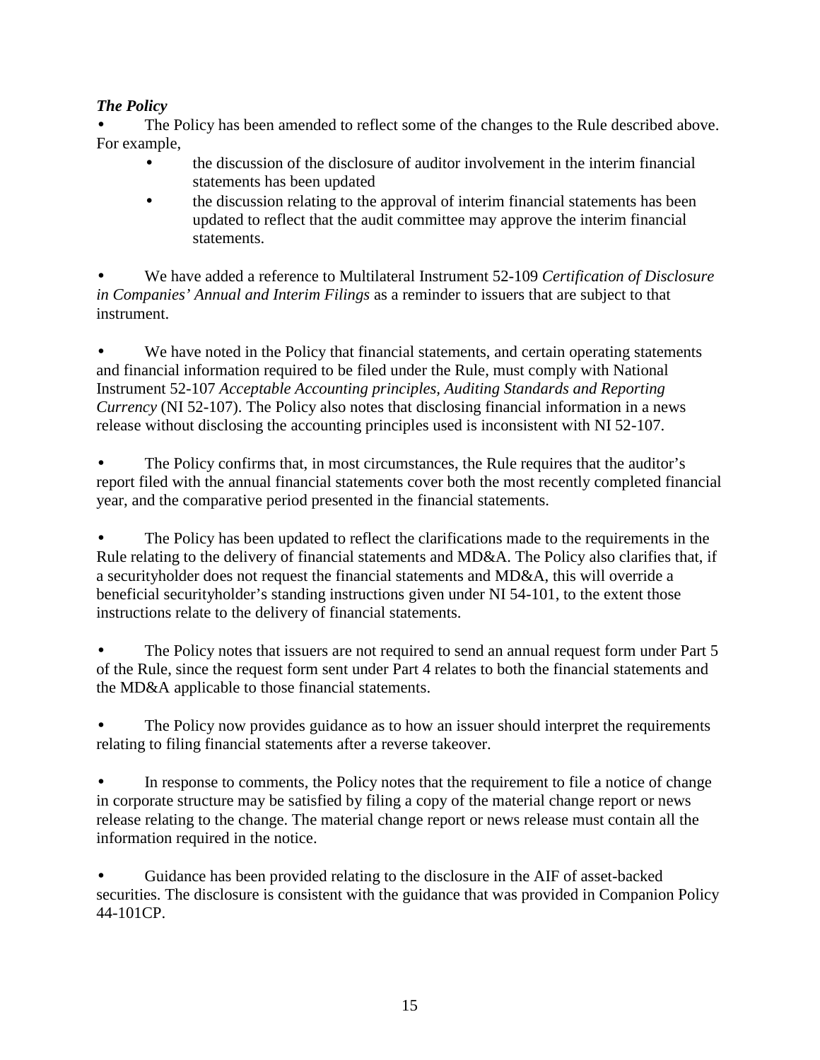***The Policy***

- The Policy has been amended to reflect some of the changes to the Rule described above. For example,
    - the discussion of the disclosure of auditor involvement in the interim financial statements has been updated
    - the discussion relating to the approval of interim financial statements has been updated to reflect that the audit committee may approve the interim financial statements.

- We have added a reference to Multilateral Instrument 52-109 *Certification of Disclosure in Companies' Annual and Interim Filings* as a reminder to issuers that are subject to that instrument.

- We have noted in the Policy that financial statements, and certain operating statements and financial information required to be filed under the Rule, must comply with National Instrument 52-107 *Acceptable Accounting principles, Auditing Standards and Reporting Currency* (NI 52-107). The Policy also notes that disclosing financial information in a news release without disclosing the accounting principles used is inconsistent with NI 52-107.

- The Policy confirms that, in most circumstances, the Rule requires that the auditor's report filed with the annual financial statements cover both the most recently completed financial year, and the comparative period presented in the financial statements.

- The Policy has been updated to reflect the clarifications made to the requirements in the Rule relating to the delivery of financial statements and MD&A. The Policy also clarifies that, if a securityholder does not request the financial statements and MD&A, this will override a beneficial securityholder's standing instructions given under NI 54-101, to the extent those instructions relate to the delivery of financial statements.

- The Policy notes that issuers are not required to send an annual request form under Part 5 of the Rule, since the request form sent under Part 4 relates to both the financial statements and the MD&A applicable to those financial statements.

- The Policy now provides guidance as to how an issuer should interpret the requirements relating to filing financial statements after a reverse takeover.

- In response to comments, the Policy notes that the requirement to file a notice of change in corporate structure may be satisfied by filing a copy of the material change report or news release relating to the change. The material change report or news release must contain all the information required in the notice.

- Guidance has been provided relating to the disclosure in the AIF of asset-backed securities. The disclosure is consistent with the guidance that was provided in Companion Policy 44-101CP.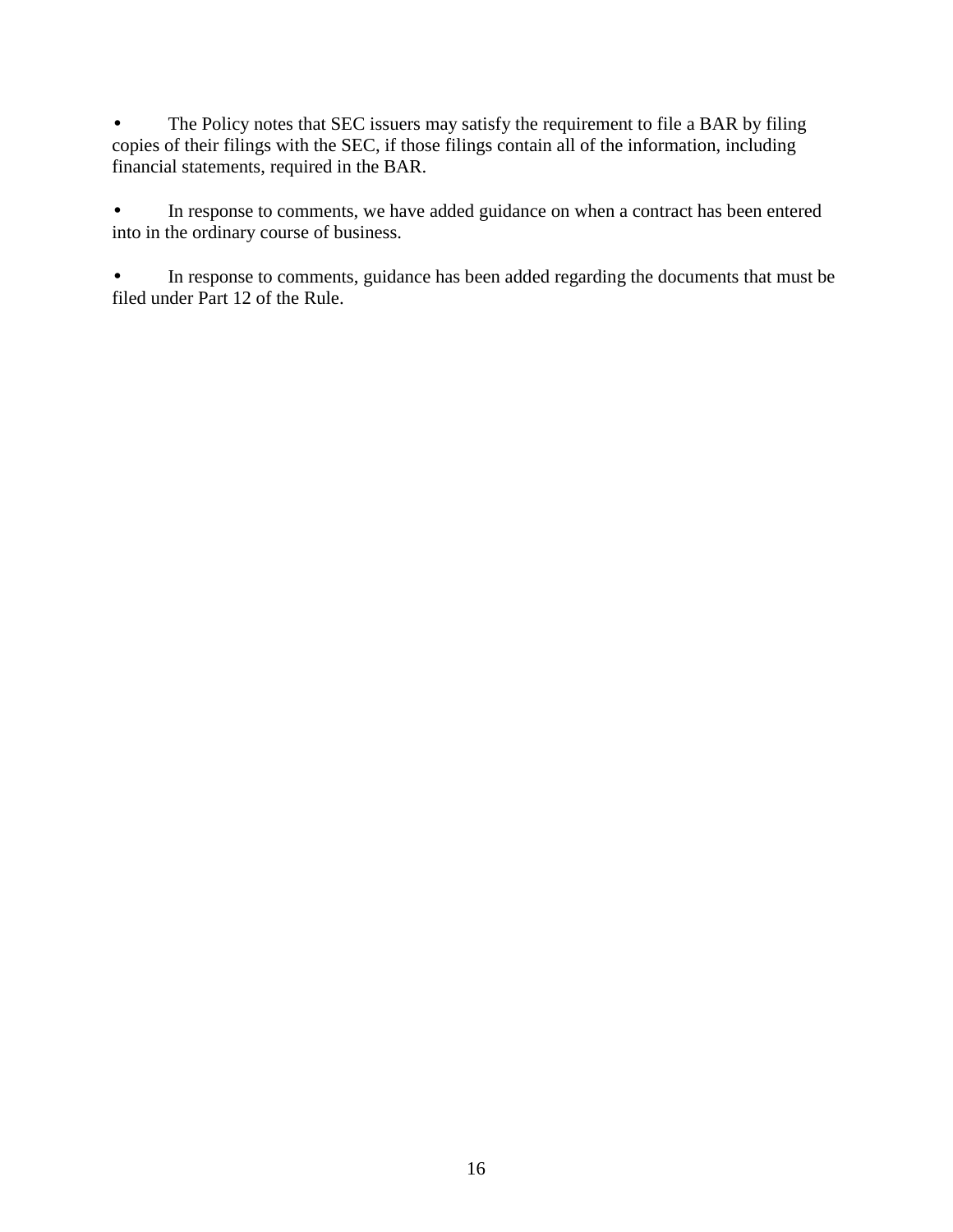- The Policy notes that SEC issuers may satisfy the requirement to file a BAR by filing copies of their filings with the SEC, if those filings contain all of the information, including financial statements, required in the BAR.

- In response to comments, we have added guidance on when a contract has been entered into in the ordinary course of business.

- In response to comments, guidance has been added regarding the documents that must be filed under Part 12 of the Rule.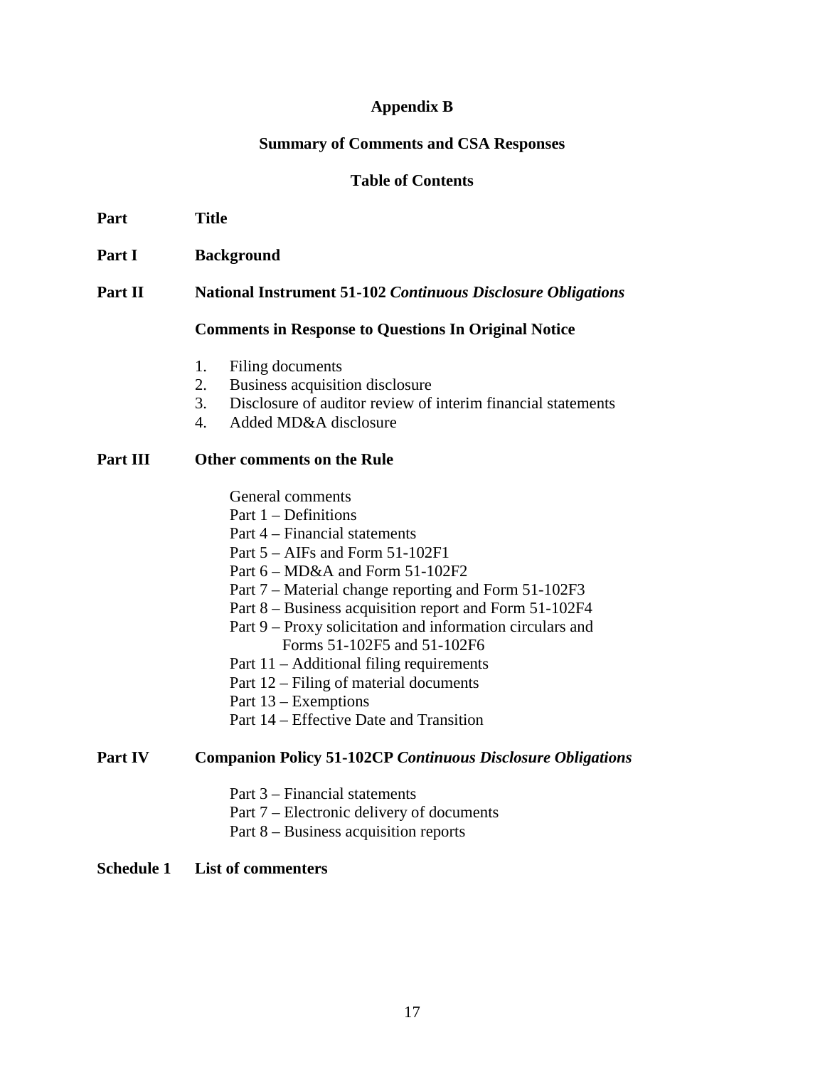# Appendix B

## Summary of Comments and CSA Responses

### Table of Contents

| Part | Title |
| --- | --- |
| **Part I** | **Background** |
| **Part II** | **National Instrument 51-102 *Continuous Disclosure Obligations*** |
| | **Comments in Response to Questions In Original Notice** |
| | 1. Filing documents |
| | 2. Business acquisition disclosure |
| | 3. Disclosure of auditor review of interim financial statements |
| | 4. Added MD&A disclosure |
| **Part III** | **Other comments on the Rule** |
| | General comments |
| | Part 1 – Definitions |
| | Part 4 – Financial statements |
| | Part 5 – AIFs and Form 51-102F1 |
| | Part 6 – MD&A and Form 51-102F2 |
| | Part 7 – Material change reporting and Form 51-102F3 |
| | Part 8 – Business acquisition report and Form 51-102F4 |
| | Part 9 – Proxy solicitation and information circulars and Forms 51-102F5 and 51-102F6 |
| | Part 11 – Additional filing requirements |
| | Part 12 – Filing of material documents |
| | Part 13 – Exemptions |
| | Part 14 – Effective Date and Transition |
| **Part IV** | **Companion Policy 51-102CP *Continuous Disclosure Obligations*** |
| | Part 3 – Financial statements |
| | Part 7 – Electronic delivery of documents |
| | Part 8 – Business acquisition reports |
| **Schedule 1** | **List of commenters** |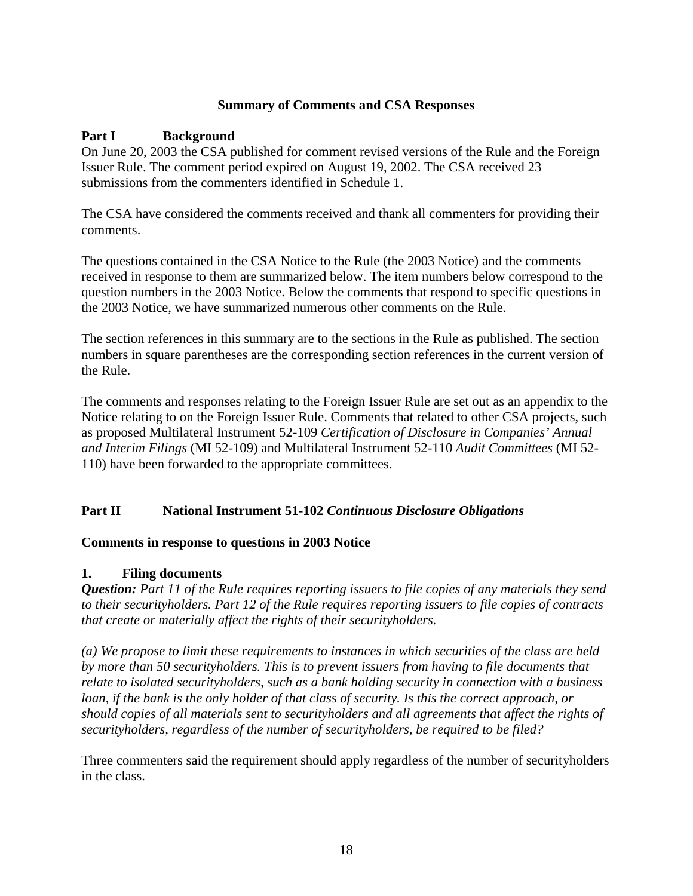## Summary of Comments and CSA Responses

### Part I Background

On June 20, 2003 the CSA published for comment revised versions of the Rule and the Foreign Issuer Rule. The comment period expired on August 19, 2002. The CSA received 23 submissions from the commenters identified in Schedule 1.

The CSA have considered the comments received and thank all commenters for providing their comments.

The questions contained in the CSA Notice to the Rule (the 2003 Notice) and the comments received in response to them are summarized below. The item numbers below correspond to the question numbers in the 2003 Notice. Below the comments that respond to specific questions in the 2003 Notice, we have summarized numerous other comments on the Rule.

The section references in this summary are to the sections in the Rule as published. The section numbers in square parentheses are the corresponding section references in the current version of the Rule.

The comments and responses relating to the Foreign Issuer Rule are set out as an appendix to the Notice relating to on the Foreign Issuer Rule. Comments that related to other CSA projects, such as proposed Multilateral Instrument 52-109 *Certification of Disclosure in Companies' Annual and Interim Filings* (MI 52-109) and Multilateral Instrument 52-110 *Audit Committees* (MI 52-110) have been forwarded to the appropriate committees.

### Part II National Instrument 51-102 *Continuous Disclosure Obligations*

**Comments in response to questions in 2003 Notice**

**1. Filing documents**

***Question:*** *Part 11 of the Rule requires reporting issuers to file copies of any materials they send to their securityholders. Part 12 of the Rule requires reporting issuers to file copies of contracts that create or materially affect the rights of their securityholders.*

*(a) We propose to limit these requirements to instances in which securities of the class are held by more than 50 securityholders. This is to prevent issuers from having to file documents that relate to isolated securityholders, such as a bank holding security in connection with a business loan, if the bank is the only holder of that class of security. Is this the correct approach, or should copies of all materials sent to securityholders and all agreements that affect the rights of securityholders, regardless of the number of securityholders, be required to be filed?*

Three commenters said the requirement should apply regardless of the number of securityholders in the class.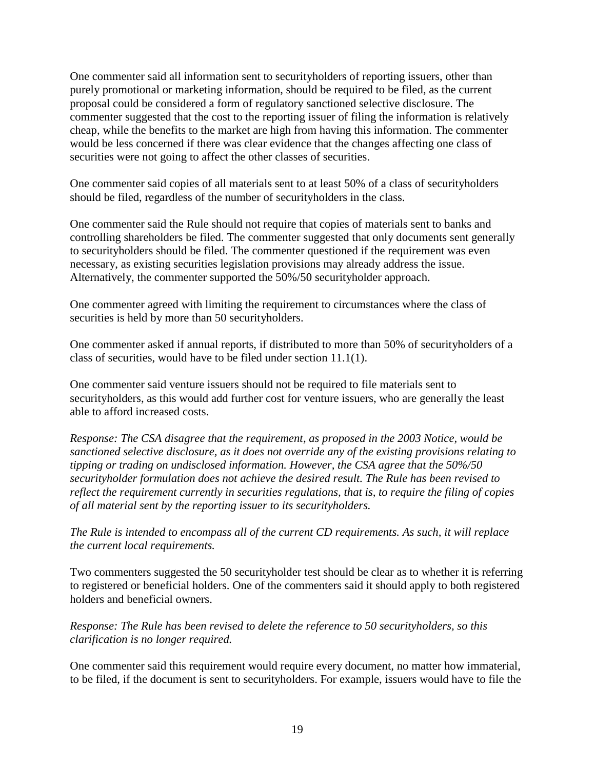One commenter said all information sent to securityholders of reporting issuers, other than purely promotional or marketing information, should be required to be filed, as the current proposal could be considered a form of regulatory sanctioned selective disclosure. The commenter suggested that the cost to the reporting issuer of filing the information is relatively cheap, while the benefits to the market are high from having this information. The commenter would be less concerned if there was clear evidence that the changes affecting one class of securities were not going to affect the other classes of securities.

One commenter said copies of all materials sent to at least 50% of a class of securityholders should be filed, regardless of the number of securityholders in the class.

One commenter said the Rule should not require that copies of materials sent to banks and controlling shareholders be filed. The commenter suggested that only documents sent generally to securityholders should be filed. The commenter questioned if the requirement was even necessary, as existing securities legislation provisions may already address the issue. Alternatively, the commenter supported the 50%/50 securityholder approach.

One commenter agreed with limiting the requirement to circumstances where the class of securities is held by more than 50 securityholders.

One commenter asked if annual reports, if distributed to more than 50% of securityholders of a class of securities, would have to be filed under section 11.1(1).

One commenter said venture issuers should not be required to file materials sent to securityholders, as this would add further cost for venture issuers, who are generally the least able to afford increased costs.

*Response: The CSA disagree that the requirement, as proposed in the 2003 Notice, would be sanctioned selective disclosure, as it does not override any of the existing provisions relating to tipping or trading on undisclosed information. However, the CSA agree that the 50%/50 securityholder formulation does not achieve the desired result. The Rule has been revised to reflect the requirement currently in securities regulations, that is, to require the filing of copies of all material sent by the reporting issuer to its securityholders.*

*The Rule is intended to encompass all of the current CD requirements. As such, it will replace the current local requirements.*

Two commenters suggested the 50 securityholder test should be clear as to whether it is referring to registered or beneficial holders. One of the commenters said it should apply to both registered holders and beneficial owners.

*Response: The Rule has been revised to delete the reference to 50 securityholders, so this clarification is no longer required.*

One commenter said this requirement would require every document, no matter how immaterial, to be filed, if the document is sent to securityholders. For example, issuers would have to file the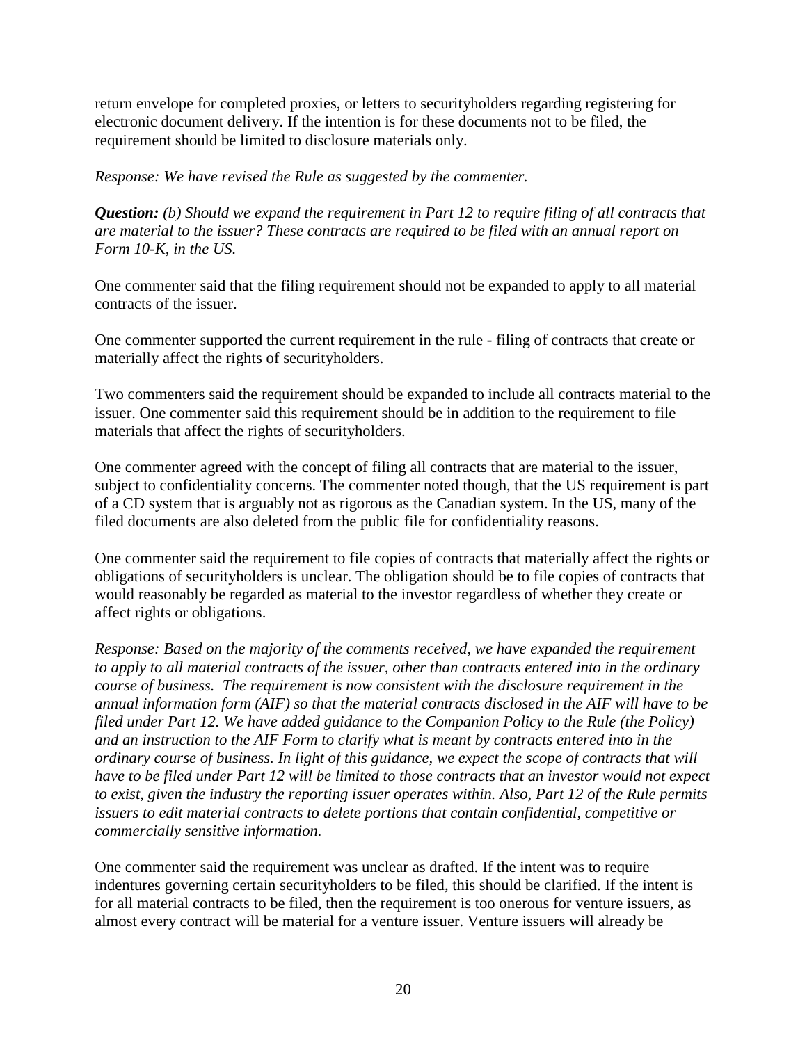return envelope for completed proxies, or letters to securityholders regarding registering for electronic document delivery. If the intention is for these documents not to be filed, the requirement should be limited to disclosure materials only.

*Response: We have revised the Rule as suggested by the commenter.*

***Question:*** *(b) Should we expand the requirement in Part 12 to require filing of all contracts that are material to the issuer? These contracts are required to be filed with an annual report on Form 10-K, in the US.*

One commenter said that the filing requirement should not be expanded to apply to all material contracts of the issuer.

One commenter supported the current requirement in the rule - filing of contracts that create or materially affect the rights of securityholders.

Two commenters said the requirement should be expanded to include all contracts material to the issuer. One commenter said this requirement should be in addition to the requirement to file materials that affect the rights of securityholders.

One commenter agreed with the concept of filing all contracts that are material to the issuer, subject to confidentiality concerns. The commenter noted though, that the US requirement is part of a CD system that is arguably not as rigorous as the Canadian system. In the US, many of the filed documents are also deleted from the public file for confidentiality reasons.

One commenter said the requirement to file copies of contracts that materially affect the rights or obligations of securityholders is unclear. The obligation should be to file copies of contracts that would reasonably be regarded as material to the investor regardless of whether they create or affect rights or obligations.

*Response: Based on the majority of the comments received, we have expanded the requirement to apply to all material contracts of the issuer, other than contracts entered into in the ordinary course of business. The requirement is now consistent with the disclosure requirement in the annual information form (AIF) so that the material contracts disclosed in the AIF will have to be filed under Part 12. We have added guidance to the Companion Policy to the Rule (the Policy) and an instruction to the AIF Form to clarify what is meant by contracts entered into in the ordinary course of business. In light of this guidance, we expect the scope of contracts that will have to be filed under Part 12 will be limited to those contracts that an investor would not expect to exist, given the industry the reporting issuer operates within. Also, Part 12 of the Rule permits issuers to edit material contracts to delete portions that contain confidential, competitive or commercially sensitive information.*

One commenter said the requirement was unclear as drafted. If the intent was to require indentures governing certain securityholders to be filed, this should be clarified. If the intent is for all material contracts to be filed, then the requirement is too onerous for venture issuers, as almost every contract will be material for a venture issuer. Venture issuers will already be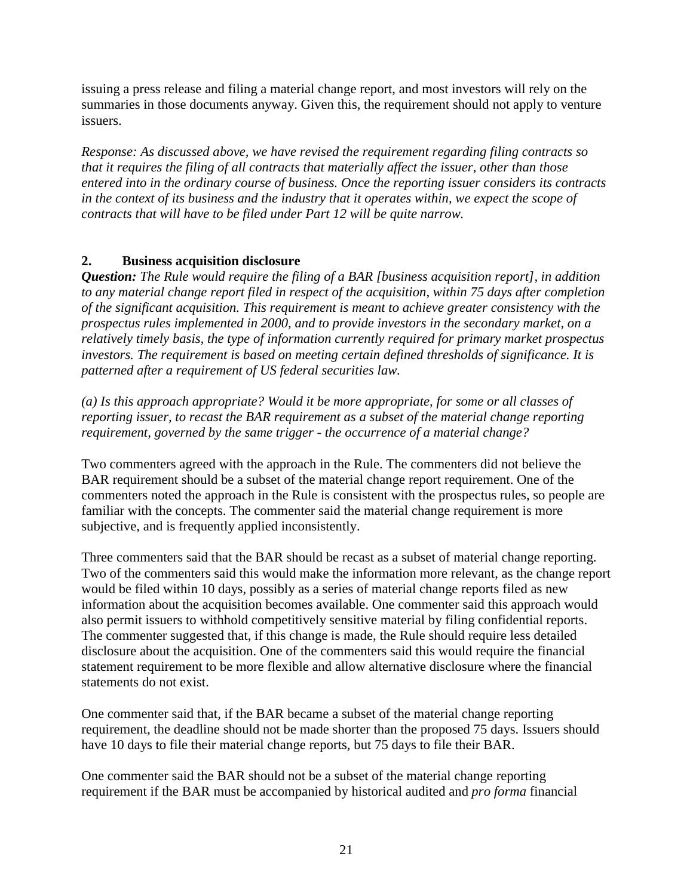issuing a press release and filing a material change report, and most investors will rely on the summaries in those documents anyway. Given this, the requirement should not apply to venture issuers.

*Response: As discussed above, we have revised the requirement regarding filing contracts so that it requires the filing of all contracts that materially affect the issuer, other than those entered into in the ordinary course of business. Once the reporting issuer considers its contracts in the context of its business and the industry that it operates within, we expect the scope of contracts that will have to be filed under Part 12 will be quite narrow.*

## 2. Business acquisition disclosure

***Question:*** *The Rule would require the filing of a BAR [business acquisition report], in addition to any material change report filed in respect of the acquisition, within 75 days after completion of the significant acquisition. This requirement is meant to achieve greater consistency with the prospectus rules implemented in 2000, and to provide investors in the secondary market, on a relatively timely basis, the type of information currently required for primary market prospectus investors. The requirement is based on meeting certain defined thresholds of significance. It is patterned after a requirement of US federal securities law.*

*(a) Is this approach appropriate? Would it be more appropriate, for some or all classes of reporting issuer, to recast the BAR requirement as a subset of the material change reporting requirement, governed by the same trigger - the occurrence of a material change?*

Two commenters agreed with the approach in the Rule. The commenters did not believe the BAR requirement should be a subset of the material change report requirement. One of the commenters noted the approach in the Rule is consistent with the prospectus rules, so people are familiar with the concepts. The commenter said the material change requirement is more subjective, and is frequently applied inconsistently.

Three commenters said that the BAR should be recast as a subset of material change reporting. Two of the commenters said this would make the information more relevant, as the change report would be filed within 10 days, possibly as a series of material change reports filed as new information about the acquisition becomes available. One commenter said this approach would also permit issuers to withhold competitively sensitive material by filing confidential reports. The commenter suggested that, if this change is made, the Rule should require less detailed disclosure about the acquisition. One of the commenters said this would require the financial statement requirement to be more flexible and allow alternative disclosure where the financial statements do not exist.

One commenter said that, if the BAR became a subset of the material change reporting requirement, the deadline should not be made shorter than the proposed 75 days. Issuers should have 10 days to file their material change reports, but 75 days to file their BAR.

One commenter said the BAR should not be a subset of the material change reporting requirement if the BAR must be accompanied by historical audited and *pro forma* financial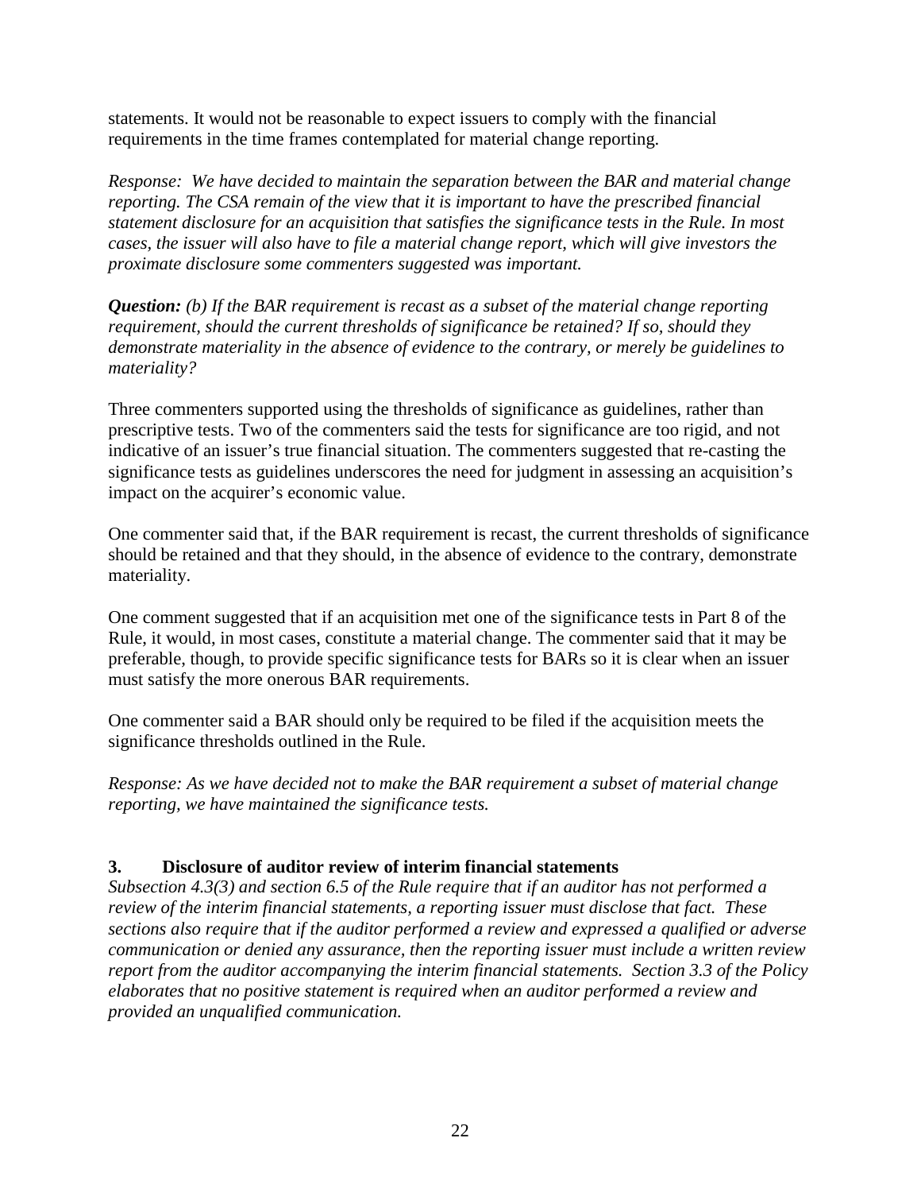statements. It would not be reasonable to expect issuers to comply with the financial requirements in the time frames contemplated for material change reporting.

*Response: We have decided to maintain the separation between the BAR and material change reporting. The CSA remain of the view that it is important to have the prescribed financial statement disclosure for an acquisition that satisfies the significance tests in the Rule. In most cases, the issuer will also have to file a material change report, which will give investors the proximate disclosure some commenters suggested was important.*

***Question:** (b) If the BAR requirement is recast as a subset of the material change reporting requirement, should the current thresholds of significance be retained? If so, should they demonstrate materiality in the absence of evidence to the contrary, or merely be guidelines to materiality?*

Three commenters supported using the thresholds of significance as guidelines, rather than prescriptive tests. Two of the commenters said the tests for significance are too rigid, and not indicative of an issuer's true financial situation. The commenters suggested that re-casting the significance tests as guidelines underscores the need for judgment in assessing an acquisition's impact on the acquirer's economic value.

One commenter said that, if the BAR requirement is recast, the current thresholds of significance should be retained and that they should, in the absence of evidence to the contrary, demonstrate materiality.

One comment suggested that if an acquisition met one of the significance tests in Part 8 of the Rule, it would, in most cases, constitute a material change. The commenter said that it may be preferable, though, to provide specific significance tests for BARs so it is clear when an issuer must satisfy the more onerous BAR requirements.

One commenter said a BAR should only be required to be filed if the acquisition meets the significance thresholds outlined in the Rule.

*Response: As we have decided not to make the BAR requirement a subset of material change reporting, we have maintained the significance tests.*

### 3. Disclosure of auditor review of interim financial statements

*Subsection 4.3(3) and section 6.5 of the Rule require that if an auditor has not performed a review of the interim financial statements, a reporting issuer must disclose that fact. These sections also require that if the auditor performed a review and expressed a qualified or adverse communication or denied any assurance, then the reporting issuer must include a written review report from the auditor accompanying the interim financial statements. Section 3.3 of the Policy elaborates that no positive statement is required when an auditor performed a review and provided an unqualified communication.*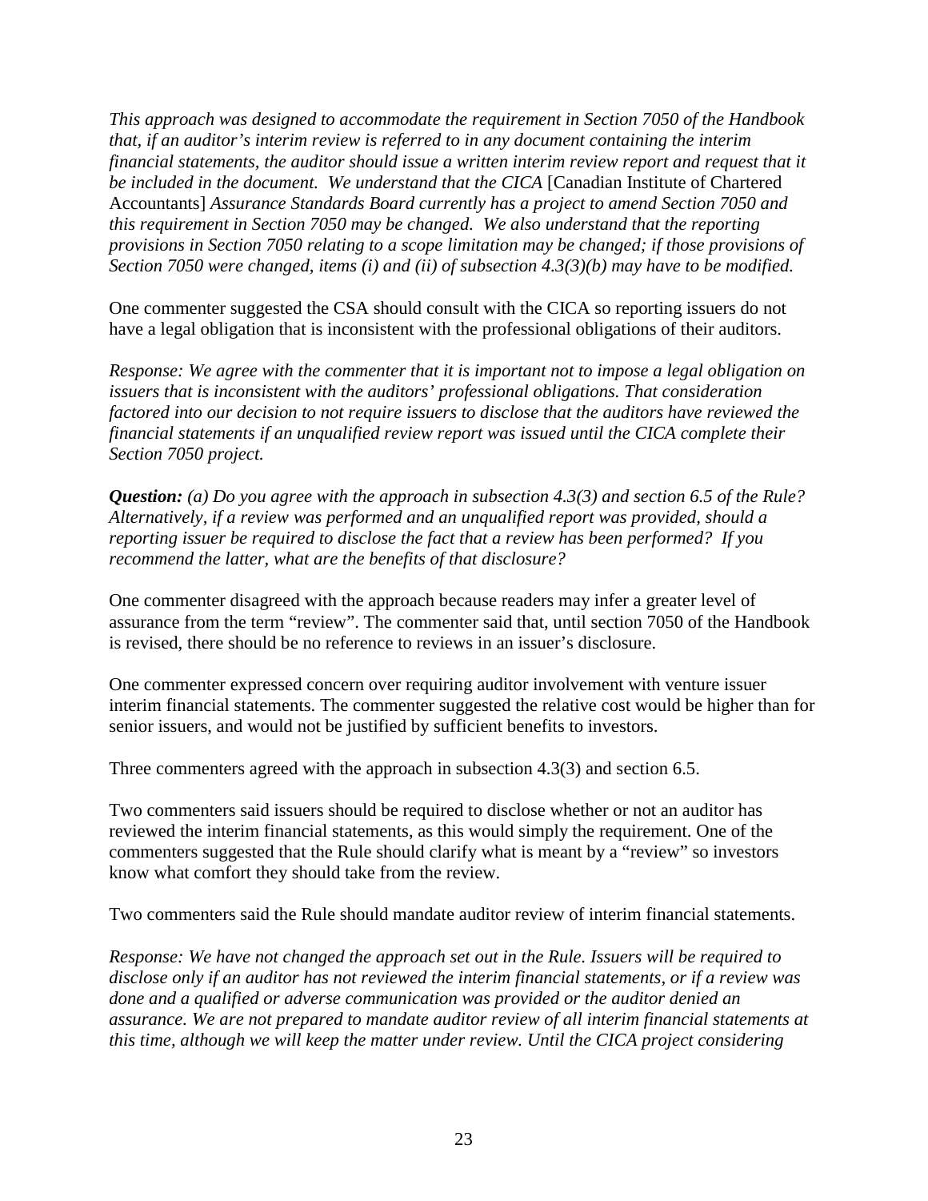*This approach was designed to accommodate the requirement in Section 7050 of the Handbook that, if an auditor's interim review is referred to in any document containing the interim financial statements, the auditor should issue a written interim review report and request that it be included in the document. We understand that the CICA* [Canadian Institute of Chartered Accountants] *Assurance Standards Board currently has a project to amend Section 7050 and this requirement in Section 7050 may be changed. We also understand that the reporting provisions in Section 7050 relating to a scope limitation may be changed; if those provisions of Section 7050 were changed, items (i) and (ii) of subsection 4.3(3)(b) may have to be modified.*

One commenter suggested the CSA should consult with the CICA so reporting issuers do not have a legal obligation that is inconsistent with the professional obligations of their auditors.

*Response: We agree with the commenter that it is important not to impose a legal obligation on issuers that is inconsistent with the auditors' professional obligations. That consideration factored into our decision to not require issuers to disclose that the auditors have reviewed the financial statements if an unqualified review report was issued until the CICA complete their Section 7050 project.*

***Question:*** *(a) Do you agree with the approach in subsection 4.3(3) and section 6.5 of the Rule? Alternatively, if a review was performed and an unqualified report was provided, should a reporting issuer be required to disclose the fact that a review has been performed? If you recommend the latter, what are the benefits of that disclosure?*

One commenter disagreed with the approach because readers may infer a greater level of assurance from the term "review". The commenter said that, until section 7050 of the Handbook is revised, there should be no reference to reviews in an issuer's disclosure.

One commenter expressed concern over requiring auditor involvement with venture issuer interim financial statements. The commenter suggested the relative cost would be higher than for senior issuers, and would not be justified by sufficient benefits to investors.

Three commenters agreed with the approach in subsection 4.3(3) and section 6.5.

Two commenters said issuers should be required to disclose whether or not an auditor has reviewed the interim financial statements, as this would simply the requirement. One of the commenters suggested that the Rule should clarify what is meant by a "review" so investors know what comfort they should take from the review.

Two commenters said the Rule should mandate auditor review of interim financial statements.

*Response: We have not changed the approach set out in the Rule. Issuers will be required to disclose only if an auditor has not reviewed the interim financial statements, or if a review was done and a qualified or adverse communication was provided or the auditor denied an assurance. We are not prepared to mandate auditor review of all interim financial statements at this time, although we will keep the matter under review. Until the CICA project considering*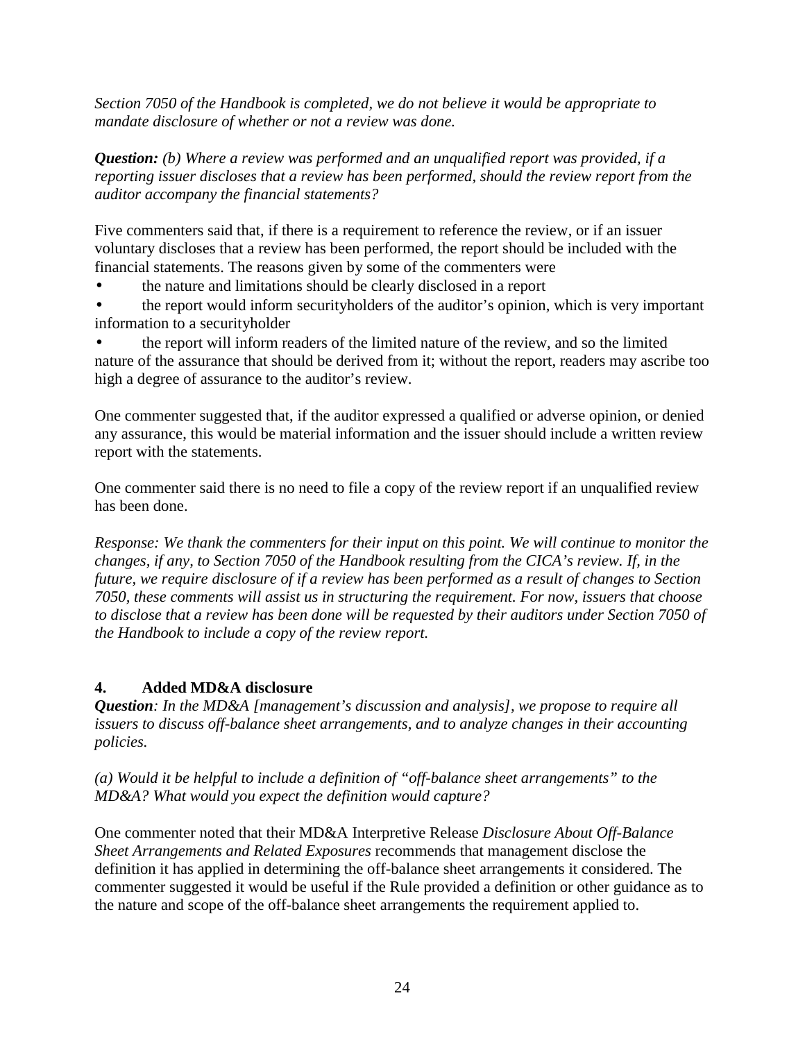*Section 7050 of the Handbook is completed, we do not believe it would be appropriate to mandate disclosure of whether or not a review was done.*

***Question:*** *(b) Where a review was performed and an unqualified report was provided, if a reporting issuer discloses that a review has been performed, should the review report from the auditor accompany the financial statements?*

Five commenters said that, if there is a requirement to reference the review, or if an issuer voluntary discloses that a review has been performed, the report should be included with the financial statements. The reasons given by some of the commenters were

- the nature and limitations should be clearly disclosed in a report
- the report would inform securityholders of the auditor's opinion, which is very important information to a securityholder
- the report will inform readers of the limited nature of the review, and so the limited nature of the assurance that should be derived from it; without the report, readers may ascribe too high a degree of assurance to the auditor's review.

One commenter suggested that, if the auditor expressed a qualified or adverse opinion, or denied any assurance, this would be material information and the issuer should include a written review report with the statements.

One commenter said there is no need to file a copy of the review report if an unqualified review has been done.

*Response: We thank the commenters for their input on this point. We will continue to monitor the changes, if any, to Section 7050 of the Handbook resulting from the CICA's review. If, in the future, we require disclosure of if a review has been performed as a result of changes to Section 7050, these comments will assist us in structuring the requirement. For now, issuers that choose to disclose that a review has been done will be requested by their auditors under Section 7050 of the Handbook to include a copy of the review report.*

### 4. Added MD&A disclosure

***Question****: In the MD&A [management's discussion and analysis], we propose to require all issuers to discuss off-balance sheet arrangements, and to analyze changes in their accounting policies.*

*(a) Would it be helpful to include a definition of "off-balance sheet arrangements" to the MD&A? What would you expect the definition would capture?*

One commenter noted that their MD&A Interpretive Release *Disclosure About Off-Balance Sheet Arrangements and Related Exposures* recommends that management disclose the definition it has applied in determining the off-balance sheet arrangements it considered. The commenter suggested it would be useful if the Rule provided a definition or other guidance as to the nature and scope of the off-balance sheet arrangements the requirement applied to.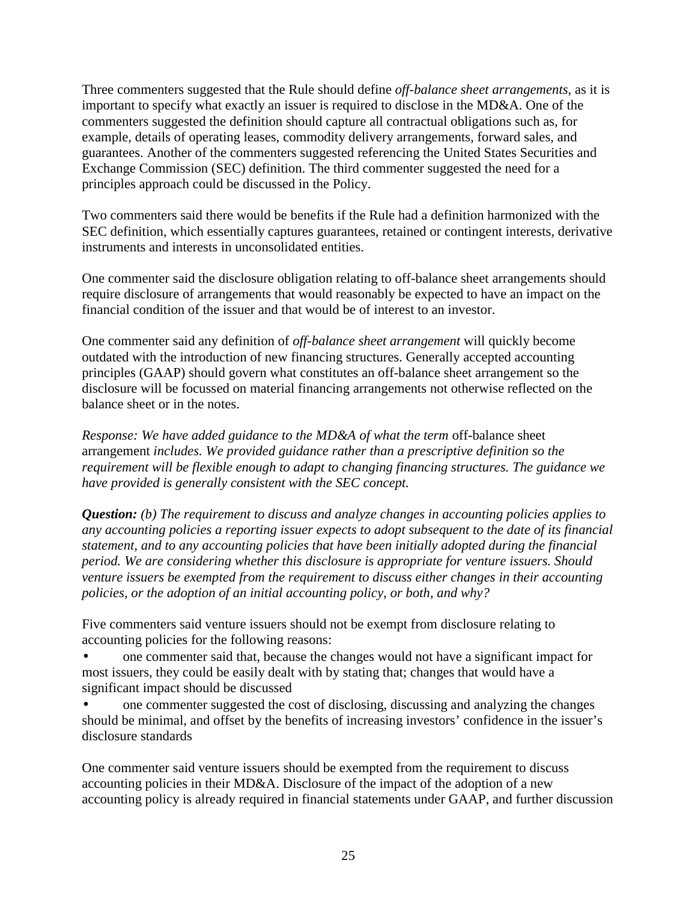Three commenters suggested that the Rule should define *off-balance sheet arrangements*, as it is important to specify what exactly an issuer is required to disclose in the MD&A. One of the commenters suggested the definition should capture all contractual obligations such as, for example, details of operating leases, commodity delivery arrangements, forward sales, and guarantees. Another of the commenters suggested referencing the United States Securities and Exchange Commission (SEC) definition. The third commenter suggested the need for a principles approach could be discussed in the Policy.

Two commenters said there would be benefits if the Rule had a definition harmonized with the SEC definition, which essentially captures guarantees, retained or contingent interests, derivative instruments and interests in unconsolidated entities.

One commenter said the disclosure obligation relating to off-balance sheet arrangements should require disclosure of arrangements that would reasonably be expected to have an impact on the financial condition of the issuer and that would be of interest to an investor.

One commenter said any definition of *off-balance sheet arrangement* will quickly become outdated with the introduction of new financing structures. Generally accepted accounting principles (GAAP) should govern what constitutes an off-balance sheet arrangement so the disclosure will be focussed on material financing arrangements not otherwise reflected on the balance sheet or in the notes.

*Response: We have added guidance to the MD&A of what the term* off-balance sheet arrangement *includes. We provided guidance rather than a prescriptive definition so the requirement will be flexible enough to adapt to changing financing structures. The guidance we have provided is generally consistent with the SEC concept.*

***Question:*** *(b) The requirement to discuss and analyze changes in accounting policies applies to any accounting policies a reporting issuer expects to adopt subsequent to the date of its financial statement, and to any accounting policies that have been initially adopted during the financial period. We are considering whether this disclosure is appropriate for venture issuers. Should venture issuers be exempted from the requirement to discuss either changes in their accounting policies, or the adoption of an initial accounting policy, or both, and why?*

Five commenters said venture issuers should not be exempt from disclosure relating to accounting policies for the following reasons:

- one commenter said that, because the changes would not have a significant impact for most issuers, they could be easily dealt with by stating that; changes that would have a significant impact should be discussed
- one commenter suggested the cost of disclosing, discussing and analyzing the changes should be minimal, and offset by the benefits of increasing investors' confidence in the issuer's disclosure standards

One commenter said venture issuers should be exempted from the requirement to discuss accounting policies in their MD&A. Disclosure of the impact of the adoption of a new accounting policy is already required in financial statements under GAAP, and further discussion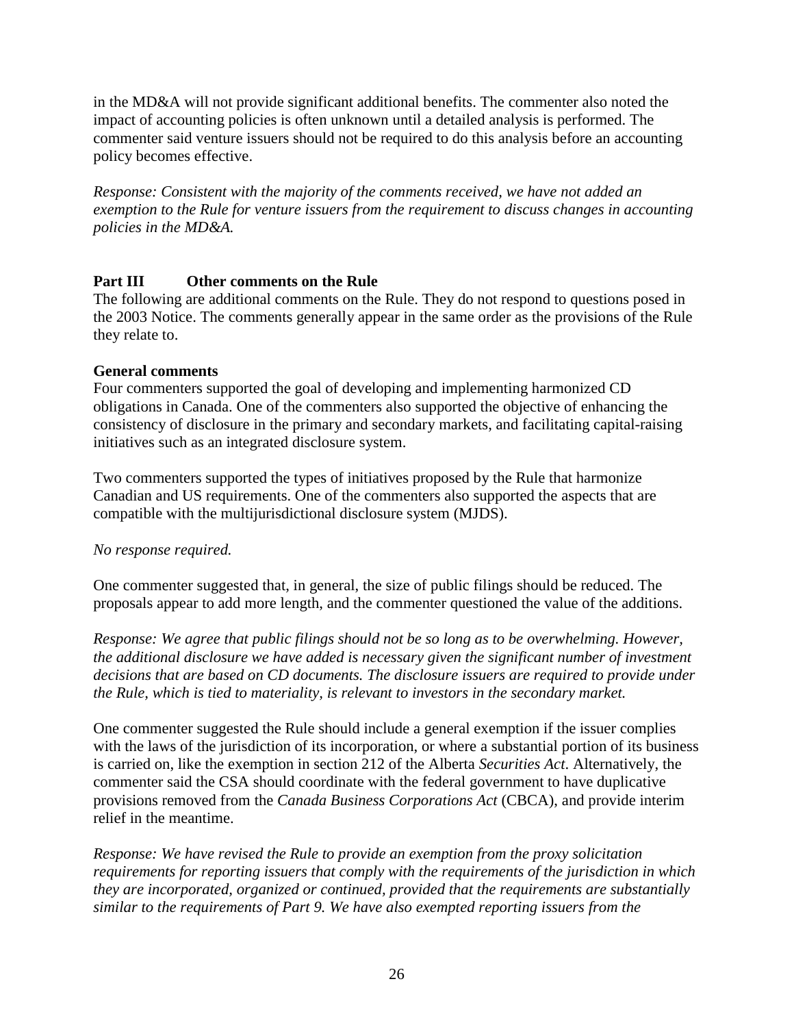in the MD&A will not provide significant additional benefits. The commenter also noted the impact of accounting policies is often unknown until a detailed analysis is performed. The commenter said venture issuers should not be required to do this analysis before an accounting policy becomes effective.

*Response: Consistent with the majority of the comments received, we have not added an exemption to the Rule for venture issuers from the requirement to discuss changes in accounting policies in the MD&A.*

## Part III Other comments on the Rule

The following are additional comments on the Rule. They do not respond to questions posed in the 2003 Notice. The comments generally appear in the same order as the provisions of the Rule they relate to.

### General comments

Four commenters supported the goal of developing and implementing harmonized CD obligations in Canada. One of the commenters also supported the objective of enhancing the consistency of disclosure in the primary and secondary markets, and facilitating capital-raising initiatives such as an integrated disclosure system.

Two commenters supported the types of initiatives proposed by the Rule that harmonize Canadian and US requirements. One of the commenters also supported the aspects that are compatible with the multijurisdictional disclosure system (MJDS).

*No response required.*

One commenter suggested that, in general, the size of public filings should be reduced. The proposals appear to add more length, and the commenter questioned the value of the additions.

*Response: We agree that public filings should not be so long as to be overwhelming. However, the additional disclosure we have added is necessary given the significant number of investment decisions that are based on CD documents. The disclosure issuers are required to provide under the Rule, which is tied to materiality, is relevant to investors in the secondary market.*

One commenter suggested the Rule should include a general exemption if the issuer complies with the laws of the jurisdiction of its incorporation, or where a substantial portion of its business is carried on, like the exemption in section 212 of the Alberta *Securities Act*. Alternatively, the commenter said the CSA should coordinate with the federal government to have duplicative provisions removed from the *Canada Business Corporations Act* (CBCA), and provide interim relief in the meantime.

*Response: We have revised the Rule to provide an exemption from the proxy solicitation requirements for reporting issuers that comply with the requirements of the jurisdiction in which they are incorporated, organized or continued, provided that the requirements are substantially similar to the requirements of Part 9. We have also exempted reporting issuers from the*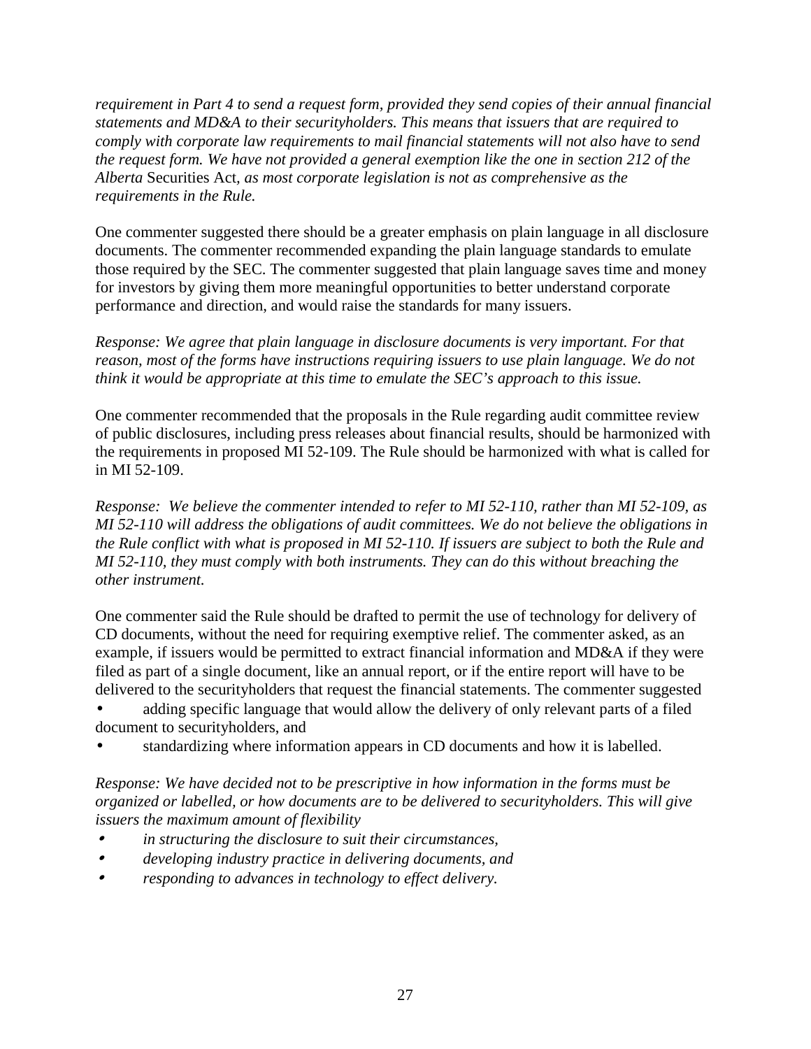*requirement in Part 4 to send a request form, provided they send copies of their annual financial statements and MD&A to their securityholders. This means that issuers that are required to comply with corporate law requirements to mail financial statements will not also have to send the request form. We have not provided a general exemption like the one in section 212 of the Alberta* Securities Act, *as most corporate legislation is not as comprehensive as the requirements in the Rule.*

One commenter suggested there should be a greater emphasis on plain language in all disclosure documents. The commenter recommended expanding the plain language standards to emulate those required by the SEC. The commenter suggested that plain language saves time and money for investors by giving them more meaningful opportunities to better understand corporate performance and direction, and would raise the standards for many issuers.

*Response: We agree that plain language in disclosure documents is very important. For that reason, most of the forms have instructions requiring issuers to use plain language. We do not think it would be appropriate at this time to emulate the SEC's approach to this issue.*

One commenter recommended that the proposals in the Rule regarding audit committee review of public disclosures, including press releases about financial results, should be harmonized with the requirements in proposed MI 52-109. The Rule should be harmonized with what is called for in MI 52-109.

*Response: We believe the commenter intended to refer to MI 52-110, rather than MI 52-109, as MI 52-110 will address the obligations of audit committees. We do not believe the obligations in the Rule conflict with what is proposed in MI 52-110. If issuers are subject to both the Rule and MI 52-110, they must comply with both instruments. They can do this without breaching the other instrument.*

One commenter said the Rule should be drafted to permit the use of technology for delivery of CD documents, without the need for requiring exemptive relief. The commenter asked, as an example, if issuers would be permitted to extract financial information and MD&A if they were filed as part of a single document, like an annual report, or if the entire report will have to be delivered to the securityholders that request the financial statements. The commenter suggested

- adding specific language that would allow the delivery of only relevant parts of a filed document to securityholders, and
- standardizing where information appears in CD documents and how it is labelled.

*Response: We have decided not to be prescriptive in how information in the forms must be organized or labelled, or how documents are to be delivered to securityholders. This will give issuers the maximum amount of flexibility*

- *in structuring the disclosure to suit their circumstances,*
- *developing industry practice in delivering documents, and*
- *responding to advances in technology to effect delivery.*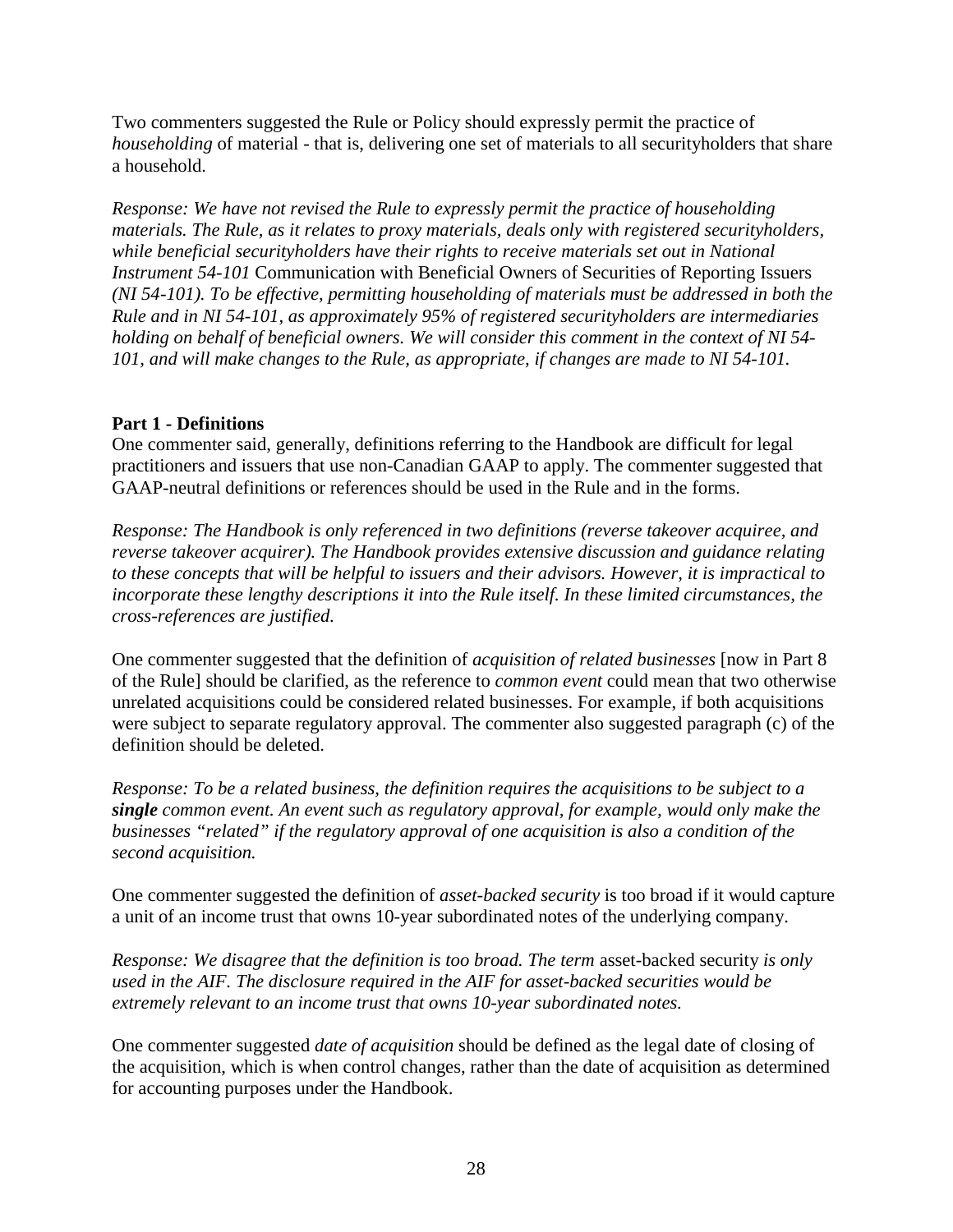Two commenters suggested the Rule or Policy should expressly permit the practice of *householding* of material - that is, delivering one set of materials to all securityholders that share a household.

*Response: We have not revised the Rule to expressly permit the practice of householding materials. The Rule, as it relates to proxy materials, deals only with registered securityholders, while beneficial securityholders have their rights to receive materials set out in National Instrument 54-101* Communication with Beneficial Owners of Securities of Reporting Issuers *(NI 54-101). To be effective, permitting householding of materials must be addressed in both the Rule and in NI 54-101, as approximately 95% of registered securityholders are intermediaries holding on behalf of beneficial owners. We will consider this comment in the context of NI 54-101, and will make changes to the Rule, as appropriate, if changes are made to NI 54-101.*

**Part 1 - Definitions**

One commenter said, generally, definitions referring to the Handbook are difficult for legal practitioners and issuers that use non-Canadian GAAP to apply. The commenter suggested that GAAP-neutral definitions or references should be used in the Rule and in the forms.

*Response: The Handbook is only referenced in two definitions (reverse takeover acquiree, and reverse takeover acquirer). The Handbook provides extensive discussion and guidance relating to these concepts that will be helpful to issuers and their advisors. However, it is impractical to incorporate these lengthy descriptions it into the Rule itself. In these limited circumstances, the cross-references are justified.*

One commenter suggested that the definition of *acquisition of related businesses* [now in Part 8 of the Rule] should be clarified, as the reference to *common event* could mean that two otherwise unrelated acquisitions could be considered related businesses. For example, if both acquisitions were subject to separate regulatory approval. The commenter also suggested paragraph (c) of the definition should be deleted.

*Response: To be a related business, the definition requires the acquisitions to be subject to a* ***single*** *common event. An event such as regulatory approval, for example, would only make the businesses "related" if the regulatory approval of one acquisition is also a condition of the second acquisition.*

One commenter suggested the definition of *asset-backed security* is too broad if it would capture a unit of an income trust that owns 10-year subordinated notes of the underlying company.

*Response: We disagree that the definition is too broad. The term* asset-backed security *is only used in the AIF. The disclosure required in the AIF for asset-backed securities would be extremely relevant to an income trust that owns 10-year subordinated notes.*

One commenter suggested *date of acquisition* should be defined as the legal date of closing of the acquisition, which is when control changes, rather than the date of acquisition as determined for accounting purposes under the Handbook.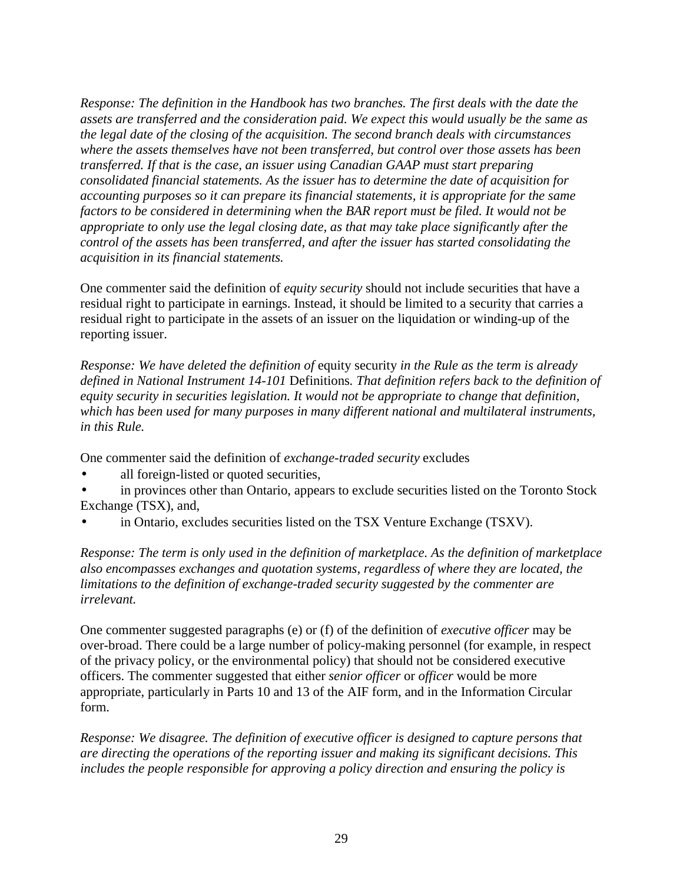*Response: The definition in the Handbook has two branches. The first deals with the date the assets are transferred and the consideration paid. We expect this would usually be the same as the legal date of the closing of the acquisition. The second branch deals with circumstances where the assets themselves have not been transferred, but control over those assets has been transferred. If that is the case, an issuer using Canadian GAAP must start preparing consolidated financial statements. As the issuer has to determine the date of acquisition for accounting purposes so it can prepare its financial statements, it is appropriate for the same factors to be considered in determining when the BAR report must be filed. It would not be appropriate to only use the legal closing date, as that may take place significantly after the control of the assets has been transferred, and after the issuer has started consolidating the acquisition in its financial statements.*

One commenter said the definition of *equity security* should not include securities that have a residual right to participate in earnings. Instead, it should be limited to a security that carries a residual right to participate in the assets of an issuer on the liquidation or winding-up of the reporting issuer.

*Response: We have deleted the definition of* equity security *in the Rule as the term is already defined in National Instrument 14-101* Definitions*. That definition refers back to the definition of equity security in securities legislation. It would not be appropriate to change that definition, which has been used for many purposes in many different national and multilateral instruments, in this Rule.*

One commenter said the definition of *exchange-traded security* excludes

- all foreign-listed or quoted securities,
- in provinces other than Ontario, appears to exclude securities listed on the Toronto Stock Exchange (TSX), and,
- in Ontario, excludes securities listed on the TSX Venture Exchange (TSXV).

*Response: The term is only used in the definition of marketplace. As the definition of marketplace also encompasses exchanges and quotation systems, regardless of where they are located, the limitations to the definition of exchange-traded security suggested by the commenter are irrelevant.*

One commenter suggested paragraphs (e) or (f) of the definition of *executive officer* may be over-broad. There could be a large number of policy-making personnel (for example, in respect of the privacy policy, or the environmental policy) that should not be considered executive officers. The commenter suggested that either *senior officer* or *officer* would be more appropriate, particularly in Parts 10 and 13 of the AIF form, and in the Information Circular form.

*Response: We disagree. The definition of executive officer is designed to capture persons that are directing the operations of the reporting issuer and making its significant decisions. This includes the people responsible for approving a policy direction and ensuring the policy is*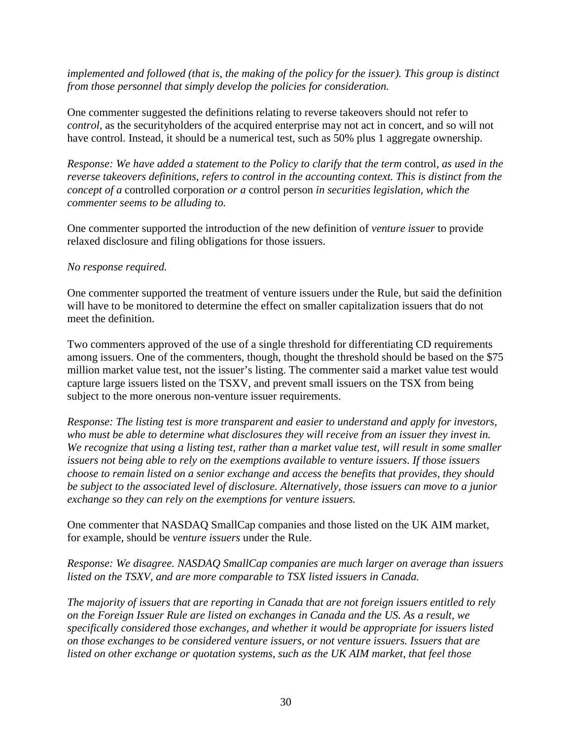*implemented and followed (that is, the making of the policy for the issuer). This group is distinct from those personnel that simply develop the policies for consideration.*

One commenter suggested the definitions relating to reverse takeovers should not refer to *control*, as the securityholders of the acquired enterprise may not act in concert, and so will not have control. Instead, it should be a numerical test, such as 50% plus 1 aggregate ownership.

*Response: We have added a statement to the Policy to clarify that the term* control*, as used in the reverse takeovers definitions, refers to control in the accounting context. This is distinct from the concept of a* controlled corporation *or a* control person *in securities legislation, which the commenter seems to be alluding to.*

One commenter supported the introduction of the new definition of *venture issuer* to provide relaxed disclosure and filing obligations for those issuers.

*No response required.*

One commenter supported the treatment of venture issuers under the Rule, but said the definition will have to be monitored to determine the effect on smaller capitalization issuers that do not meet the definition.

Two commenters approved of the use of a single threshold for differentiating CD requirements among issuers. One of the commenters, though, thought the threshold should be based on the $75 million market value test, not the issuer's listing. The commenter said a market value test would capture large issuers listed on the TSXV, and prevent small issuers on the TSX from being subject to the more onerous non-venture issuer requirements.

*Response: The listing test is more transparent and easier to understand and apply for investors, who must be able to determine what disclosures they will receive from an issuer they invest in. We recognize that using a listing test, rather than a market value test, will result in some smaller issuers not being able to rely on the exemptions available to venture issuers. If those issuers choose to remain listed on a senior exchange and access the benefits that provides, they should be subject to the associated level of disclosure. Alternatively, those issuers can move to a junior exchange so they can rely on the exemptions for venture issuers.*

One commenter that NASDAQ SmallCap companies and those listed on the UK AIM market, for example, should be *venture issuers* under the Rule.

*Response: We disagree. NASDAQ SmallCap companies are much larger on average than issuers listed on the TSXV, and are more comparable to TSX listed issuers in Canada.*

*The majority of issuers that are reporting in Canada that are not foreign issuers entitled to rely on the Foreign Issuer Rule are listed on exchanges in Canada and the US. As a result, we specifically considered those exchanges, and whether it would be appropriate for issuers listed on those exchanges to be considered venture issuers, or not venture issuers. Issuers that are listed on other exchange or quotation systems, such as the UK AIM market, that feel those*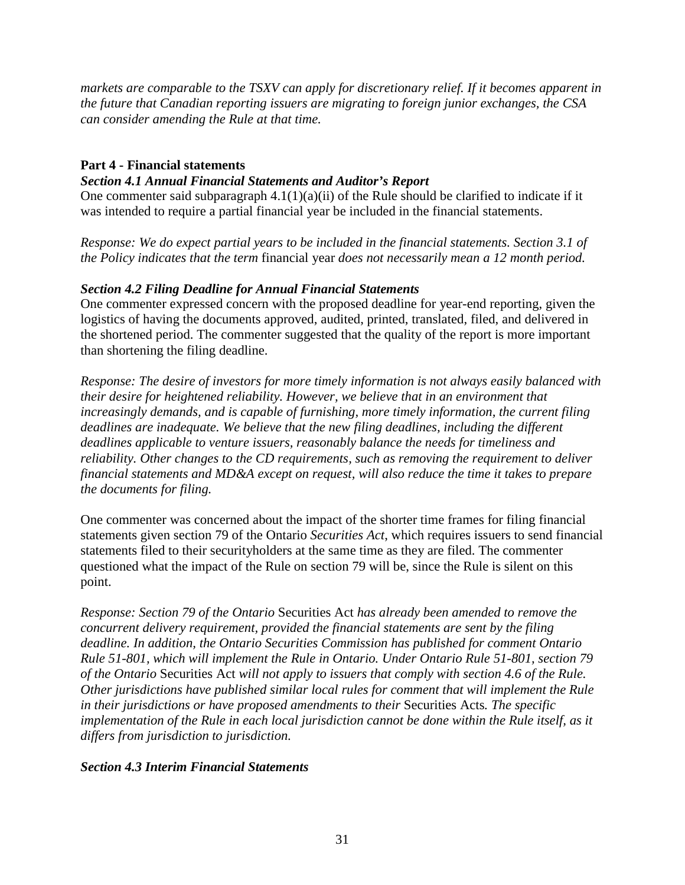*markets are comparable to the TSXV can apply for discretionary relief. If it becomes apparent in the future that Canadian reporting issuers are migrating to foreign junior exchanges, the CSA can consider amending the Rule at that time.*

**Part 4 - Financial statements**

***Section 4.1 Annual Financial Statements and Auditor's Report***

One commenter said subparagraph 4.1(1)(a)(ii) of the Rule should be clarified to indicate if it was intended to require a partial financial year be included in the financial statements.

*Response: We do expect partial years to be included in the financial statements. Section 3.1 of the Policy indicates that the term* financial year *does not necessarily mean a 12 month period.*

***Section 4.2 Filing Deadline for Annual Financial Statements***

One commenter expressed concern with the proposed deadline for year-end reporting, given the logistics of having the documents approved, audited, printed, translated, filed, and delivered in the shortened period. The commenter suggested that the quality of the report is more important than shortening the filing deadline.

*Response: The desire of investors for more timely information is not always easily balanced with their desire for heightened reliability. However, we believe that in an environment that increasingly demands, and is capable of furnishing, more timely information, the current filing deadlines are inadequate. We believe that the new filing deadlines, including the different deadlines applicable to venture issuers, reasonably balance the needs for timeliness and reliability. Other changes to the CD requirements, such as removing the requirement to deliver financial statements and MD&A except on request, will also reduce the time it takes to prepare the documents for filing.*

One commenter was concerned about the impact of the shorter time frames for filing financial statements given section 79 of the Ontario *Securities Act*, which requires issuers to send financial statements filed to their securityholders at the same time as they are filed. The commenter questioned what the impact of the Rule on section 79 will be, since the Rule is silent on this point.

*Response: Section 79 of the Ontario* Securities Act *has already been amended to remove the concurrent delivery requirement, provided the financial statements are sent by the filing deadline. In addition, the Ontario Securities Commission has published for comment Ontario Rule 51-801, which will implement the Rule in Ontario. Under Ontario Rule 51-801, section 79 of the Ontario* Securities Act *will not apply to issuers that comply with section 4.6 of the Rule. Other jurisdictions have published similar local rules for comment that will implement the Rule in their jurisdictions or have proposed amendments to their* Securities Acts*. The specific implementation of the Rule in each local jurisdiction cannot be done within the Rule itself, as it differs from jurisdiction to jurisdiction.*

***Section 4.3 Interim Financial Statements***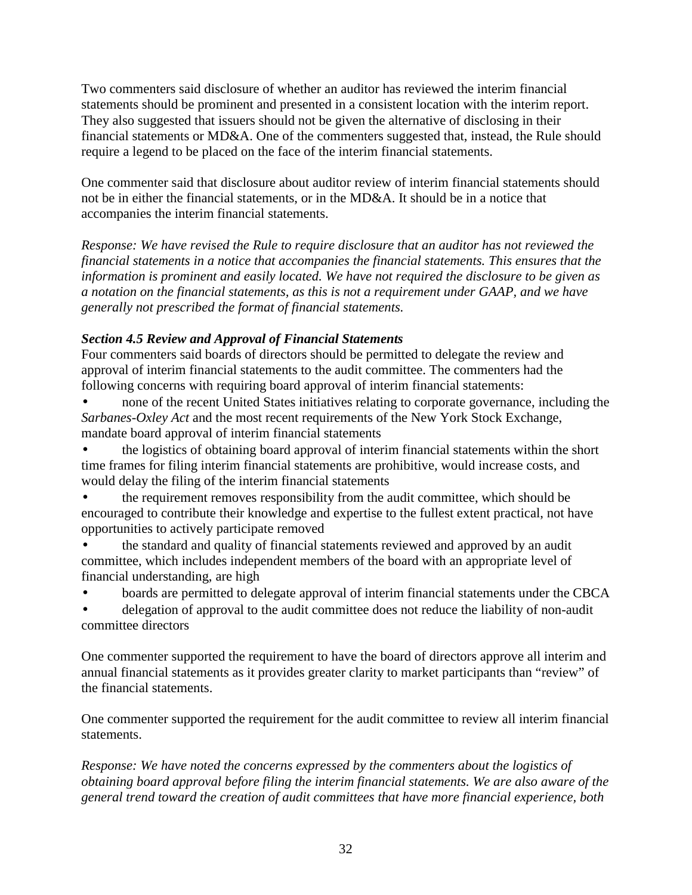Two commenters said disclosure of whether an auditor has reviewed the interim financial statements should be prominent and presented in a consistent location with the interim report. They also suggested that issuers should not be given the alternative of disclosing in their financial statements or MD&A. One of the commenters suggested that, instead, the Rule should require a legend to be placed on the face of the interim financial statements.

One commenter said that disclosure about auditor review of interim financial statements should not be in either the financial statements, or in the MD&A. It should be in a notice that accompanies the interim financial statements.

*Response: We have revised the Rule to require disclosure that an auditor has not reviewed the financial statements in a notice that accompanies the financial statements. This ensures that the information is prominent and easily located. We have not required the disclosure to be given as a notation on the financial statements, as this is not a requirement under GAAP, and we have generally not prescribed the format of financial statements.*

***Section 4.5 Review and Approval of Financial Statements***

Four commenters said boards of directors should be permitted to delegate the review and approval of interim financial statements to the audit committee. The commenters had the following concerns with requiring board approval of interim financial statements:

- none of the recent United States initiatives relating to corporate governance, including the *Sarbanes-Oxley Act* and the most recent requirements of the New York Stock Exchange, mandate board approval of interim financial statements
- the logistics of obtaining board approval of interim financial statements within the short time frames for filing interim financial statements are prohibitive, would increase costs, and would delay the filing of the interim financial statements
- the requirement removes responsibility from the audit committee, which should be encouraged to contribute their knowledge and expertise to the fullest extent practical, not have opportunities to actively participate removed
- the standard and quality of financial statements reviewed and approved by an audit committee, which includes independent members of the board with an appropriate level of financial understanding, are high
- boards are permitted to delegate approval of interim financial statements under the CBCA
- delegation of approval to the audit committee does not reduce the liability of non-audit committee directors

One commenter supported the requirement to have the board of directors approve all interim and annual financial statements as it provides greater clarity to market participants than "review" of the financial statements.

One commenter supported the requirement for the audit committee to review all interim financial statements.

*Response: We have noted the concerns expressed by the commenters about the logistics of obtaining board approval before filing the interim financial statements. We are also aware of the general trend toward the creation of audit committees that have more financial experience, both*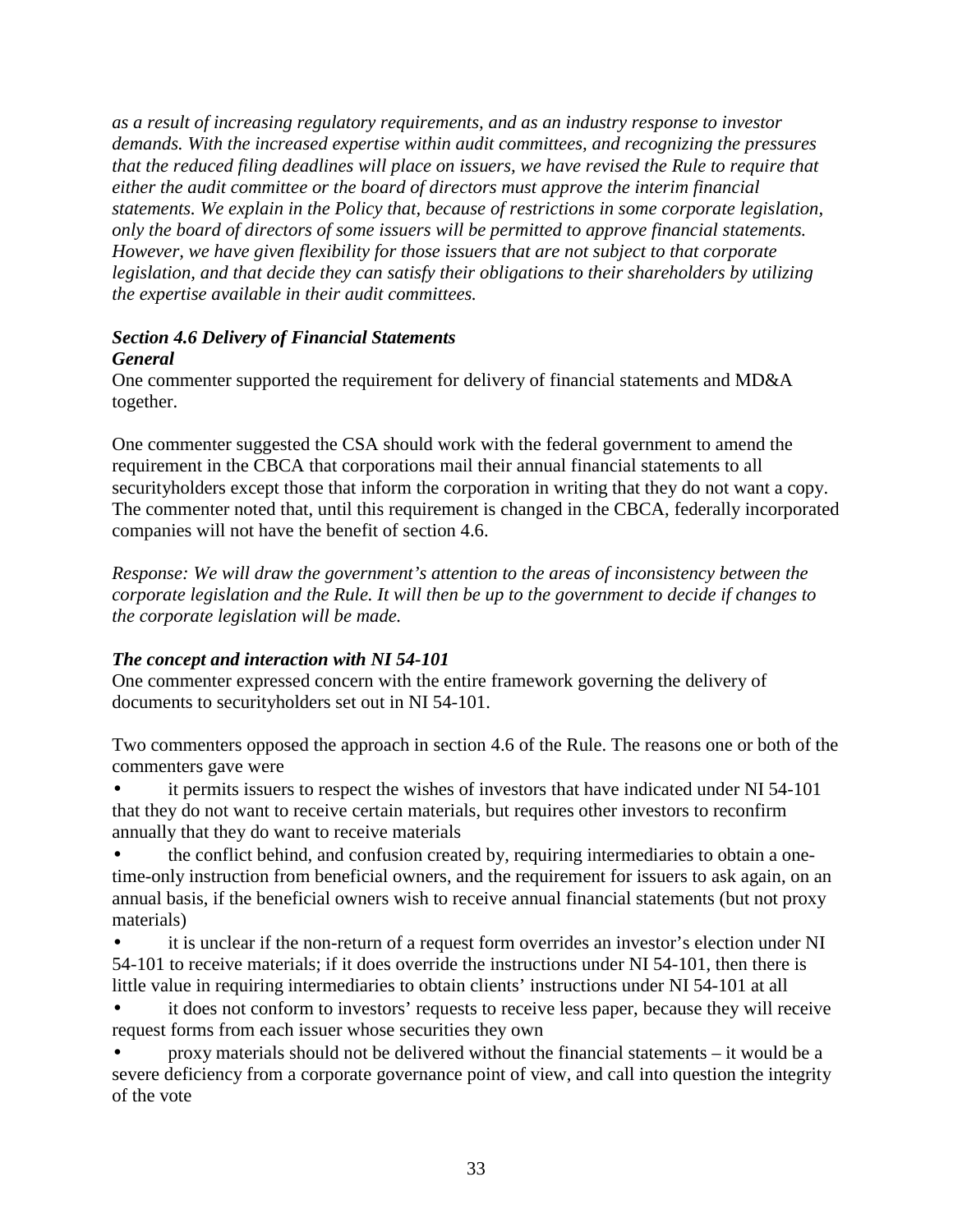*as a result of increasing regulatory requirements, and as an industry response to investor demands. With the increased expertise within audit committees, and recognizing the pressures that the reduced filing deadlines will place on issuers, we have revised the Rule to require that either the audit committee or the board of directors must approve the interim financial statements. We explain in the Policy that, because of restrictions in some corporate legislation, only the board of directors of some issuers will be permitted to approve financial statements. However, we have given flexibility for those issuers that are not subject to that corporate legislation, and that decide they can satisfy their obligations to their shareholders by utilizing the expertise available in their audit committees.*

***Section 4.6 Delivery of Financial Statements***

***General***

One commenter supported the requirement for delivery of financial statements and MD&A together.

One commenter suggested the CSA should work with the federal government to amend the requirement in the CBCA that corporations mail their annual financial statements to all securityholders except those that inform the corporation in writing that they do not want a copy. The commenter noted that, until this requirement is changed in the CBCA, federally incorporated companies will not have the benefit of section 4.6.

*Response: We will draw the government's attention to the areas of inconsistency between the corporate legislation and the Rule. It will then be up to the government to decide if changes to the corporate legislation will be made.*

***The concept and interaction with NI 54-101***

One commenter expressed concern with the entire framework governing the delivery of documents to securityholders set out in NI 54-101.

Two commenters opposed the approach in section 4.6 of the Rule. The reasons one or both of the commenters gave were

- it permits issuers to respect the wishes of investors that have indicated under NI 54-101 that they do not want to receive certain materials, but requires other investors to reconfirm annually that they do want to receive materials
- the conflict behind, and confusion created by, requiring intermediaries to obtain a one-time-only instruction from beneficial owners, and the requirement for issuers to ask again, on an annual basis, if the beneficial owners wish to receive annual financial statements (but not proxy materials)
- it is unclear if the non-return of a request form overrides an investor's election under NI 54-101 to receive materials; if it does override the instructions under NI 54-101, then there is little value in requiring intermediaries to obtain clients' instructions under NI 54-101 at all
- it does not conform to investors' requests to receive less paper, because they will receive request forms from each issuer whose securities they own
- proxy materials should not be delivered without the financial statements – it would be a severe deficiency from a corporate governance point of view, and call into question the integrity of the vote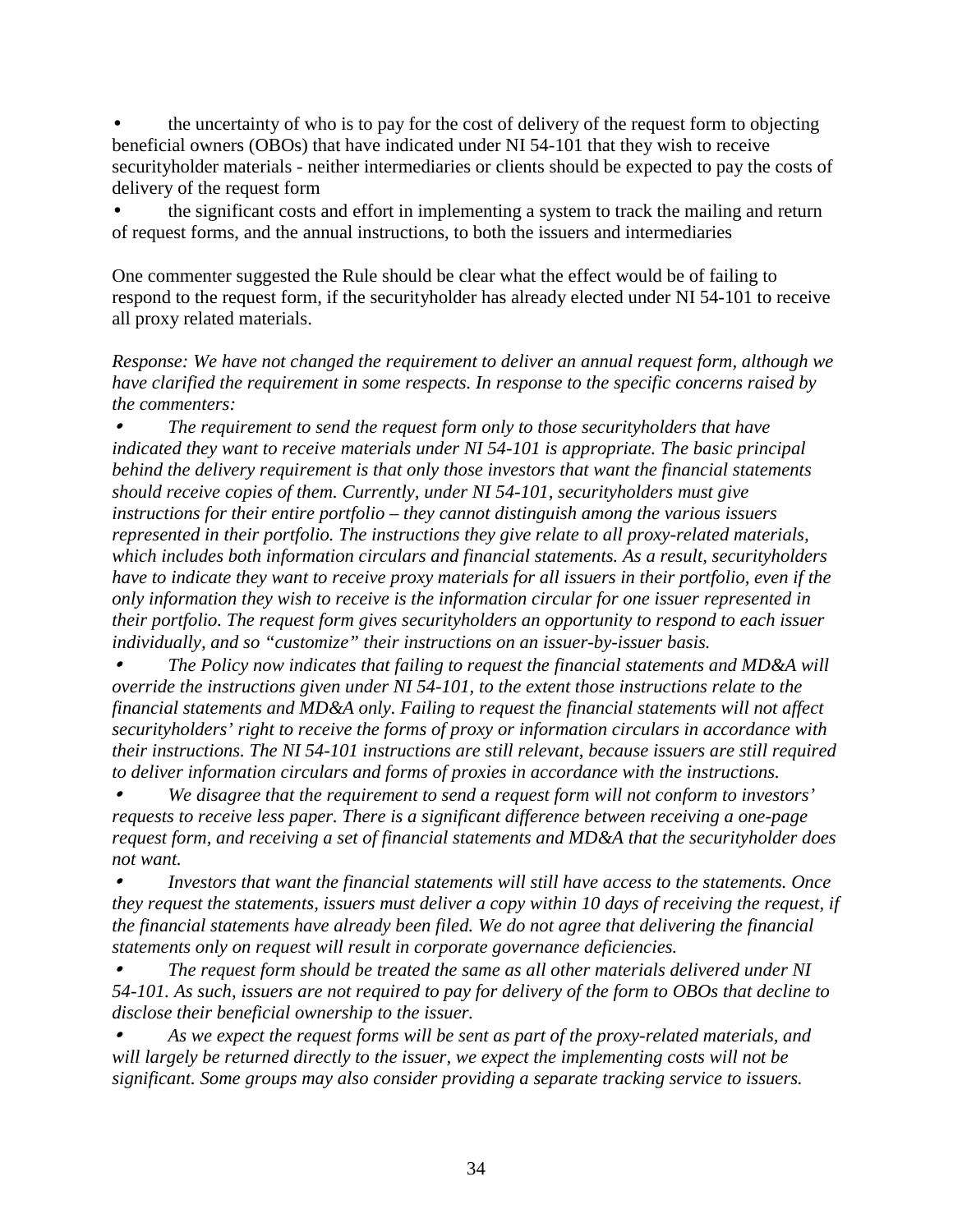- the uncertainty of who is to pay for the cost of delivery of the request form to objecting beneficial owners (OBOs) that have indicated under NI 54-101 that they wish to receive securityholder materials - neither intermediaries or clients should be expected to pay the costs of delivery of the request form
- the significant costs and effort in implementing a system to track the mailing and return of request forms, and the annual instructions, to both the issuers and intermediaries

One commenter suggested the Rule should be clear what the effect would be of failing to respond to the request form, if the securityholder has already elected under NI 54-101 to receive all proxy related materials.

*Response: We have not changed the requirement to deliver an annual request form, although we have clarified the requirement in some respects. In response to the specific concerns raised by the commenters:*

- *The requirement to send the request form only to those securityholders that have indicated they want to receive materials under NI 54-101 is appropriate. The basic principal behind the delivery requirement is that only those investors that want the financial statements should receive copies of them. Currently, under NI 54-101, securityholders must give instructions for their entire portfolio – they cannot distinguish among the various issuers represented in their portfolio. The instructions they give relate to all proxy-related materials, which includes both information circulars and financial statements. As a result, securityholders have to indicate they want to receive proxy materials for all issuers in their portfolio, even if the only information they wish to receive is the information circular for one issuer represented in their portfolio. The request form gives securityholders an opportunity to respond to each issuer individually, and so "customize" their instructions on an issuer-by-issuer basis.*
- *The Policy now indicates that failing to request the financial statements and MD&A will override the instructions given under NI 54-101, to the extent those instructions relate to the financial statements and MD&A only. Failing to request the financial statements will not affect securityholders' right to receive the forms of proxy or information circulars in accordance with their instructions. The NI 54-101 instructions are still relevant, because issuers are still required to deliver information circulars and forms of proxies in accordance with the instructions.*
- *We disagree that the requirement to send a request form will not conform to investors' requests to receive less paper. There is a significant difference between receiving a one-page request form, and receiving a set of financial statements and MD&A that the securityholder does not want.*
- *Investors that want the financial statements will still have access to the statements. Once they request the statements, issuers must deliver a copy within 10 days of receiving the request, if the financial statements have already been filed. We do not agree that delivering the financial statements only on request will result in corporate governance deficiencies.*
- *The request form should be treated the same as all other materials delivered under NI 54-101. As such, issuers are not required to pay for delivery of the form to OBOs that decline to disclose their beneficial ownership to the issuer.*
- *As we expect the request forms will be sent as part of the proxy-related materials, and will largely be returned directly to the issuer, we expect the implementing costs will not be significant. Some groups may also consider providing a separate tracking service to issuers.*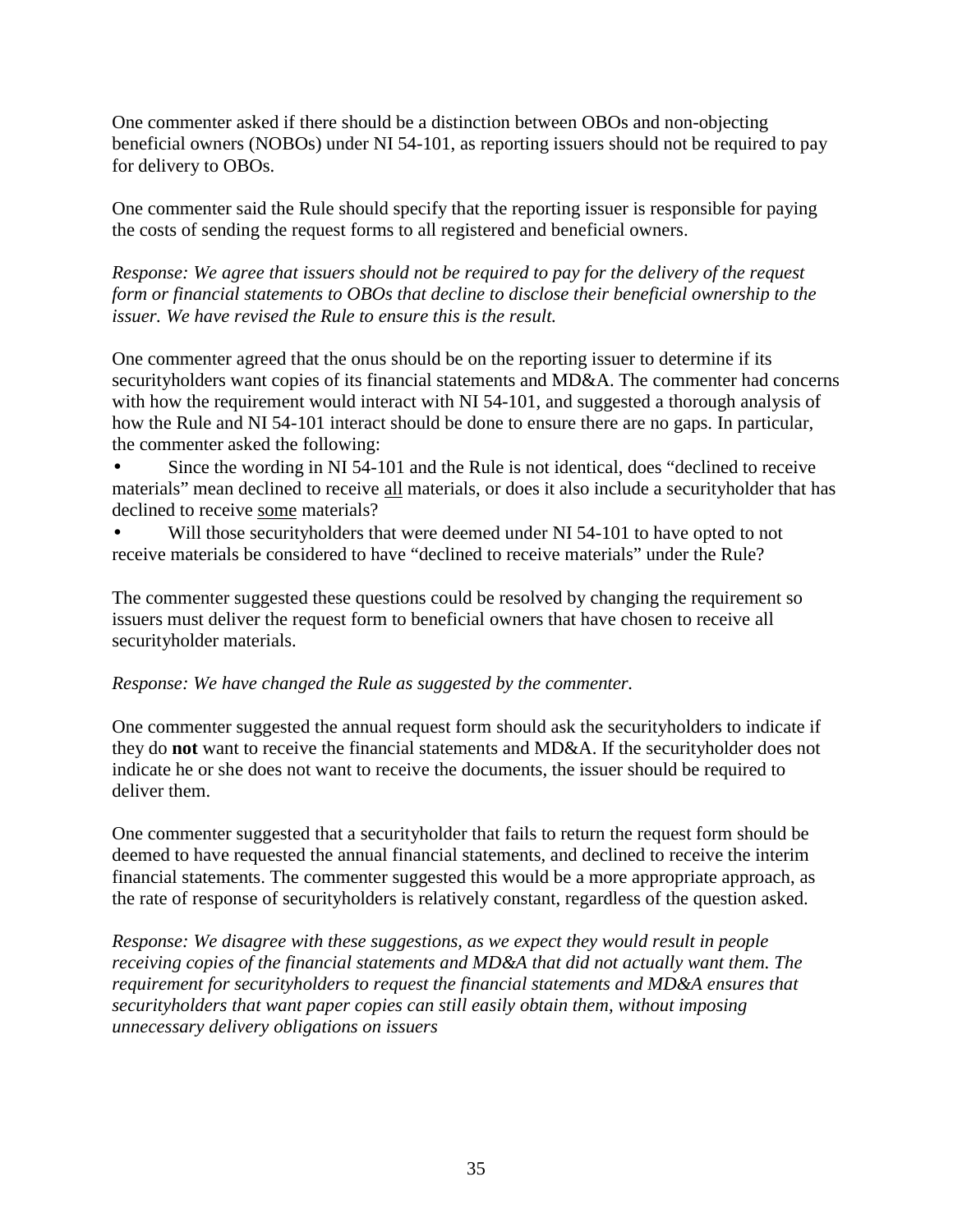One commenter asked if there should be a distinction between OBOs and non-objecting beneficial owners (NOBOs) under NI 54-101, as reporting issuers should not be required to pay for delivery to OBOs.

One commenter said the Rule should specify that the reporting issuer is responsible for paying the costs of sending the request forms to all registered and beneficial owners.

*Response: We agree that issuers should not be required to pay for the delivery of the request form or financial statements to OBOs that decline to disclose their beneficial ownership to the issuer. We have revised the Rule to ensure this is the result.*

One commenter agreed that the onus should be on the reporting issuer to determine if its securityholders want copies of its financial statements and MD&A. The commenter had concerns with how the requirement would interact with NI 54-101, and suggested a thorough analysis of how the Rule and NI 54-101 interact should be done to ensure there are no gaps. In particular, the commenter asked the following:

- Since the wording in NI 54-101 and the Rule is not identical, does "declined to receive materials" mean declined to receive <u>all</u> materials, or does it also include a securityholder that has declined to receive <u>some</u> materials?
- Will those securityholders that were deemed under NI 54-101 to have opted to not receive materials be considered to have "declined to receive materials" under the Rule?

The commenter suggested these questions could be resolved by changing the requirement so issuers must deliver the request form to beneficial owners that have chosen to receive all securityholder materials.

*Response: We have changed the Rule as suggested by the commenter.*

One commenter suggested the annual request form should ask the securityholders to indicate if they do **not** want to receive the financial statements and MD&A. If the securityholder does not indicate he or she does not want to receive the documents, the issuer should be required to deliver them.

One commenter suggested that a securityholder that fails to return the request form should be deemed to have requested the annual financial statements, and declined to receive the interim financial statements. The commenter suggested this would be a more appropriate approach, as the rate of response of securityholders is relatively constant, regardless of the question asked.

*Response: We disagree with these suggestions, as we expect they would result in people receiving copies of the financial statements and MD&A that did not actually want them. The requirement for securityholders to request the financial statements and MD&A ensures that securityholders that want paper copies can still easily obtain them, without imposing unnecessary delivery obligations on issuers*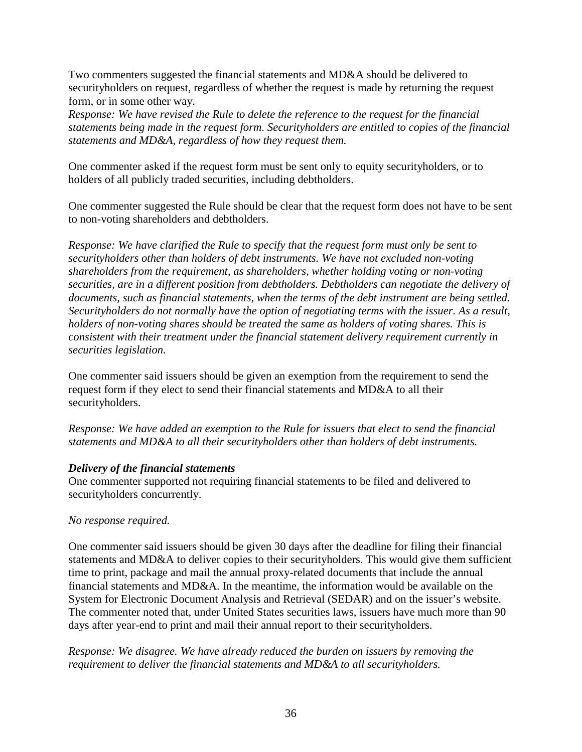Two commenters suggested the financial statements and MD&A should be delivered to securityholders on request, regardless of whether the request is made by returning the request form, or in some other way.

*Response: We have revised the Rule to delete the reference to the request for the financial statements being made in the request form. Securityholders are entitled to copies of the financial statements and MD&A, regardless of how they request them.*

One commenter asked if the request form must be sent only to equity securityholders, or to holders of all publicly traded securities, including debtholders.

One commenter suggested the Rule should be clear that the request form does not have to be sent to non-voting shareholders and debtholders.

*Response: We have clarified the Rule to specify that the request form must only be sent to securityholders other than holders of debt instruments. We have not excluded non-voting shareholders from the requirement, as shareholders, whether holding voting or non-voting securities, are in a different position from debtholders. Debtholders can negotiate the delivery of documents, such as financial statements, when the terms of the debt instrument are being settled. Securityholders do not normally have the option of negotiating terms with the issuer. As a result, holders of non-voting shares should be treated the same as holders of voting shares. This is consistent with their treatment under the financial statement delivery requirement currently in securities legislation.*

One commenter said issuers should be given an exemption from the requirement to send the request form if they elect to send their financial statements and MD&A to all their securityholders.

*Response: We have added an exemption to the Rule for issuers that elect to send the financial statements and MD&A to all their securityholders other than holders of debt instruments.*

***Delivery of the financial statements***

One commenter supported not requiring financial statements to be filed and delivered to securityholders concurrently.

*No response required.*

One commenter said issuers should be given 30 days after the deadline for filing their financial statements and MD&A to deliver copies to their securityholders. This would give them sufficient time to print, package and mail the annual proxy-related documents that include the annual financial statements and MD&A. In the meantime, the information would be available on the System for Electronic Document Analysis and Retrieval (SEDAR) and on the issuer's website. The commenter noted that, under United States securities laws, issuers have much more than 90 days after year-end to print and mail their annual report to their securityholders.

*Response: We disagree. We have already reduced the burden on issuers by removing the requirement to deliver the financial statements and MD&A to all securityholders.*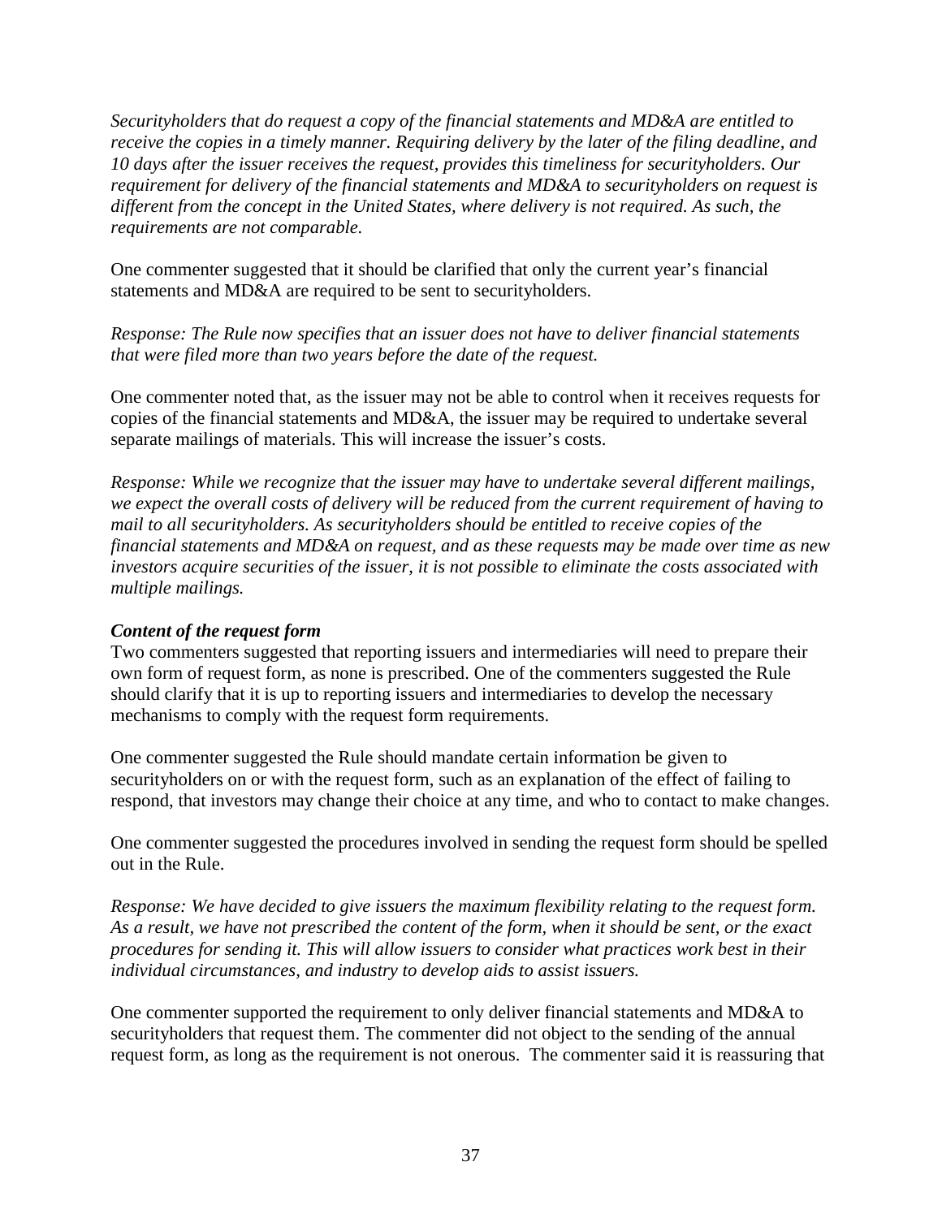*Securityholders that do request a copy of the financial statements and MD&A are entitled to receive the copies in a timely manner. Requiring delivery by the later of the filing deadline, and 10 days after the issuer receives the request, provides this timeliness for securityholders. Our requirement for delivery of the financial statements and MD&A to securityholders on request is different from the concept in the United States, where delivery is not required. As such, the requirements are not comparable.*

One commenter suggested that it should be clarified that only the current year's financial statements and MD&A are required to be sent to securityholders.

*Response: The Rule now specifies that an issuer does not have to deliver financial statements that were filed more than two years before the date of the request.*

One commenter noted that, as the issuer may not be able to control when it receives requests for copies of the financial statements and MD&A, the issuer may be required to undertake several separate mailings of materials. This will increase the issuer's costs.

*Response: While we recognize that the issuer may have to undertake several different mailings, we expect the overall costs of delivery will be reduced from the current requirement of having to mail to all securityholders. As securityholders should be entitled to receive copies of the financial statements and MD&A on request, and as these requests may be made over time as new investors acquire securities of the issuer, it is not possible to eliminate the costs associated with multiple mailings.*

***Content of the request form***

Two commenters suggested that reporting issuers and intermediaries will need to prepare their own form of request form, as none is prescribed. One of the commenters suggested the Rule should clarify that it is up to reporting issuers and intermediaries to develop the necessary mechanisms to comply with the request form requirements.

One commenter suggested the Rule should mandate certain information be given to securityholders on or with the request form, such as an explanation of the effect of failing to respond, that investors may change their choice at any time, and who to contact to make changes.

One commenter suggested the procedures involved in sending the request form should be spelled out in the Rule.

*Response: We have decided to give issuers the maximum flexibility relating to the request form. As a result, we have not prescribed the content of the form, when it should be sent, or the exact procedures for sending it. This will allow issuers to consider what practices work best in their individual circumstances, and industry to develop aids to assist issuers.*

One commenter supported the requirement to only deliver financial statements and MD&A to securityholders that request them. The commenter did not object to the sending of the annual request form, as long as the requirement is not onerous. The commenter said it is reassuring that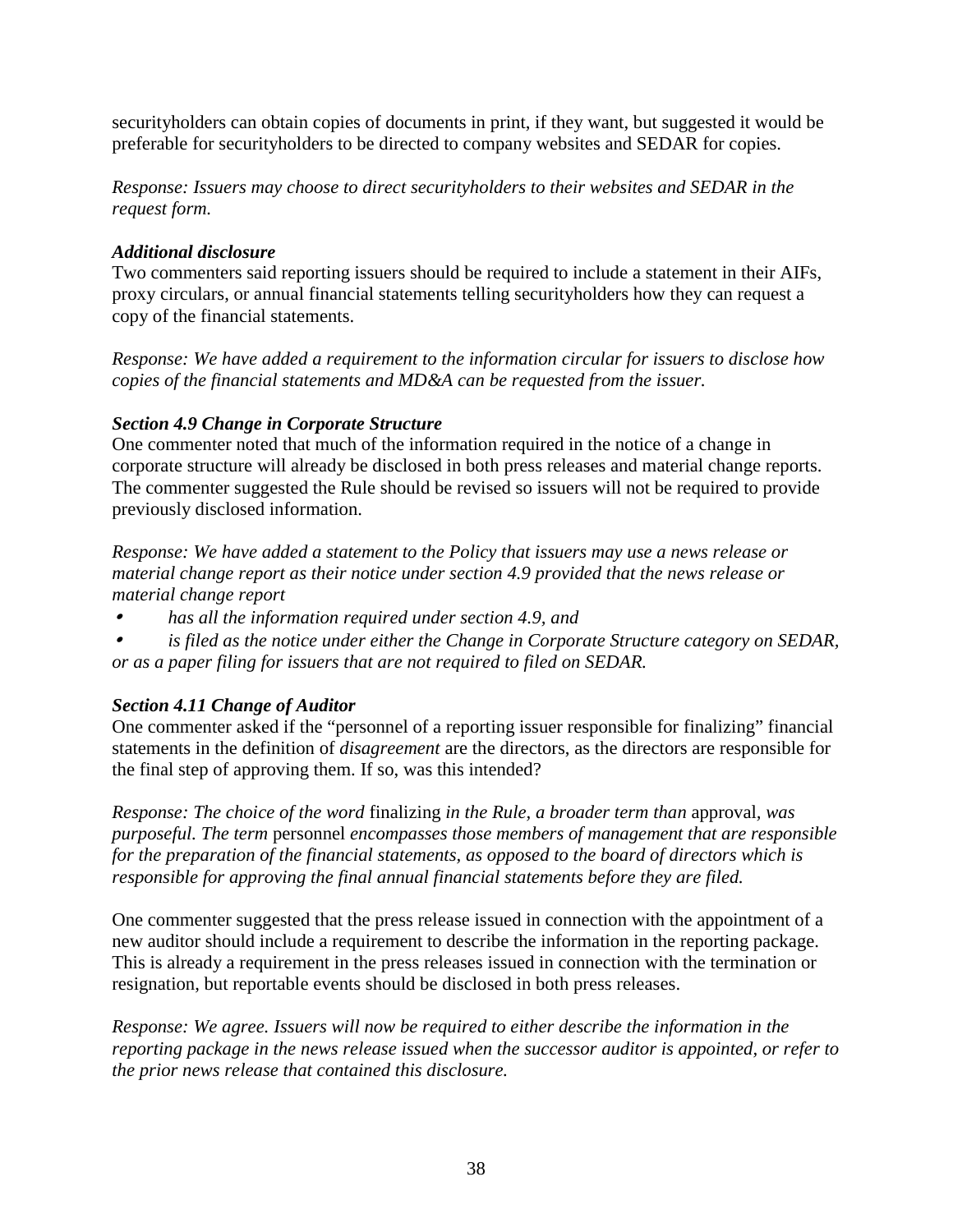securityholders can obtain copies of documents in print, if they want, but suggested it would be preferable for securityholders to be directed to company websites and SEDAR for copies.

*Response: Issuers may choose to direct securityholders to their websites and SEDAR in the request form.*

***Additional disclosure***

Two commenters said reporting issuers should be required to include a statement in their AIFs, proxy circulars, or annual financial statements telling securityholders how they can request a copy of the financial statements.

*Response: We have added a requirement to the information circular for issuers to disclose how copies of the financial statements and MD&A can be requested from the issuer.*

***Section 4.9 Change in Corporate Structure***

One commenter noted that much of the information required in the notice of a change in corporate structure will already be disclosed in both press releases and material change reports. The commenter suggested the Rule should be revised so issuers will not be required to provide previously disclosed information.

*Response: We have added a statement to the Policy that issuers may use a news release or material change report as their notice under section 4.9 provided that the news release or material change report*

- *has all the information required under section 4.9, and*
- *is filed as the notice under either the Change in Corporate Structure category on SEDAR, or as a paper filing for issuers that are not required to filed on SEDAR.*

***Section 4.11 Change of Auditor***

One commenter asked if the “personnel of a reporting issuer responsible for finalizing” financial statements in the definition of *disagreement* are the directors, as the directors are responsible for the final step of approving them. If so, was this intended?

*Response: The choice of the word* finalizing *in the Rule, a broader term than* approval*, was purposeful. The term* personnel *encompasses those members of management that are responsible for the preparation of the financial statements, as opposed to the board of directors which is responsible for approving the final annual financial statements before they are filed.*

One commenter suggested that the press release issued in connection with the appointment of a new auditor should include a requirement to describe the information in the reporting package. This is already a requirement in the press releases issued in connection with the termination or resignation, but reportable events should be disclosed in both press releases.

*Response: We agree. Issuers will now be required to either describe the information in the reporting package in the news release issued when the successor auditor is appointed, or refer to the prior news release that contained this disclosure.*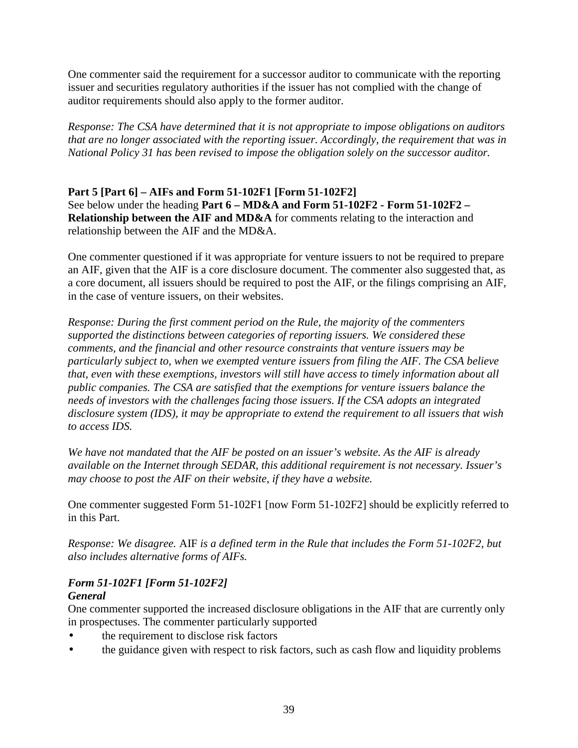One commenter said the requirement for a successor auditor to communicate with the reporting issuer and securities regulatory authorities if the issuer has not complied with the change of auditor requirements should also apply to the former auditor.

*Response: The CSA have determined that it is not appropriate to impose obligations on auditors that are no longer associated with the reporting issuer. Accordingly, the requirement that was in National Policy 31 has been revised to impose the obligation solely on the successor auditor.*

**Part 5 [Part 6] – AIFs and Form 51-102F1 [Form 51-102F2]**

See below under the heading **Part 6 – MD&A and Form 51-102F2 - Form 51-102F2 – Relationship between the AIF and MD&A** for comments relating to the interaction and relationship between the AIF and the MD&A.

One commenter questioned if it was appropriate for venture issuers to not be required to prepare an AIF, given that the AIF is a core disclosure document. The commenter also suggested that, as a core document, all issuers should be required to post the AIF, or the filings comprising an AIF, in the case of venture issuers, on their websites.

*Response: During the first comment period on the Rule, the majority of the commenters supported the distinctions between categories of reporting issuers. We considered these comments, and the financial and other resource constraints that venture issuers may be particularly subject to, when we exempted venture issuers from filing the AIF. The CSA believe that, even with these exemptions, investors will still have access to timely information about all public companies. The CSA are satisfied that the exemptions for venture issuers balance the needs of investors with the challenges facing those issuers. If the CSA adopts an integrated disclosure system (IDS), it may be appropriate to extend the requirement to all issuers that wish to access IDS.*

*We have not mandated that the AIF be posted on an issuer's website. As the AIF is already available on the Internet through SEDAR, this additional requirement is not necessary. Issuer's may choose to post the AIF on their website, if they have a website.*

One commenter suggested Form 51-102F1 [now Form 51-102F2] should be explicitly referred to in this Part.

*Response: We disagree.* AIF *is a defined term in the Rule that includes the Form 51-102F2, but also includes alternative forms of AIFs.*

***Form 51-102F1 [Form 51-102F2]***

***General***

One commenter supported the increased disclosure obligations in the AIF that are currently only in prospectuses. The commenter particularly supported

- the requirement to disclose risk factors
- the guidance given with respect to risk factors, such as cash flow and liquidity problems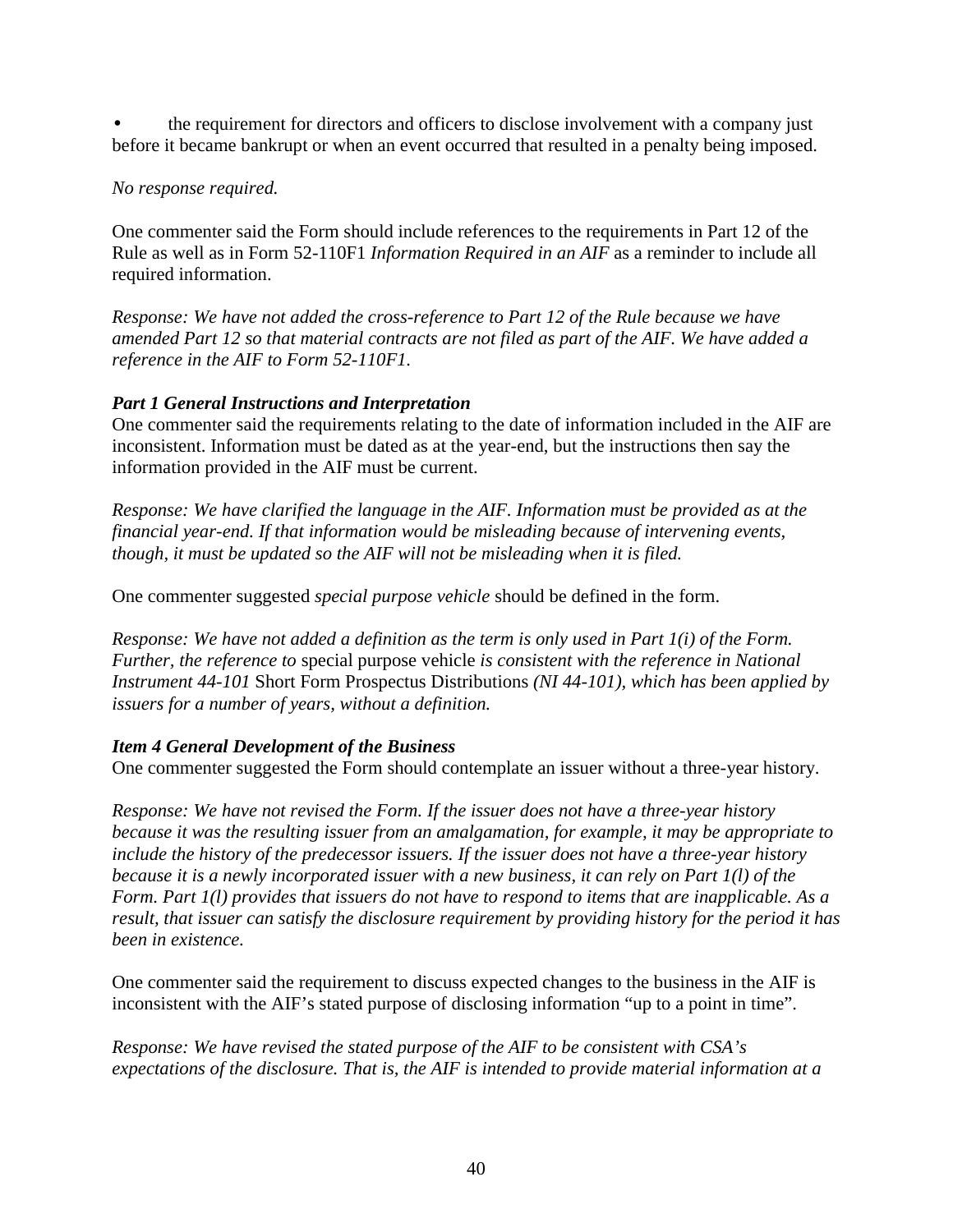- the requirement for directors and officers to disclose involvement with a company just before it became bankrupt or when an event occurred that resulted in a penalty being imposed.

*No response required.*

One commenter said the Form should include references to the requirements in Part 12 of the Rule as well as in Form 52-110F1 *Information Required in an AIF* as a reminder to include all required information.

*Response: We have not added the cross-reference to Part 12 of the Rule because we have amended Part 12 so that material contracts are not filed as part of the AIF. We have added a reference in the AIF to Form 52-110F1.*

***Part 1 General Instructions and Interpretation***

One commenter said the requirements relating to the date of information included in the AIF are inconsistent. Information must be dated as at the year-end, but the instructions then say the information provided in the AIF must be current.

*Response: We have clarified the language in the AIF. Information must be provided as at the financial year-end. If that information would be misleading because of intervening events, though, it must be updated so the AIF will not be misleading when it is filed.*

One commenter suggested *special purpose vehicle* should be defined in the form.

*Response: We have not added a definition as the term is only used in Part 1(i) of the Form. Further, the reference to* special purpose vehicle *is consistent with the reference in National Instrument 44-101* Short Form Prospectus Distributions *(NI 44-101), which has been applied by issuers for a number of years, without a definition.*

***Item 4 General Development of the Business***

One commenter suggested the Form should contemplate an issuer without a three-year history.

*Response: We have not revised the Form. If the issuer does not have a three-year history because it was the resulting issuer from an amalgamation, for example, it may be appropriate to include the history of the predecessor issuers. If the issuer does not have a three-year history because it is a newly incorporated issuer with a new business, it can rely on Part 1(l) of the Form. Part 1(l) provides that issuers do not have to respond to items that are inapplicable. As a result, that issuer can satisfy the disclosure requirement by providing history for the period it has been in existence.*

One commenter said the requirement to discuss expected changes to the business in the AIF is inconsistent with the AIF's stated purpose of disclosing information "up to a point in time".

*Response: We have revised the stated purpose of the AIF to be consistent with CSA's expectations of the disclosure. That is, the AIF is intended to provide material information at a*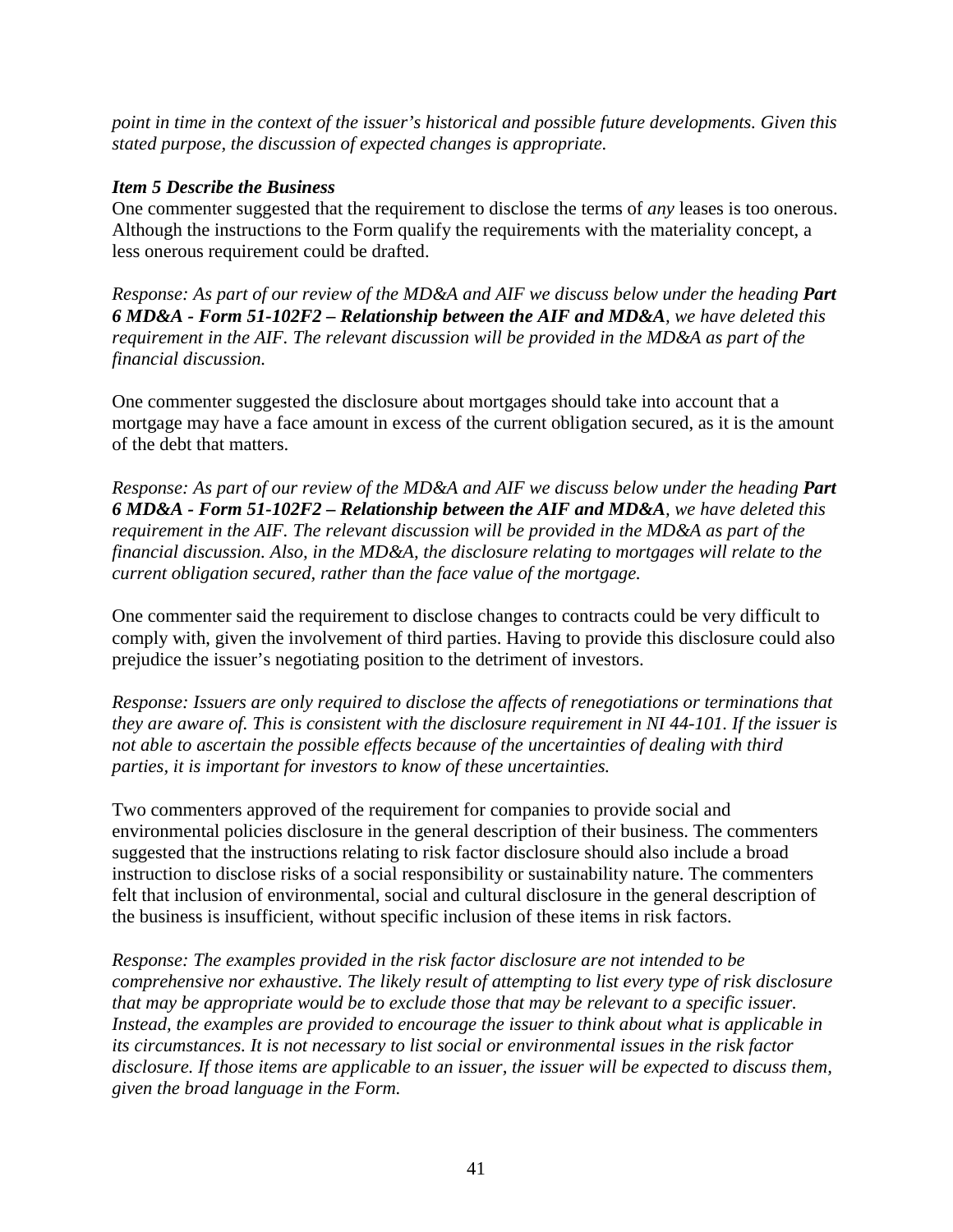*point in time in the context of the issuer's historical and possible future developments. Given this stated purpose, the discussion of expected changes is appropriate.*

***Item 5 Describe the Business***

One commenter suggested that the requirement to disclose the terms of *any* leases is too onerous. Although the instructions to the Form qualify the requirements with the materiality concept, a less onerous requirement could be drafted.

*Response: As part of our review of the MD&A and AIF we discuss below under the heading **Part 6 MD&A - Form 51-102F2 – Relationship between the AIF and MD&A**, we have deleted this requirement in the AIF. The relevant discussion will be provided in the MD&A as part of the financial discussion.*

One commenter suggested the disclosure about mortgages should take into account that a mortgage may have a face amount in excess of the current obligation secured, as it is the amount of the debt that matters.

*Response: As part of our review of the MD&A and AIF we discuss below under the heading **Part 6 MD&A - Form 51-102F2 – Relationship between the AIF and MD&A**, we have deleted this requirement in the AIF. The relevant discussion will be provided in the MD&A as part of the financial discussion. Also, in the MD&A, the disclosure relating to mortgages will relate to the current obligation secured, rather than the face value of the mortgage.*

One commenter said the requirement to disclose changes to contracts could be very difficult to comply with, given the involvement of third parties. Having to provide this disclosure could also prejudice the issuer's negotiating position to the detriment of investors.

*Response: Issuers are only required to disclose the affects of renegotiations or terminations that they are aware of. This is consistent with the disclosure requirement in NI 44-101. If the issuer is not able to ascertain the possible effects because of the uncertainties of dealing with third parties, it is important for investors to know of these uncertainties.*

Two commenters approved of the requirement for companies to provide social and environmental policies disclosure in the general description of their business. The commenters suggested that the instructions relating to risk factor disclosure should also include a broad instruction to disclose risks of a social responsibility or sustainability nature. The commenters felt that inclusion of environmental, social and cultural disclosure in the general description of the business is insufficient, without specific inclusion of these items in risk factors.

*Response: The examples provided in the risk factor disclosure are not intended to be comprehensive nor exhaustive. The likely result of attempting to list every type of risk disclosure that may be appropriate would be to exclude those that may be relevant to a specific issuer. Instead, the examples are provided to encourage the issuer to think about what is applicable in its circumstances. It is not necessary to list social or environmental issues in the risk factor disclosure. If those items are applicable to an issuer, the issuer will be expected to discuss them, given the broad language in the Form.*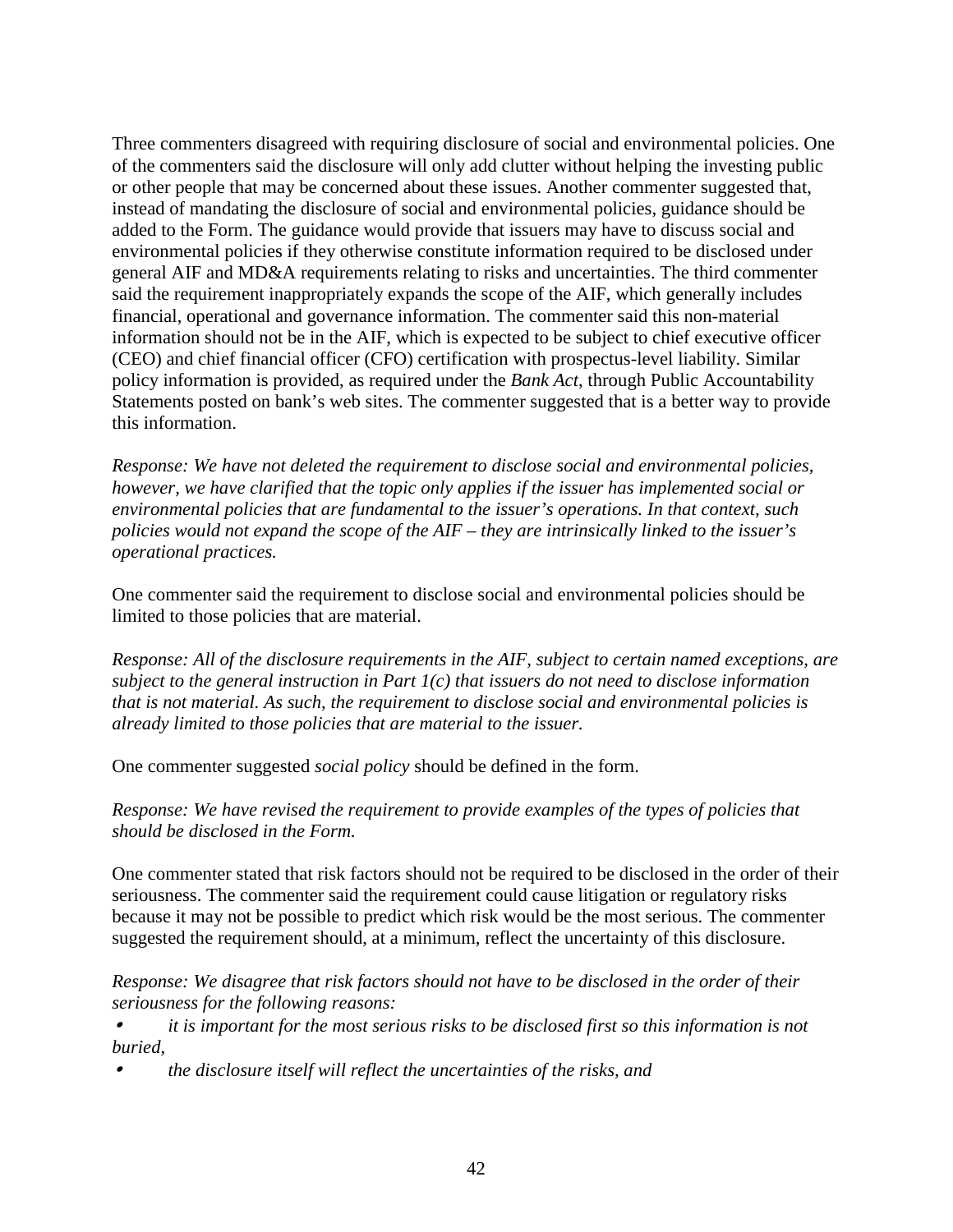Three commenters disagreed with requiring disclosure of social and environmental policies. One of the commenters said the disclosure will only add clutter without helping the investing public or other people that may be concerned about these issues. Another commenter suggested that, instead of mandating the disclosure of social and environmental policies, guidance should be added to the Form. The guidance would provide that issuers may have to discuss social and environmental policies if they otherwise constitute information required to be disclosed under general AIF and MD&A requirements relating to risks and uncertainties. The third commenter said the requirement inappropriately expands the scope of the AIF, which generally includes financial, operational and governance information. The commenter said this non-material information should not be in the AIF, which is expected to be subject to chief executive officer (CEO) and chief financial officer (CFO) certification with prospectus-level liability. Similar policy information is provided, as required under the *Bank Act*, through Public Accountability Statements posted on bank's web sites. The commenter suggested that is a better way to provide this information.

*Response: We have not deleted the requirement to disclose social and environmental policies, however, we have clarified that the topic only applies if the issuer has implemented social or environmental policies that are fundamental to the issuer's operations. In that context, such policies would not expand the scope of the AIF – they are intrinsically linked to the issuer's operational practices.*

One commenter said the requirement to disclose social and environmental policies should be limited to those policies that are material.

*Response: All of the disclosure requirements in the AIF, subject to certain named exceptions, are subject to the general instruction in Part 1(c) that issuers do not need to disclose information that is not material. As such, the requirement to disclose social and environmental policies is already limited to those policies that are material to the issuer.*

One commenter suggested *social policy* should be defined in the form.

*Response: We have revised the requirement to provide examples of the types of policies that should be disclosed in the Form.*

One commenter stated that risk factors should not be required to be disclosed in the order of their seriousness. The commenter said the requirement could cause litigation or regulatory risks because it may not be possible to predict which risk would be the most serious. The commenter suggested the requirement should, at a minimum, reflect the uncertainty of this disclosure.

*Response: We disagree that risk factors should not have to be disclosed in the order of their seriousness for the following reasons:*

- *it is important for the most serious risks to be disclosed first so this information is not buried,*
- *the disclosure itself will reflect the uncertainties of the risks, and*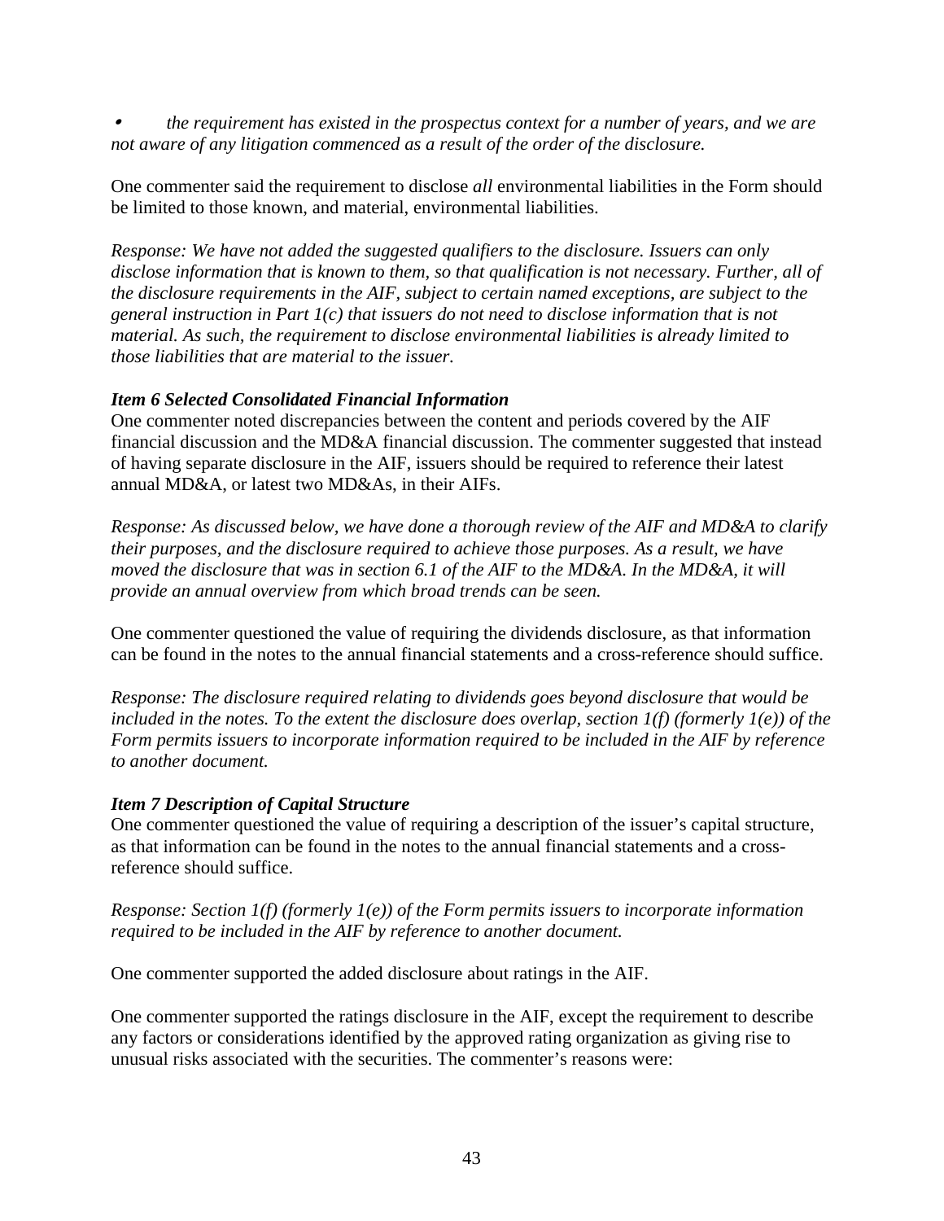- *the requirement has existed in the prospectus context for a number of years, and we are not aware of any litigation commenced as a result of the order of the disclosure.*

One commenter said the requirement to disclose *all* environmental liabilities in the Form should be limited to those known, and material, environmental liabilities.

*Response: We have not added the suggested qualifiers to the disclosure. Issuers can only disclose information that is known to them, so that qualification is not necessary. Further, all of the disclosure requirements in the AIF, subject to certain named exceptions, are subject to the general instruction in Part 1(c) that issuers do not need to disclose information that is not material. As such, the requirement to disclose environmental liabilities is already limited to those liabilities that are material to the issuer.*

***Item 6 Selected Consolidated Financial Information***

One commenter noted discrepancies between the content and periods covered by the AIF financial discussion and the MD&A financial discussion. The commenter suggested that instead of having separate disclosure in the AIF, issuers should be required to reference their latest annual MD&A, or latest two MD&As, in their AIFs.

*Response: As discussed below, we have done a thorough review of the AIF and MD&A to clarify their purposes, and the disclosure required to achieve those purposes. As a result, we have moved the disclosure that was in section 6.1 of the AIF to the MD&A. In the MD&A, it will provide an annual overview from which broad trends can be seen.*

One commenter questioned the value of requiring the dividends disclosure, as that information can be found in the notes to the annual financial statements and a cross-reference should suffice.

*Response: The disclosure required relating to dividends goes beyond disclosure that would be included in the notes. To the extent the disclosure does overlap, section 1(f) (formerly 1(e)) of the Form permits issuers to incorporate information required to be included in the AIF by reference to another document.*

***Item 7 Description of Capital Structure***

One commenter questioned the value of requiring a description of the issuer's capital structure, as that information can be found in the notes to the annual financial statements and a cross-reference should suffice.

*Response: Section 1(f) (formerly 1(e)) of the Form permits issuers to incorporate information required to be included in the AIF by reference to another document.*

One commenter supported the added disclosure about ratings in the AIF.

One commenter supported the ratings disclosure in the AIF, except the requirement to describe any factors or considerations identified by the approved rating organization as giving rise to unusual risks associated with the securities. The commenter's reasons were: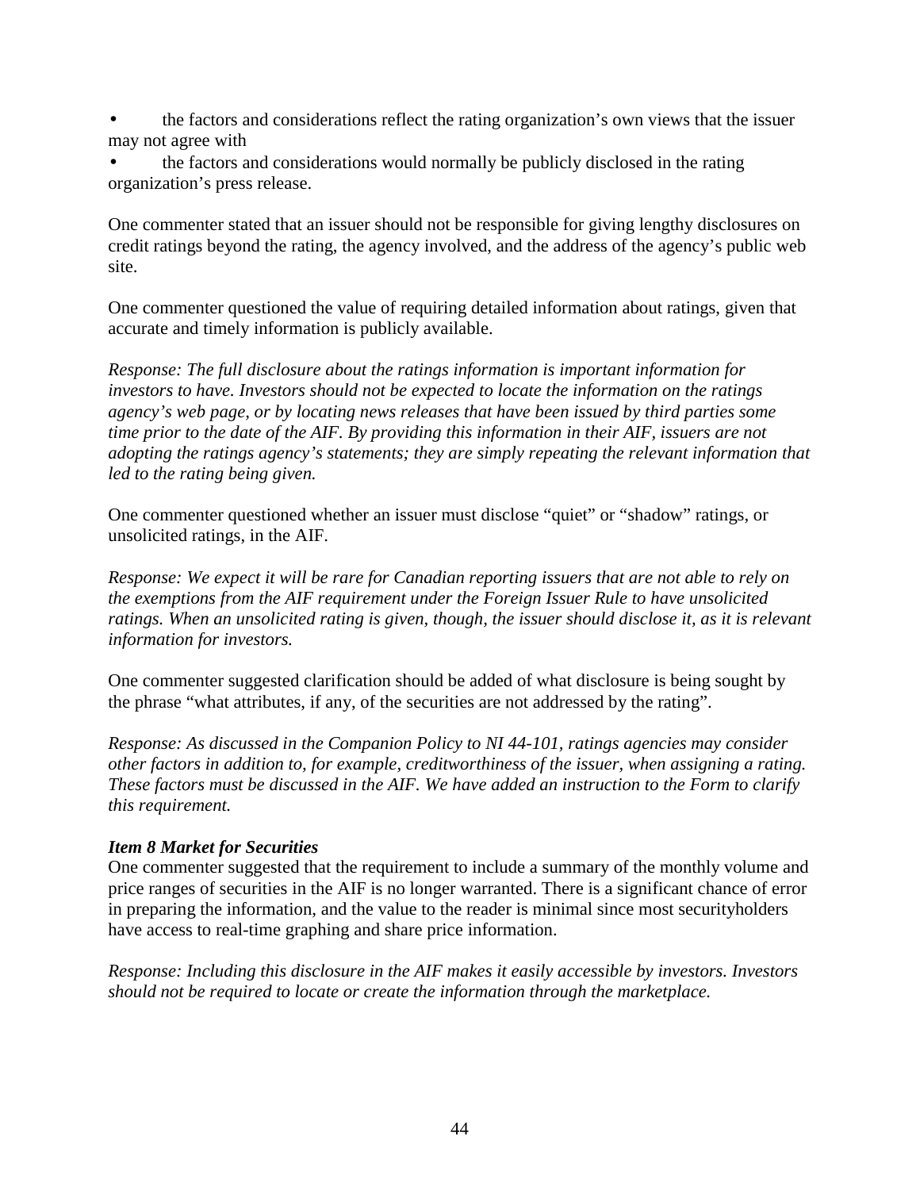- the factors and considerations reflect the rating organization's own views that the issuer may not agree with
- the factors and considerations would normally be publicly disclosed in the rating organization's press release.

One commenter stated that an issuer should not be responsible for giving lengthy disclosures on credit ratings beyond the rating, the agency involved, and the address of the agency's public web site.

One commenter questioned the value of requiring detailed information about ratings, given that accurate and timely information is publicly available.

*Response: The full disclosure about the ratings information is important information for investors to have. Investors should not be expected to locate the information on the ratings agency's web page, or by locating news releases that have been issued by third parties some time prior to the date of the AIF. By providing this information in their AIF, issuers are not adopting the ratings agency's statements; they are simply repeating the relevant information that led to the rating being given.*

One commenter questioned whether an issuer must disclose "quiet" or "shadow" ratings, or unsolicited ratings, in the AIF.

*Response: We expect it will be rare for Canadian reporting issuers that are not able to rely on the exemptions from the AIF requirement under the Foreign Issuer Rule to have unsolicited ratings. When an unsolicited rating is given, though, the issuer should disclose it, as it is relevant information for investors.*

One commenter suggested clarification should be added of what disclosure is being sought by the phrase "what attributes, if any, of the securities are not addressed by the rating".

*Response: As discussed in the Companion Policy to NI 44-101, ratings agencies may consider other factors in addition to, for example, creditworthiness of the issuer, when assigning a rating. These factors must be discussed in the AIF. We have added an instruction to the Form to clarify this requirement.*

***Item 8 Market for Securities***

One commenter suggested that the requirement to include a summary of the monthly volume and price ranges of securities in the AIF is no longer warranted. There is a significant chance of error in preparing the information, and the value to the reader is minimal since most securityholders have access to real-time graphing and share price information.

*Response: Including this disclosure in the AIF makes it easily accessible by investors. Investors should not be required to locate or create the information through the marketplace.*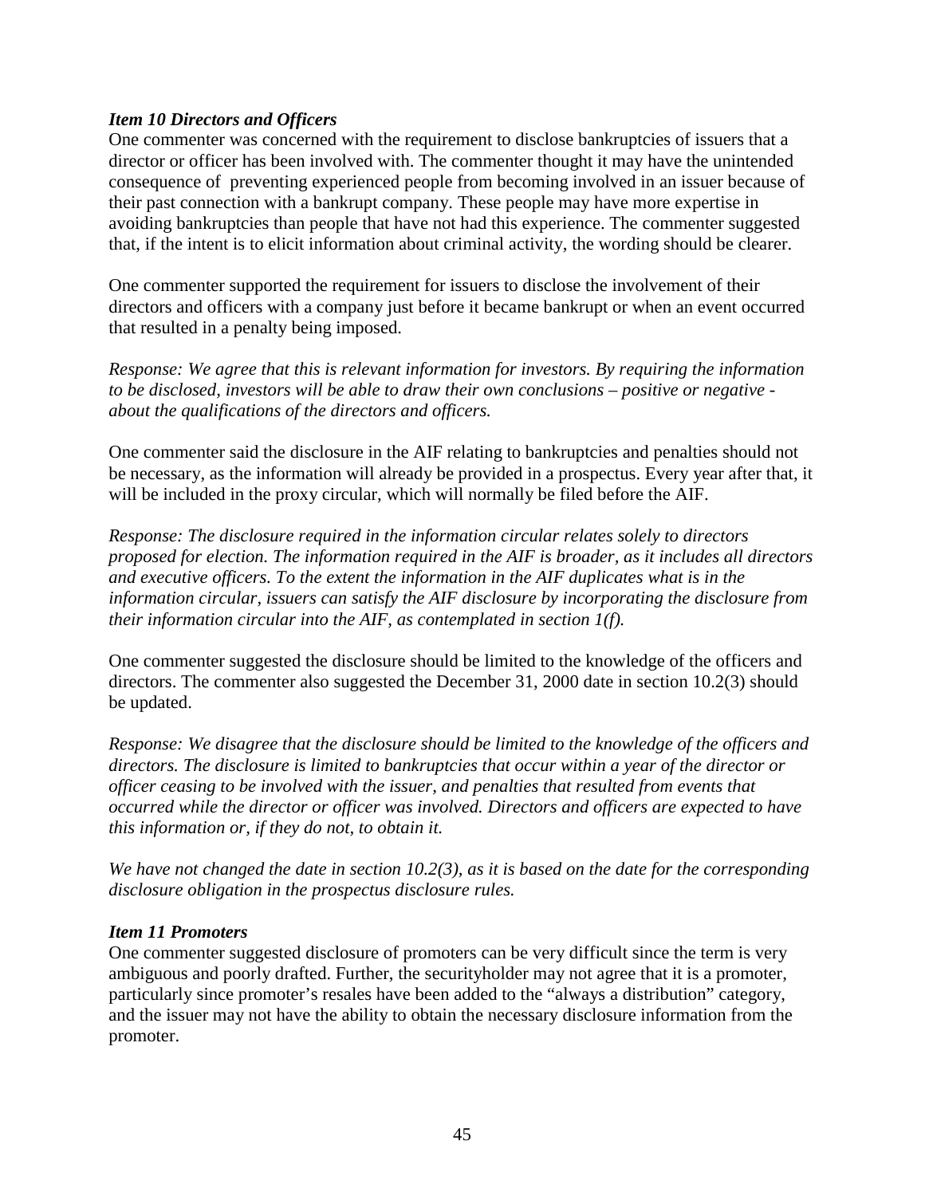***Item 10 Directors and Officers***

One commenter was concerned with the requirement to disclose bankruptcies of issuers that a director or officer has been involved with. The commenter thought it may have the unintended consequence of preventing experienced people from becoming involved in an issuer because of their past connection with a bankrupt company. These people may have more expertise in avoiding bankruptcies than people that have not had this experience. The commenter suggested that, if the intent is to elicit information about criminal activity, the wording should be clearer.

One commenter supported the requirement for issuers to disclose the involvement of their directors and officers with a company just before it became bankrupt or when an event occurred that resulted in a penalty being imposed.

*Response: We agree that this is relevant information for investors. By requiring the information to be disclosed, investors will be able to draw their own conclusions – positive or negative - about the qualifications of the directors and officers.*

One commenter said the disclosure in the AIF relating to bankruptcies and penalties should not be necessary, as the information will already be provided in a prospectus. Every year after that, it will be included in the proxy circular, which will normally be filed before the AIF.

*Response: The disclosure required in the information circular relates solely to directors proposed for election. The information required in the AIF is broader, as it includes all directors and executive officers. To the extent the information in the AIF duplicates what is in the information circular, issuers can satisfy the AIF disclosure by incorporating the disclosure from their information circular into the AIF, as contemplated in section 1(f).*

One commenter suggested the disclosure should be limited to the knowledge of the officers and directors. The commenter also suggested the December 31, 2000 date in section 10.2(3) should be updated.

*Response: We disagree that the disclosure should be limited to the knowledge of the officers and directors. The disclosure is limited to bankruptcies that occur within a year of the director or officer ceasing to be involved with the issuer, and penalties that resulted from events that occurred while the director or officer was involved. Directors and officers are expected to have this information or, if they do not, to obtain it.*

*We have not changed the date in section 10.2(3), as it is based on the date for the corresponding disclosure obligation in the prospectus disclosure rules.*

***Item 11 Promoters***

One commenter suggested disclosure of promoters can be very difficult since the term is very ambiguous and poorly drafted. Further, the securityholder may not agree that it is a promoter, particularly since promoter's resales have been added to the "always a distribution" category, and the issuer may not have the ability to obtain the necessary disclosure information from the promoter.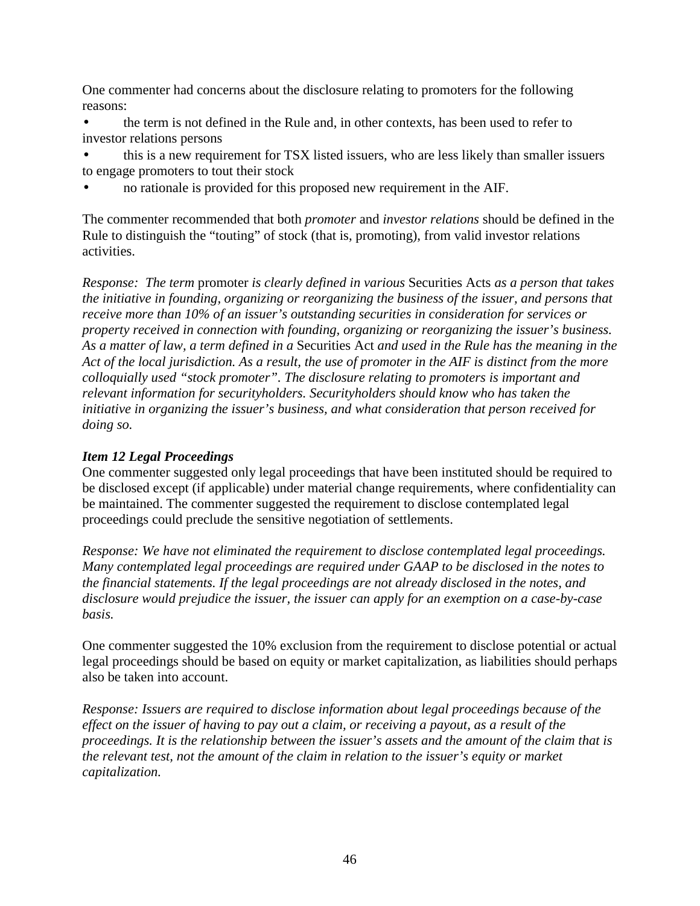One commenter had concerns about the disclosure relating to promoters for the following reasons:

- the term is not defined in the Rule and, in other contexts, has been used to refer to investor relations persons
- this is a new requirement for TSX listed issuers, who are less likely than smaller issuers to engage promoters to tout their stock
- no rationale is provided for this proposed new requirement in the AIF.

The commenter recommended that both *promoter* and *investor relations* should be defined in the Rule to distinguish the "touting" of stock (that is, promoting), from valid investor relations activities.

*Response: The term* promoter *is clearly defined in various* Securities Acts *as a person that takes the initiative in founding, organizing or reorganizing the business of the issuer, and persons that receive more than 10% of an issuer's outstanding securities in consideration for services or property received in connection with founding, organizing or reorganizing the issuer's business. As a matter of law, a term defined in a* Securities Act *and used in the Rule has the meaning in the Act of the local jurisdiction. As a result, the use of promoter in the AIF is distinct from the more colloquially used "stock promoter". The disclosure relating to promoters is important and relevant information for securityholders. Securityholders should know who has taken the initiative in organizing the issuer's business, and what consideration that person received for doing so.*

***Item 12 Legal Proceedings***

One commenter suggested only legal proceedings that have been instituted should be required to be disclosed except (if applicable) under material change requirements, where confidentiality can be maintained. The commenter suggested the requirement to disclose contemplated legal proceedings could preclude the sensitive negotiation of settlements.

*Response: We have not eliminated the requirement to disclose contemplated legal proceedings. Many contemplated legal proceedings are required under GAAP to be disclosed in the notes to the financial statements. If the legal proceedings are not already disclosed in the notes, and disclosure would prejudice the issuer, the issuer can apply for an exemption on a case-by-case basis.*

One commenter suggested the 10% exclusion from the requirement to disclose potential or actual legal proceedings should be based on equity or market capitalization, as liabilities should perhaps also be taken into account.

*Response: Issuers are required to disclose information about legal proceedings because of the effect on the issuer of having to pay out a claim, or receiving a payout, as a result of the proceedings. It is the relationship between the issuer's assets and the amount of the claim that is the relevant test, not the amount of the claim in relation to the issuer's equity or market capitalization.*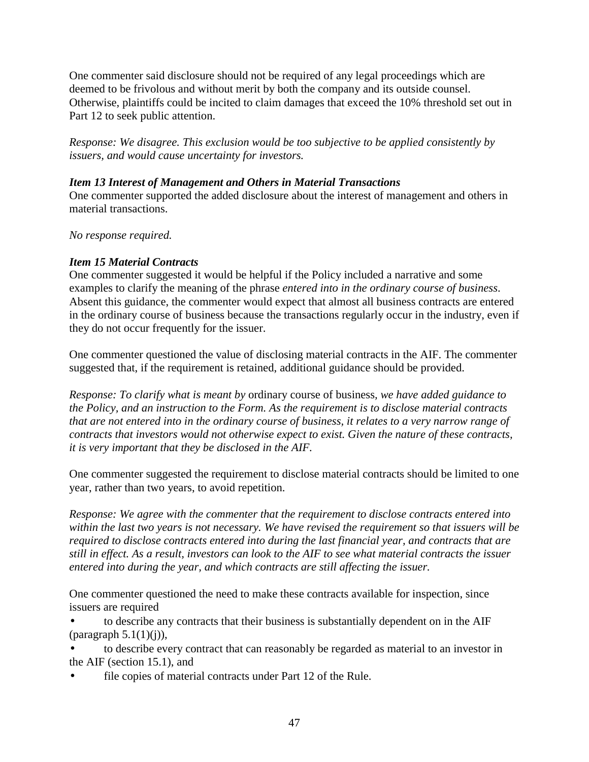One commenter said disclosure should not be required of any legal proceedings which are deemed to be frivolous and without merit by both the company and its outside counsel. Otherwise, plaintiffs could be incited to claim damages that exceed the 10% threshold set out in Part 12 to seek public attention.

*Response: We disagree. This exclusion would be too subjective to be applied consistently by issuers, and would cause uncertainty for investors.*

***Item 13 Interest of Management and Others in Material Transactions***

One commenter supported the added disclosure about the interest of management and others in material transactions.

*No response required.*

***Item 15 Material Contracts***

One commenter suggested it would be helpful if the Policy included a narrative and some examples to clarify the meaning of the phrase *entered into in the ordinary course of business*. Absent this guidance, the commenter would expect that almost all business contracts are entered in the ordinary course of business because the transactions regularly occur in the industry, even if they do not occur frequently for the issuer.

One commenter questioned the value of disclosing material contracts in the AIF. The commenter suggested that, if the requirement is retained, additional guidance should be provided.

*Response: To clarify what is meant by* ordinary course of business, *we have added guidance to the Policy, and an instruction to the Form. As the requirement is to disclose material contracts that are not entered into in the ordinary course of business, it relates to a very narrow range of contracts that investors would not otherwise expect to exist. Given the nature of these contracts, it is very important that they be disclosed in the AIF.*

One commenter suggested the requirement to disclose material contracts should be limited to one year, rather than two years, to avoid repetition.

*Response: We agree with the commenter that the requirement to disclose contracts entered into within the last two years is not necessary. We have revised the requirement so that issuers will be required to disclose contracts entered into during the last financial year, and contracts that are still in effect. As a result, investors can look to the AIF to see what material contracts the issuer entered into during the year, and which contracts are still affecting the issuer.*

One commenter questioned the need to make these contracts available for inspection, since issuers are required

- to describe any contracts that their business is substantially dependent on in the AIF (paragraph 5.1(1)(j)),
- to describe every contract that can reasonably be regarded as material to an investor in the AIF (section 15.1), and
- file copies of material contracts under Part 12 of the Rule.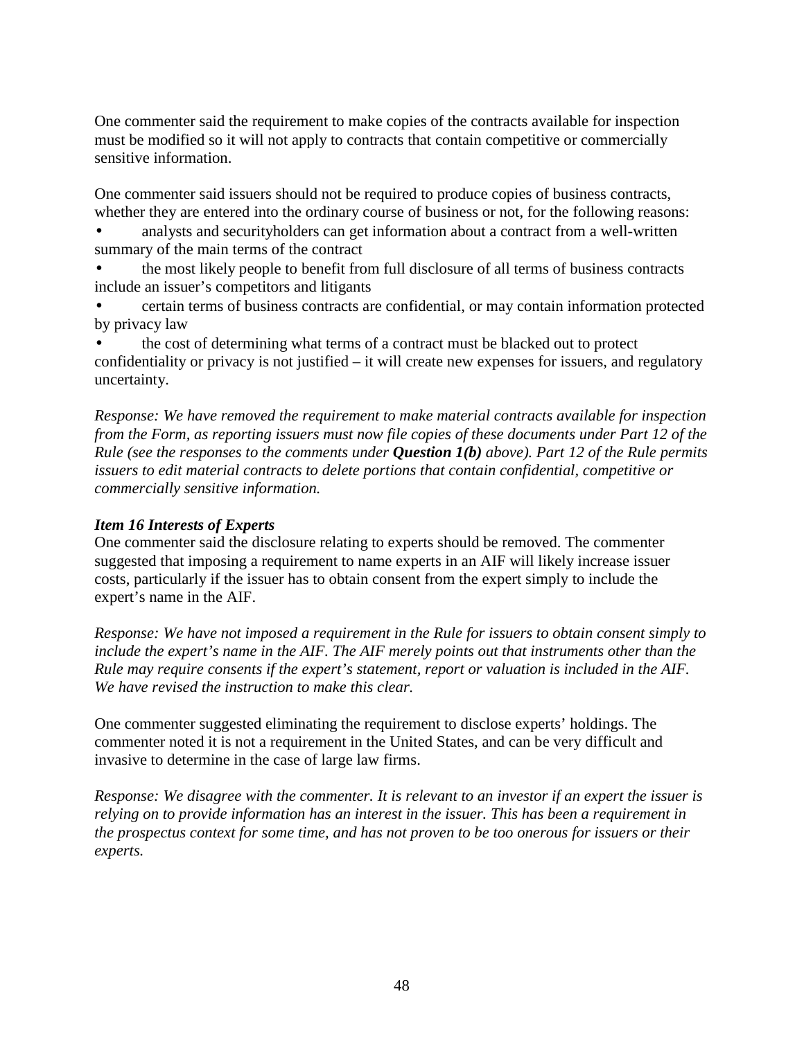One commenter said the requirement to make copies of the contracts available for inspection must be modified so it will not apply to contracts that contain competitive or commercially sensitive information.

One commenter said issuers should not be required to produce copies of business contracts, whether they are entered into the ordinary course of business or not, for the following reasons:

- analysts and securityholders can get information about a contract from a well-written summary of the main terms of the contract
- the most likely people to benefit from full disclosure of all terms of business contracts include an issuer's competitors and litigants
- certain terms of business contracts are confidential, or may contain information protected by privacy law
- the cost of determining what terms of a contract must be blacked out to protect confidentiality or privacy is not justified – it will create new expenses for issuers, and regulatory uncertainty.

*Response: We have removed the requirement to make material contracts available for inspection from the Form, as reporting issuers must now file copies of these documents under Part 12 of the Rule (see the responses to the comments under **Question 1(b)** above). Part 12 of the Rule permits issuers to edit material contracts to delete portions that contain confidential, competitive or commercially sensitive information.*

***Item 16 Interests of Experts***

One commenter said the disclosure relating to experts should be removed. The commenter suggested that imposing a requirement to name experts in an AIF will likely increase issuer costs, particularly if the issuer has to obtain consent from the expert simply to include the expert's name in the AIF.

*Response: We have not imposed a requirement in the Rule for issuers to obtain consent simply to include the expert's name in the AIF. The AIF merely points out that instruments other than the Rule may require consents if the expert's statement, report or valuation is included in the AIF. We have revised the instruction to make this clear.*

One commenter suggested eliminating the requirement to disclose experts' holdings. The commenter noted it is not a requirement in the United States, and can be very difficult and invasive to determine in the case of large law firms.

*Response: We disagree with the commenter. It is relevant to an investor if an expert the issuer is relying on to provide information has an interest in the issuer. This has been a requirement in the prospectus context for some time, and has not proven to be too onerous for issuers or their experts.*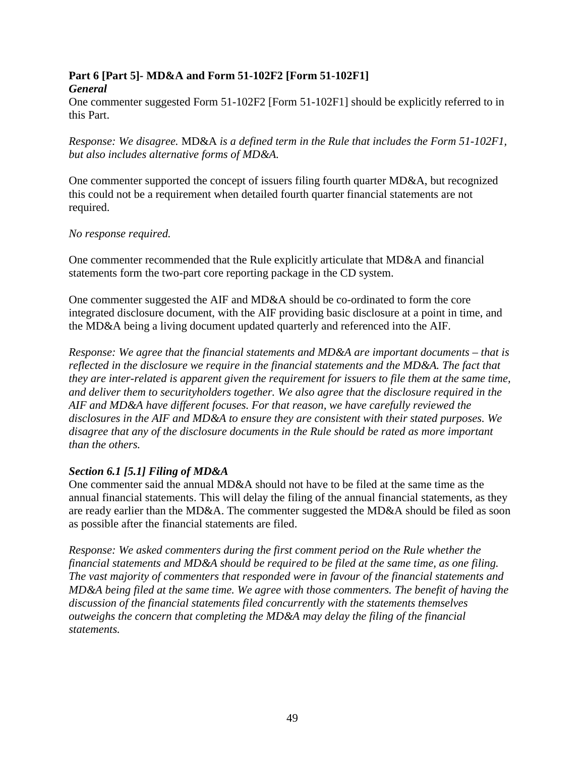## Part 6 [Part 5]- MD&A and Form 51-102F2 [Form 51-102F1]

***General***

One commenter suggested Form 51-102F2 [Form 51-102F1] should be explicitly referred to in this Part.

*Response: We disagree.* MD&A *is a defined term in the Rule that includes the Form 51-102F1, but also includes alternative forms of MD&A.*

One commenter supported the concept of issuers filing fourth quarter MD&A, but recognized this could not be a requirement when detailed fourth quarter financial statements are not required.

*No response required.*

One commenter recommended that the Rule explicitly articulate that MD&A and financial statements form the two-part core reporting package in the CD system.

One commenter suggested the AIF and MD&A should be co-ordinated to form the core integrated disclosure document, with the AIF providing basic disclosure at a point in time, and the MD&A being a living document updated quarterly and referenced into the AIF.

*Response: We agree that the financial statements and MD&A are important documents – that is reflected in the disclosure we require in the financial statements and the MD&A. The fact that they are inter-related is apparent given the requirement for issuers to file them at the same time, and deliver them to securityholders together. We also agree that the disclosure required in the AIF and MD&A have different focuses. For that reason, we have carefully reviewed the disclosures in the AIF and MD&A to ensure they are consistent with their stated purposes. We disagree that any of the disclosure documents in the Rule should be rated as more important than the others.*

***Section 6.1 [5.1] Filing of MD&A***

One commenter said the annual MD&A should not have to be filed at the same time as the annual financial statements. This will delay the filing of the annual financial statements, as they are ready earlier than the MD&A. The commenter suggested the MD&A should be filed as soon as possible after the financial statements are filed.

*Response: We asked commenters during the first comment period on the Rule whether the financial statements and MD&A should be required to be filed at the same time, as one filing. The vast majority of commenters that responded were in favour of the financial statements and MD&A being filed at the same time. We agree with those commenters. The benefit of having the discussion of the financial statements filed concurrently with the statements themselves outweighs the concern that completing the MD&A may delay the filing of the financial statements.*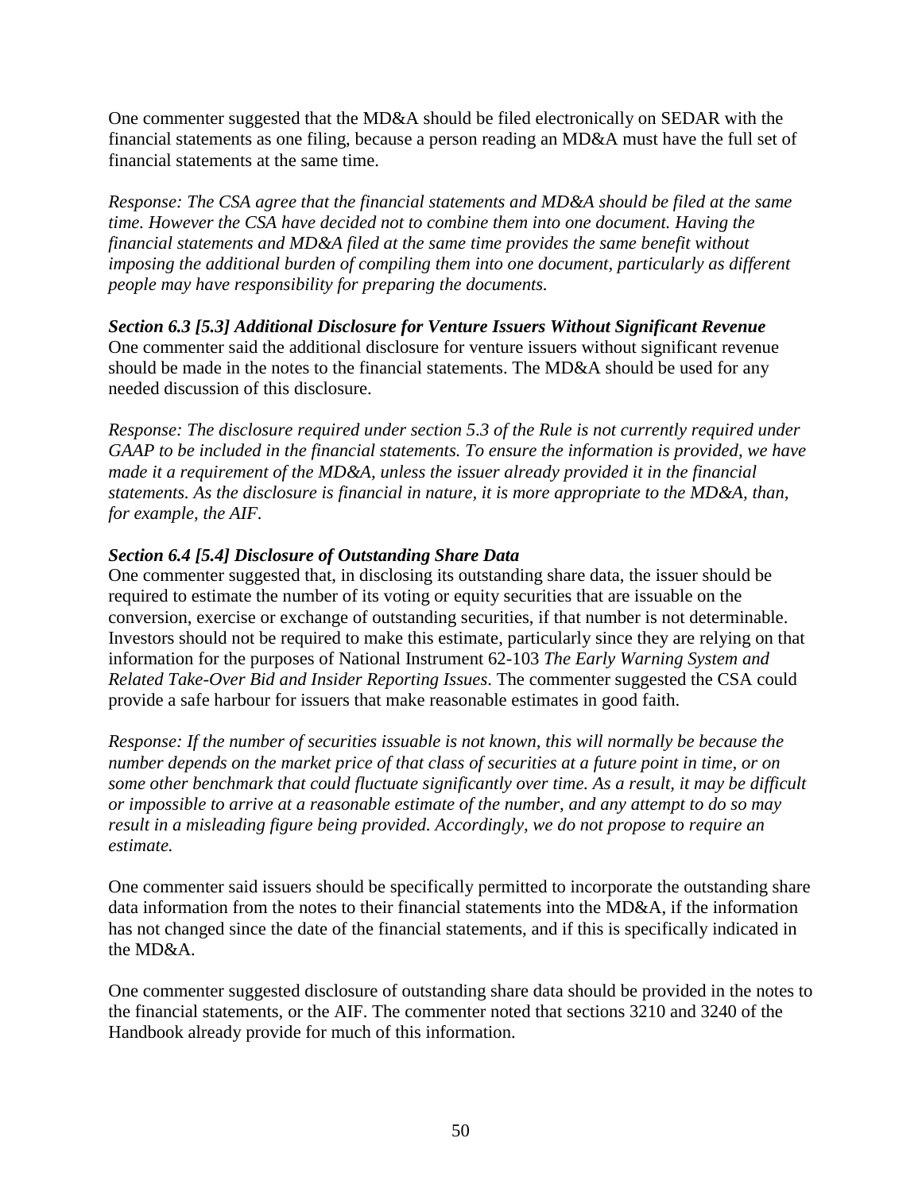One commenter suggested that the MD&A should be filed electronically on SEDAR with the financial statements as one filing, because a person reading an MD&A must have the full set of financial statements at the same time.

*Response: The CSA agree that the financial statements and MD&A should be filed at the same time. However the CSA have decided not to combine them into one document. Having the financial statements and MD&A filed at the same time provides the same benefit without imposing the additional burden of compiling them into one document, particularly as different people may have responsibility for preparing the documents.*

***Section 6.3 [5.3] Additional Disclosure for Venture Issuers Without Significant Revenue***

One commenter said the additional disclosure for venture issuers without significant revenue should be made in the notes to the financial statements. The MD&A should be used for any needed discussion of this disclosure.

*Response: The disclosure required under section 5.3 of the Rule is not currently required under GAAP to be included in the financial statements. To ensure the information is provided, we have made it a requirement of the MD&A, unless the issuer already provided it in the financial statements. As the disclosure is financial in nature, it is more appropriate to the MD&A, than, for example, the AIF.*

***Section 6.4 [5.4] Disclosure of Outstanding Share Data***

One commenter suggested that, in disclosing its outstanding share data, the issuer should be required to estimate the number of its voting or equity securities that are issuable on the conversion, exercise or exchange of outstanding securities, if that number is not determinable. Investors should not be required to make this estimate, particularly since they are relying on that information for the purposes of National Instrument 62-103 *The Early Warning System and Related Take-Over Bid and Insider Reporting Issues*. The commenter suggested the CSA could provide a safe harbour for issuers that make reasonable estimates in good faith.

*Response: If the number of securities issuable is not known, this will normally be because the number depends on the market price of that class of securities at a future point in time, or on some other benchmark that could fluctuate significantly over time. As a result, it may be difficult or impossible to arrive at a reasonable estimate of the number, and any attempt to do so may result in a misleading figure being provided. Accordingly, we do not propose to require an estimate.*

One commenter said issuers should be specifically permitted to incorporate the outstanding share data information from the notes to their financial statements into the MD&A, if the information has not changed since the date of the financial statements, and if this is specifically indicated in the MD&A.

One commenter suggested disclosure of outstanding share data should be provided in the notes to the financial statements, or the AIF. The commenter noted that sections 3210 and 3240 of the Handbook already provide for much of this information.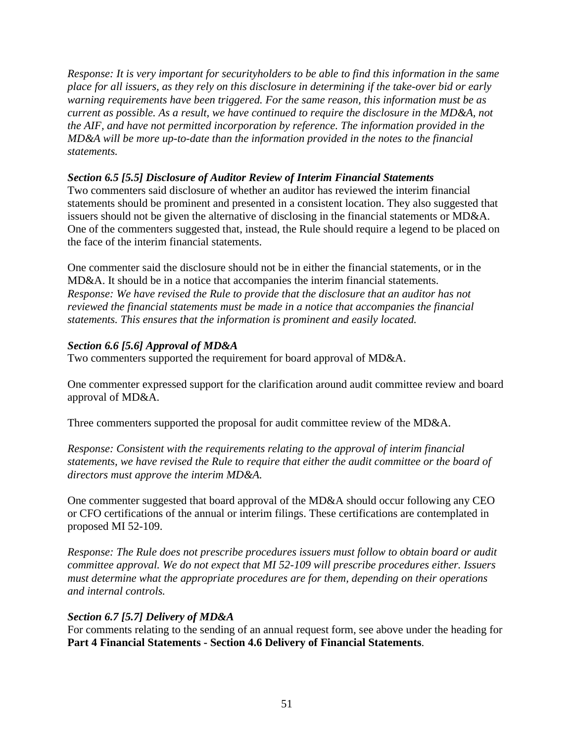*Response: It is very important for securityholders to be able to find this information in the same place for all issuers, as they rely on this disclosure in determining if the take-over bid or early warning requirements have been triggered. For the same reason, this information must be as current as possible. As a result, we have continued to require the disclosure in the MD&A, not the AIF, and have not permitted incorporation by reference. The information provided in the MD&A will be more up-to-date than the information provided in the notes to the financial statements.*

***Section 6.5 [5.5] Disclosure of Auditor Review of Interim Financial Statements***

Two commenters said disclosure of whether an auditor has reviewed the interim financial statements should be prominent and presented in a consistent location. They also suggested that issuers should not be given the alternative of disclosing in the financial statements or MD&A. One of the commenters suggested that, instead, the Rule should require a legend to be placed on the face of the interim financial statements.

One commenter said the disclosure should not be in either the financial statements, or in the MD&A. It should be in a notice that accompanies the interim financial statements.
*Response: We have revised the Rule to provide that the disclosure that an auditor has not reviewed the financial statements must be made in a notice that accompanies the financial statements. This ensures that the information is prominent and easily located.*

***Section 6.6 [5.6] Approval of MD&A***

Two commenters supported the requirement for board approval of MD&A.

One commenter expressed support for the clarification around audit committee review and board approval of MD&A.

Three commenters supported the proposal for audit committee review of the MD&A.

*Response: Consistent with the requirements relating to the approval of interim financial statements, we have revised the Rule to require that either the audit committee or the board of directors must approve the interim MD&A.*

One commenter suggested that board approval of the MD&A should occur following any CEO or CFO certifications of the annual or interim filings. These certifications are contemplated in proposed MI 52-109.

*Response: The Rule does not prescribe procedures issuers must follow to obtain board or audit committee approval. We do not expect that MI 52-109 will prescribe procedures either. Issuers must determine what the appropriate procedures are for them, depending on their operations and internal controls.*

***Section 6.7 [5.7] Delivery of MD&A***

For comments relating to the sending of an annual request form, see above under the heading for **Part 4 Financial Statements - Section 4.6 Delivery of Financial Statements**.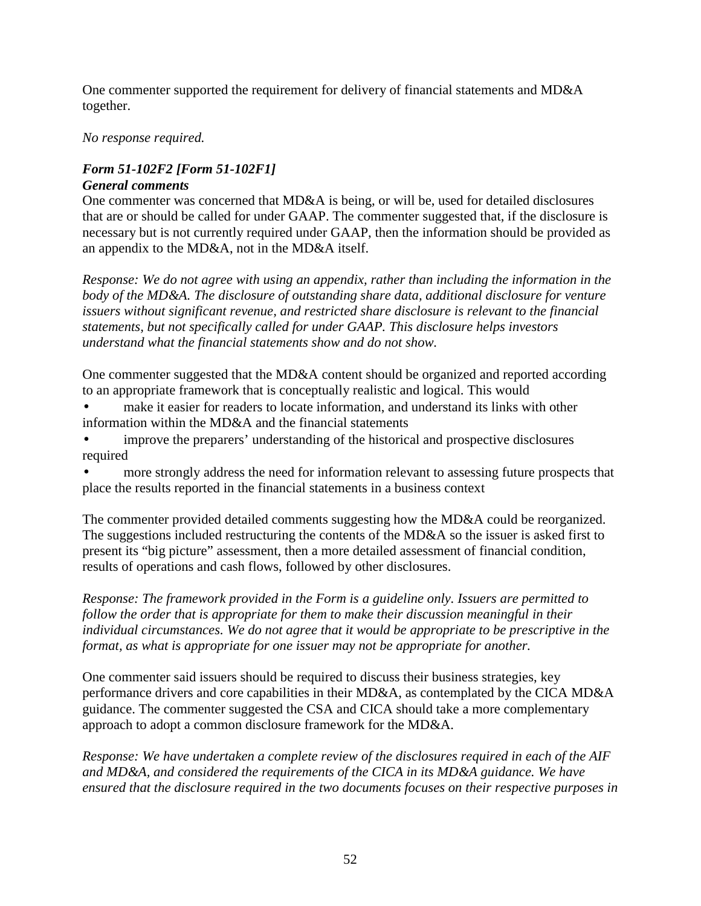One commenter supported the requirement for delivery of financial statements and MD&A together.

*No response required.*

***Form 51-102F2 [Form 51-102F1]***
***General comments***

One commenter was concerned that MD&A is being, or will be, used for detailed disclosures that are or should be called for under GAAP. The commenter suggested that, if the disclosure is necessary but is not currently required under GAAP, then the information should be provided as an appendix to the MD&A, not in the MD&A itself.

*Response: We do not agree with using an appendix, rather than including the information in the body of the MD&A. The disclosure of outstanding share data, additional disclosure for venture issuers without significant revenue, and restricted share disclosure is relevant to the financial statements, but not specifically called for under GAAP. This disclosure helps investors understand what the financial statements show and do not show.*

One commenter suggested that the MD&A content should be organized and reported according to an appropriate framework that is conceptually realistic and logical. This would

- make it easier for readers to locate information, and understand its links with other information within the MD&A and the financial statements
- improve the preparers' understanding of the historical and prospective disclosures required
- more strongly address the need for information relevant to assessing future prospects that place the results reported in the financial statements in a business context

The commenter provided detailed comments suggesting how the MD&A could be reorganized. The suggestions included restructuring the contents of the MD&A so the issuer is asked first to present its "big picture" assessment, then a more detailed assessment of financial condition, results of operations and cash flows, followed by other disclosures.

*Response: The framework provided in the Form is a guideline only. Issuers are permitted to follow the order that is appropriate for them to make their discussion meaningful in their individual circumstances. We do not agree that it would be appropriate to be prescriptive in the format, as what is appropriate for one issuer may not be appropriate for another.*

One commenter said issuers should be required to discuss their business strategies, key performance drivers and core capabilities in their MD&A, as contemplated by the CICA MD&A guidance. The commenter suggested the CSA and CICA should take a more complementary approach to adopt a common disclosure framework for the MD&A.

*Response: We have undertaken a complete review of the disclosures required in each of the AIF and MD&A, and considered the requirements of the CICA in its MD&A guidance. We have ensured that the disclosure required in the two documents focuses on their respective purposes in*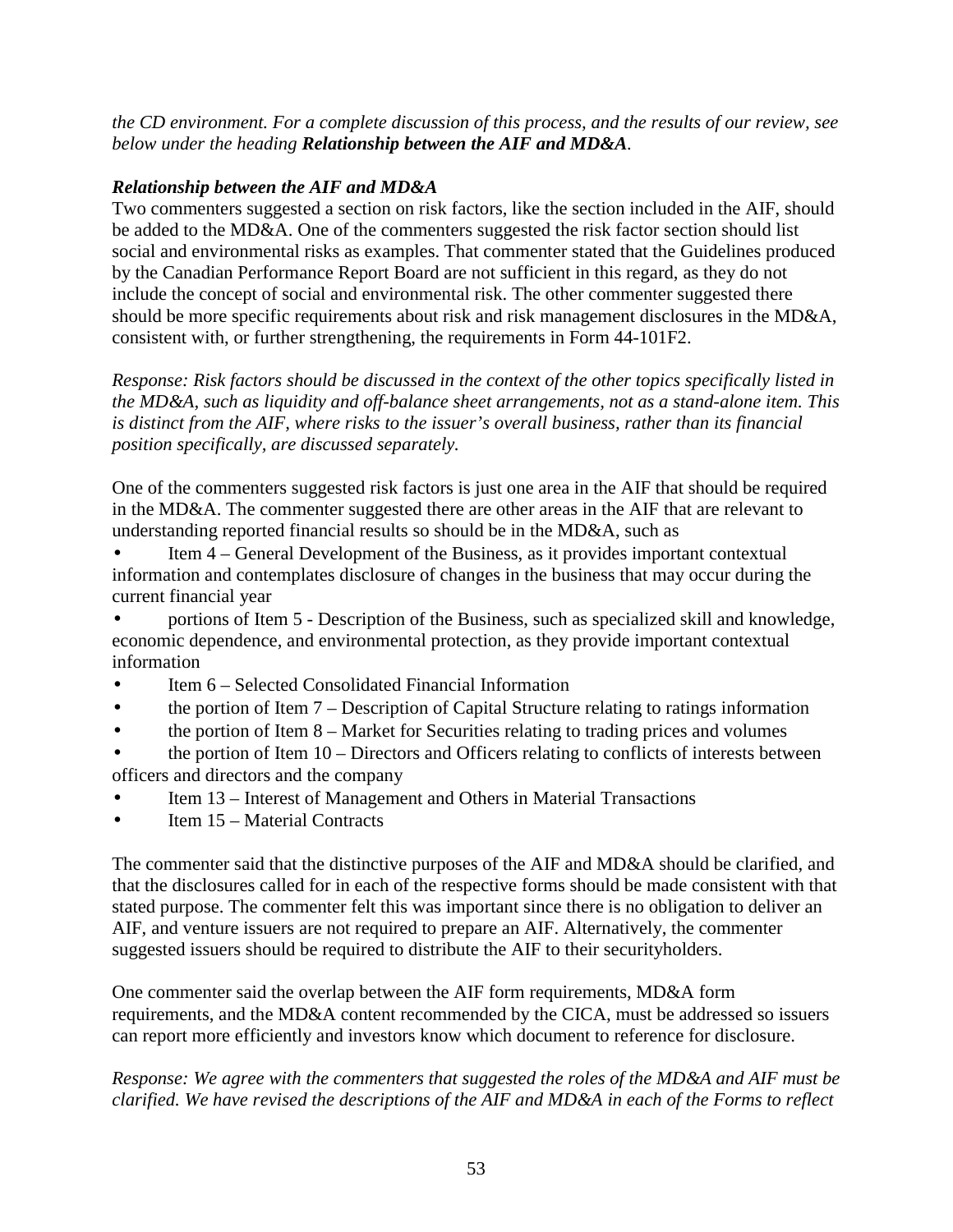*the CD environment. For a complete discussion of this process, and the results of our review, see below under the heading* ***Relationship between the AIF and MD&A****.*

***Relationship between the AIF and MD&A***

Two commenters suggested a section on risk factors, like the section included in the AIF, should be added to the MD&A. One of the commenters suggested the risk factor section should list social and environmental risks as examples. That commenter stated that the Guidelines produced by the Canadian Performance Report Board are not sufficient in this regard, as they do not include the concept of social and environmental risk. The other commenter suggested there should be more specific requirements about risk and risk management disclosures in the MD&A, consistent with, or further strengthening, the requirements in Form 44-101F2.

*Response: Risk factors should be discussed in the context of the other topics specifically listed in the MD&A, such as liquidity and off-balance sheet arrangements, not as a stand-alone item. This is distinct from the AIF, where risks to the issuer's overall business, rather than its financial position specifically, are discussed separately.*

One of the commenters suggested risk factors is just one area in the AIF that should be required in the MD&A. The commenter suggested there are other areas in the AIF that are relevant to understanding reported financial results so should be in the MD&A, such as

- Item 4 – General Development of the Business, as it provides important contextual information and contemplates disclosure of changes in the business that may occur during the current financial year
- portions of Item 5 - Description of the Business, such as specialized skill and knowledge, economic dependence, and environmental protection, as they provide important contextual information
- Item 6 – Selected Consolidated Financial Information
- the portion of Item 7 – Description of Capital Structure relating to ratings information
- the portion of Item 8 – Market for Securities relating to trading prices and volumes
- the portion of Item 10 – Directors and Officers relating to conflicts of interests between officers and directors and the company
- Item 13 – Interest of Management and Others in Material Transactions
- Item 15 – Material Contracts

The commenter said that the distinctive purposes of the AIF and MD&A should be clarified, and that the disclosures called for in each of the respective forms should be made consistent with that stated purpose. The commenter felt this was important since there is no obligation to deliver an AIF, and venture issuers are not required to prepare an AIF. Alternatively, the commenter suggested issuers should be required to distribute the AIF to their securityholders.

One commenter said the overlap between the AIF form requirements, MD&A form requirements, and the MD&A content recommended by the CICA, must be addressed so issuers can report more efficiently and investors know which document to reference for disclosure.

*Response: We agree with the commenters that suggested the roles of the MD&A and AIF must be clarified. We have revised the descriptions of the AIF and MD&A in each of the Forms to reflect*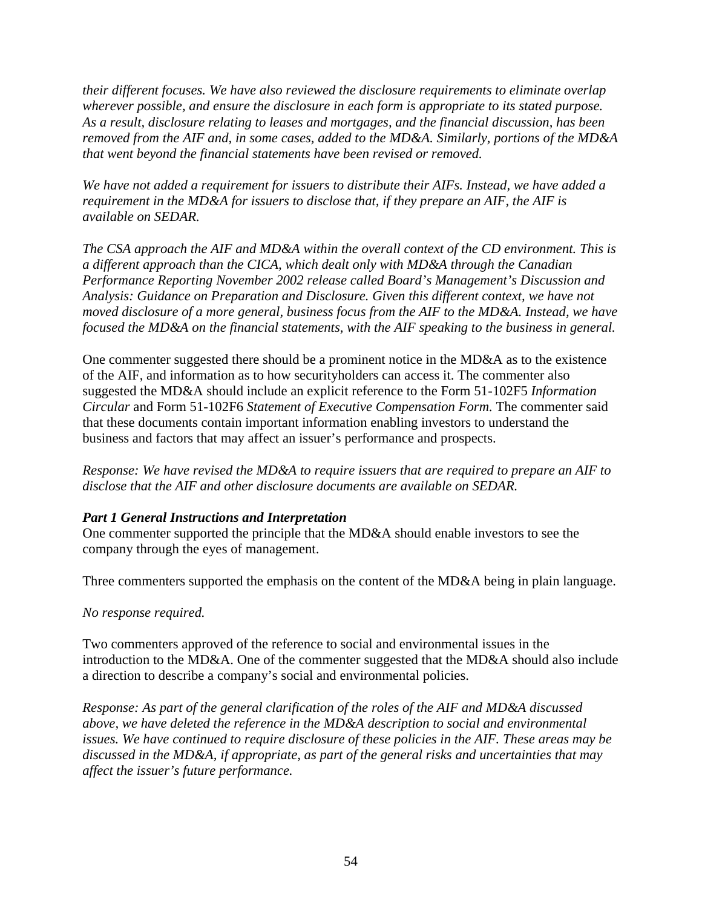*their different focuses. We have also reviewed the disclosure requirements to eliminate overlap wherever possible, and ensure the disclosure in each form is appropriate to its stated purpose. As a result, disclosure relating to leases and mortgages, and the financial discussion, has been removed from the AIF and, in some cases, added to the MD&A. Similarly, portions of the MD&A that went beyond the financial statements have been revised or removed.*

*We have not added a requirement for issuers to distribute their AIFs. Instead, we have added a requirement in the MD&A for issuers to disclose that, if they prepare an AIF, the AIF is available on SEDAR.*

*The CSA approach the AIF and MD&A within the overall context of the CD environment. This is a different approach than the CICA, which dealt only with MD&A through the Canadian Performance Reporting November 2002 release called Board's Management's Discussion and Analysis: Guidance on Preparation and Disclosure. Given this different context, we have not moved disclosure of a more general, business focus from the AIF to the MD&A. Instead, we have focused the MD&A on the financial statements, with the AIF speaking to the business in general.*

One commenter suggested there should be a prominent notice in the MD&A as to the existence of the AIF, and information as to how securityholders can access it. The commenter also suggested the MD&A should include an explicit reference to the Form 51-102F5 *Information Circular* and Form 51-102F6 *Statement of Executive Compensation Form.* The commenter said that these documents contain important information enabling investors to understand the business and factors that may affect an issuer's performance and prospects.

*Response: We have revised the MD&A to require issuers that are required to prepare an AIF to disclose that the AIF and other disclosure documents are available on SEDAR.*

***Part 1 General Instructions and Interpretation***

One commenter supported the principle that the MD&A should enable investors to see the company through the eyes of management.

Three commenters supported the emphasis on the content of the MD&A being in plain language.

*No response required.*

Two commenters approved of the reference to social and environmental issues in the introduction to the MD&A. One of the commenter suggested that the MD&A should also include a direction to describe a company's social and environmental policies.

*Response: As part of the general clarification of the roles of the AIF and MD&A discussed above, we have deleted the reference in the MD&A description to social and environmental issues. We have continued to require disclosure of these policies in the AIF. These areas may be discussed in the MD&A, if appropriate, as part of the general risks and uncertainties that may affect the issuer's future performance.*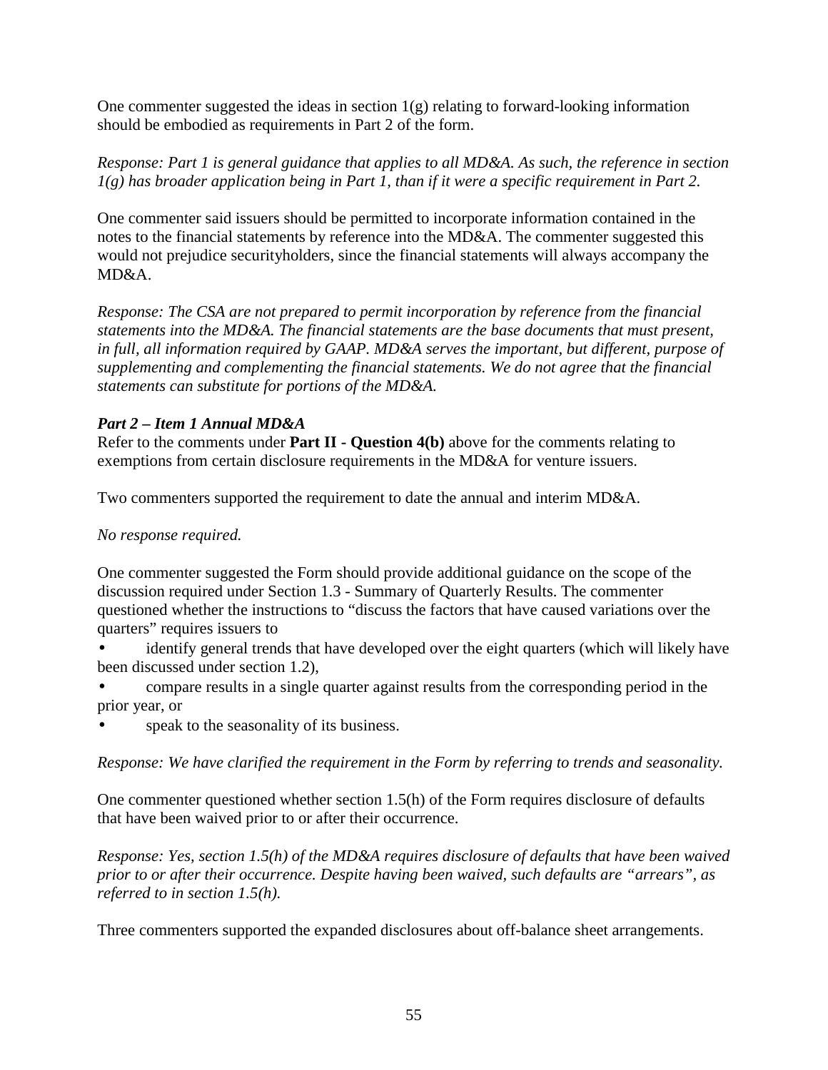One commenter suggested the ideas in section 1(g) relating to forward-looking information should be embodied as requirements in Part 2 of the form.

*Response: Part 1 is general guidance that applies to all MD&A. As such, the reference in section 1(g) has broader application being in Part 1, than if it were a specific requirement in Part 2.*

One commenter said issuers should be permitted to incorporate information contained in the notes to the financial statements by reference into the MD&A. The commenter suggested this would not prejudice securityholders, since the financial statements will always accompany the MD&A.

*Response: The CSA are not prepared to permit incorporation by reference from the financial statements into the MD&A. The financial statements are the base documents that must present, in full, all information required by GAAP. MD&A serves the important, but different, purpose of supplementing and complementing the financial statements. We do not agree that the financial statements can substitute for portions of the MD&A.*

***Part 2 – Item 1 Annual MD&A***

Refer to the comments under **Part II - Question 4(b)** above for the comments relating to exemptions from certain disclosure requirements in the MD&A for venture issuers.

Two commenters supported the requirement to date the annual and interim MD&A.

*No response required.*

One commenter suggested the Form should provide additional guidance on the scope of the discussion required under Section 1.3 - Summary of Quarterly Results. The commenter questioned whether the instructions to "discuss the factors that have caused variations over the quarters" requires issuers to

- identify general trends that have developed over the eight quarters (which will likely have been discussed under section 1.2),
- compare results in a single quarter against results from the corresponding period in the prior year, or
- speak to the seasonality of its business.

*Response: We have clarified the requirement in the Form by referring to trends and seasonality.*

One commenter questioned whether section 1.5(h) of the Form requires disclosure of defaults that have been waived prior to or after their occurrence.

*Response: Yes, section 1.5(h) of the MD&A requires disclosure of defaults that have been waived prior to or after their occurrence. Despite having been waived, such defaults are "arrears", as referred to in section 1.5(h).*

Three commenters supported the expanded disclosures about off-balance sheet arrangements.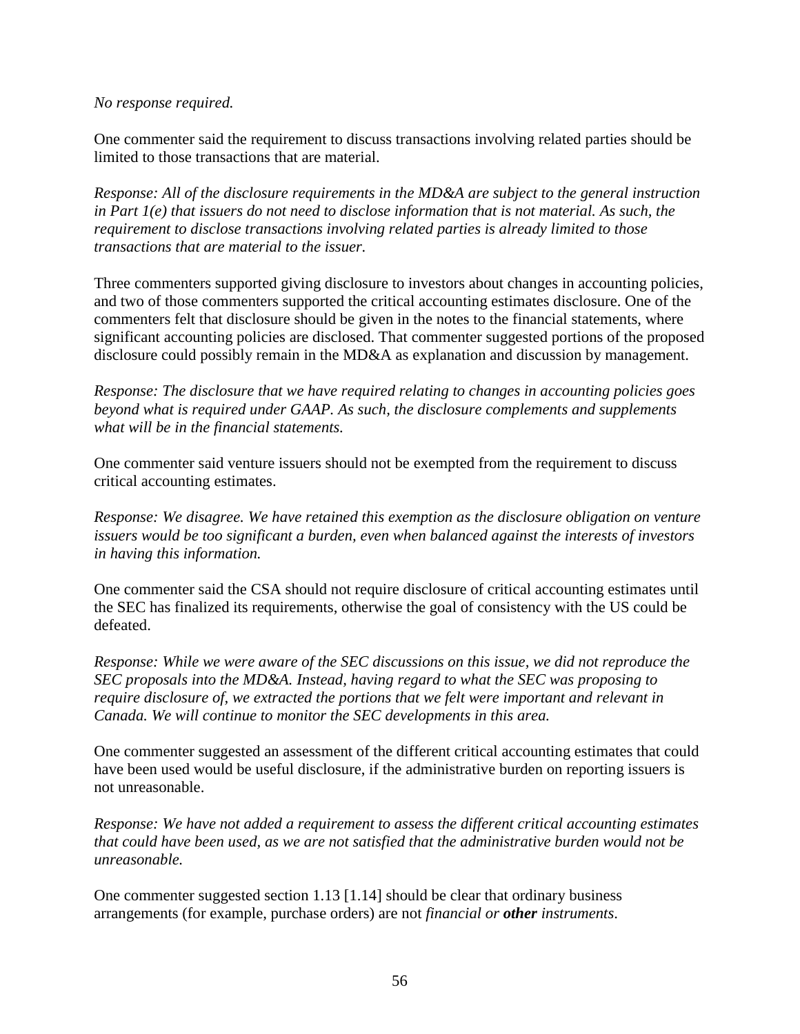*No response required.*

One commenter said the requirement to discuss transactions involving related parties should be limited to those transactions that are material.

*Response: All of the disclosure requirements in the MD&A are subject to the general instruction in Part 1(e) that issuers do not need to disclose information that is not material. As such, the requirement to disclose transactions involving related parties is already limited to those transactions that are material to the issuer.*

Three commenters supported giving disclosure to investors about changes in accounting policies, and two of those commenters supported the critical accounting estimates disclosure. One of the commenters felt that disclosure should be given in the notes to the financial statements, where significant accounting policies are disclosed. That commenter suggested portions of the proposed disclosure could possibly remain in the MD&A as explanation and discussion by management.

*Response: The disclosure that we have required relating to changes in accounting policies goes beyond what is required under GAAP. As such, the disclosure complements and supplements what will be in the financial statements.*

One commenter said venture issuers should not be exempted from the requirement to discuss critical accounting estimates.

*Response: We disagree. We have retained this exemption as the disclosure obligation on venture issuers would be too significant a burden, even when balanced against the interests of investors in having this information.*

One commenter said the CSA should not require disclosure of critical accounting estimates until the SEC has finalized its requirements, otherwise the goal of consistency with the US could be defeated.

*Response: While we were aware of the SEC discussions on this issue, we did not reproduce the SEC proposals into the MD&A. Instead, having regard to what the SEC was proposing to require disclosure of, we extracted the portions that we felt were important and relevant in Canada. We will continue to monitor the SEC developments in this area.*

One commenter suggested an assessment of the different critical accounting estimates that could have been used would be useful disclosure, if the administrative burden on reporting issuers is not unreasonable.

*Response: We have not added a requirement to assess the different critical accounting estimates that could have been used, as we are not satisfied that the administrative burden would not be unreasonable.*

One commenter suggested section 1.13 [1.14] should be clear that ordinary business arrangements (for example, purchase orders) are not *financial or* ***other*** *instruments*.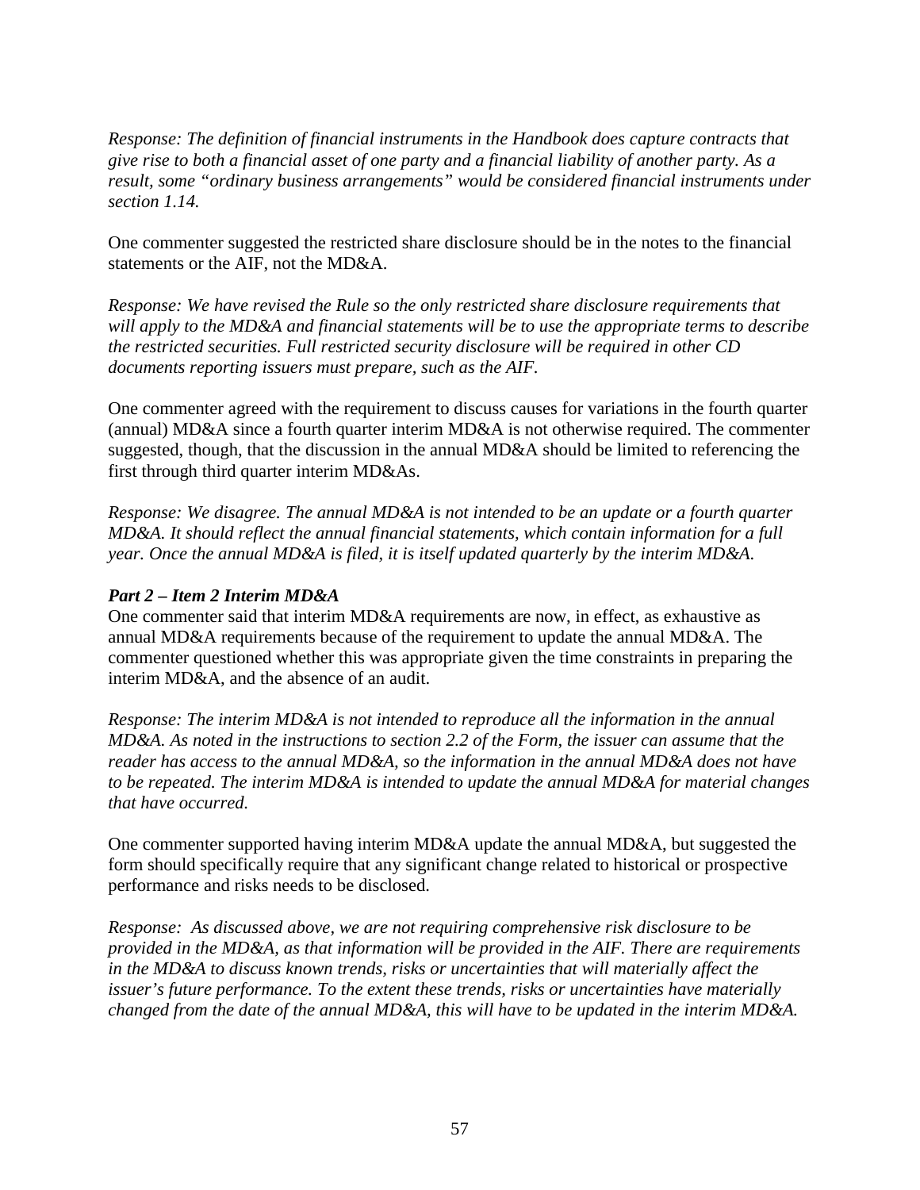*Response: The definition of financial instruments in the Handbook does capture contracts that give rise to both a financial asset of one party and a financial liability of another party. As a result, some "ordinary business arrangements" would be considered financial instruments under section 1.14.*

One commenter suggested the restricted share disclosure should be in the notes to the financial statements or the AIF, not the MD&A.

*Response: We have revised the Rule so the only restricted share disclosure requirements that will apply to the MD&A and financial statements will be to use the appropriate terms to describe the restricted securities. Full restricted security disclosure will be required in other CD documents reporting issuers must prepare, such as the AIF.*

One commenter agreed with the requirement to discuss causes for variations in the fourth quarter (annual) MD&A since a fourth quarter interim MD&A is not otherwise required. The commenter suggested, though, that the discussion in the annual MD&A should be limited to referencing the first through third quarter interim MD&As.

*Response: We disagree. The annual MD&A is not intended to be an update or a fourth quarter MD&A. It should reflect the annual financial statements, which contain information for a full year. Once the annual MD&A is filed, it is itself updated quarterly by the interim MD&A.*

***Part 2 – Item 2 Interim MD&A***

One commenter said that interim MD&A requirements are now, in effect, as exhaustive as annual MD&A requirements because of the requirement to update the annual MD&A. The commenter questioned whether this was appropriate given the time constraints in preparing the interim MD&A, and the absence of an audit.

*Response: The interim MD&A is not intended to reproduce all the information in the annual MD&A. As noted in the instructions to section 2.2 of the Form, the issuer can assume that the reader has access to the annual MD&A, so the information in the annual MD&A does not have to be repeated. The interim MD&A is intended to update the annual MD&A for material changes that have occurred.*

One commenter supported having interim MD&A update the annual MD&A, but suggested the form should specifically require that any significant change related to historical or prospective performance and risks needs to be disclosed.

*Response: As discussed above, we are not requiring comprehensive risk disclosure to be provided in the MD&A, as that information will be provided in the AIF. There are requirements in the MD&A to discuss known trends, risks or uncertainties that will materially affect the issuer's future performance. To the extent these trends, risks or uncertainties have materially changed from the date of the annual MD&A, this will have to be updated in the interim MD&A.*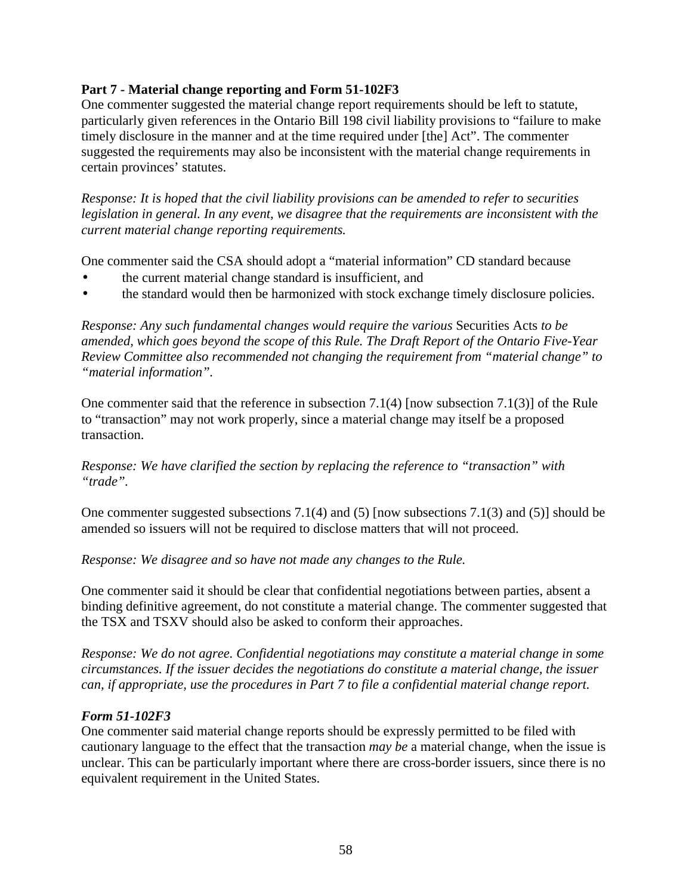**Part 7 - Material change reporting and Form 51-102F3**

One commenter suggested the material change report requirements should be left to statute, particularly given references in the Ontario Bill 198 civil liability provisions to "failure to make timely disclosure in the manner and at the time required under [the] Act". The commenter suggested the requirements may also be inconsistent with the material change requirements in certain provinces' statutes.

*Response: It is hoped that the civil liability provisions can be amended to refer to securities legislation in general. In any event, we disagree that the requirements are inconsistent with the current material change reporting requirements.*

One commenter said the CSA should adopt a "material information" CD standard because

- the current material change standard is insufficient, and
- the standard would then be harmonized with stock exchange timely disclosure policies.

*Response: Any such fundamental changes would require the various* Securities Acts *to be amended, which goes beyond the scope of this Rule. The Draft Report of the Ontario Five-Year Review Committee also recommended not changing the requirement from "material change" to "material information".*

One commenter said that the reference in subsection 7.1(4) [now subsection 7.1(3)] of the Rule to "transaction" may not work properly, since a material change may itself be a proposed transaction.

*Response: We have clarified the section by replacing the reference to "transaction" with "trade".*

One commenter suggested subsections 7.1(4) and (5) [now subsections 7.1(3) and (5)] should be amended so issuers will not be required to disclose matters that will not proceed.

*Response: We disagree and so have not made any changes to the Rule.*

One commenter said it should be clear that confidential negotiations between parties, absent a binding definitive agreement, do not constitute a material change. The commenter suggested that the TSX and TSXV should also be asked to conform their approaches.

*Response: We do not agree. Confidential negotiations may constitute a material change in some circumstances. If the issuer decides the negotiations do constitute a material change, the issuer can, if appropriate, use the procedures in Part 7 to file a confidential material change report.*

***Form 51-102F3***

One commenter said material change reports should be expressly permitted to be filed with cautionary language to the effect that the transaction *may be* a material change, when the issue is unclear. This can be particularly important where there are cross-border issuers, since there is no equivalent requirement in the United States.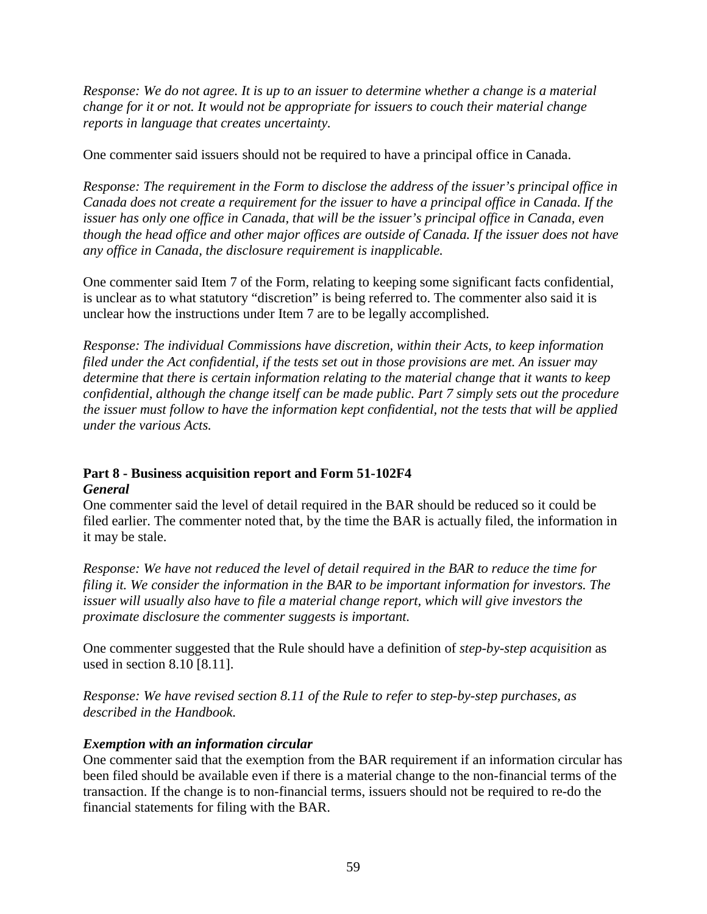*Response: We do not agree. It is up to an issuer to determine whether a change is a material change for it or not. It would not be appropriate for issuers to couch their material change reports in language that creates uncertainty.*

One commenter said issuers should not be required to have a principal office in Canada.

*Response: The requirement in the Form to disclose the address of the issuer's principal office in Canada does not create a requirement for the issuer to have a principal office in Canada. If the issuer has only one office in Canada, that will be the issuer's principal office in Canada, even though the head office and other major offices are outside of Canada. If the issuer does not have any office in Canada, the disclosure requirement is inapplicable.*

One commenter said Item 7 of the Form, relating to keeping some significant facts confidential, is unclear as to what statutory "discretion" is being referred to. The commenter also said it is unclear how the instructions under Item 7 are to be legally accomplished.

*Response: The individual Commissions have discretion, within their Acts, to keep information filed under the Act confidential, if the tests set out in those provisions are met. An issuer may determine that there is certain information relating to the material change that it wants to keep confidential, although the change itself can be made public. Part 7 simply sets out the procedure the issuer must follow to have the information kept confidential, not the tests that will be applied under the various Acts.*

**Part 8 - Business acquisition report and Form 51-102F4**
***General***
One commenter said the level of detail required in the BAR should be reduced so it could be filed earlier. The commenter noted that, by the time the BAR is actually filed, the information in it may be stale.

*Response: We have not reduced the level of detail required in the BAR to reduce the time for filing it. We consider the information in the BAR to be important information for investors. The issuer will usually also have to file a material change report, which will give investors the proximate disclosure the commenter suggests is important.*

One commenter suggested that the Rule should have a definition of *step-by-step acquisition* as used in section 8.10 [8.11].

*Response: We have revised section 8.11 of the Rule to refer to step-by-step purchases, as described in the Handbook.*

***Exemption with an information circular***
One commenter said that the exemption from the BAR requirement if an information circular has been filed should be available even if there is a material change to the non-financial terms of the transaction. If the change is to non-financial terms, issuers should not be required to re-do the financial statements for filing with the BAR.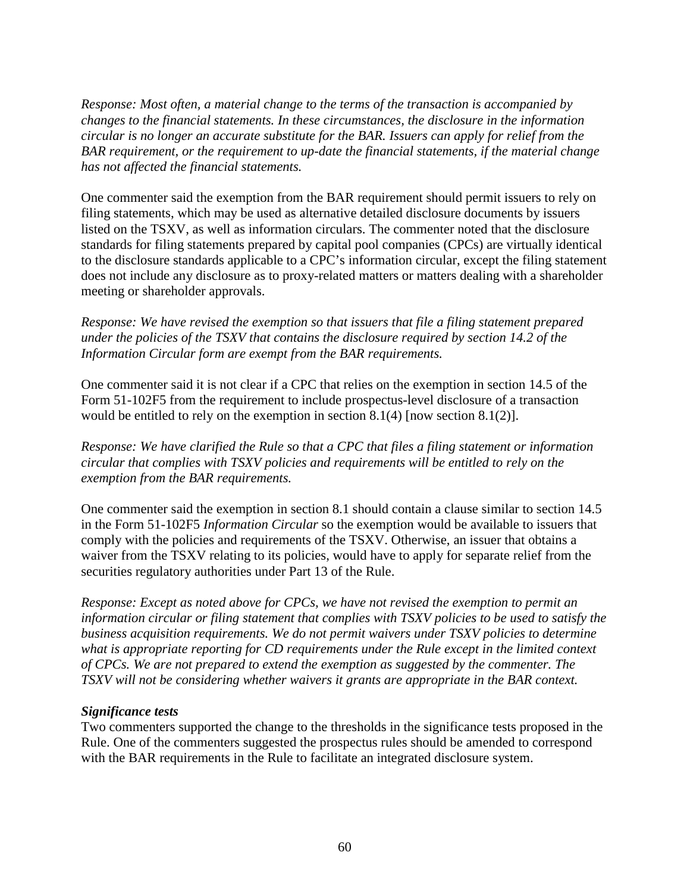*Response: Most often, a material change to the terms of the transaction is accompanied by changes to the financial statements. In these circumstances, the disclosure in the information circular is no longer an accurate substitute for the BAR. Issuers can apply for relief from the BAR requirement, or the requirement to up-date the financial statements, if the material change has not affected the financial statements.*

One commenter said the exemption from the BAR requirement should permit issuers to rely on filing statements, which may be used as alternative detailed disclosure documents by issuers listed on the TSXV, as well as information circulars. The commenter noted that the disclosure standards for filing statements prepared by capital pool companies (CPCs) are virtually identical to the disclosure standards applicable to a CPC's information circular, except the filing statement does not include any disclosure as to proxy-related matters or matters dealing with a shareholder meeting or shareholder approvals.

*Response: We have revised the exemption so that issuers that file a filing statement prepared under the policies of the TSXV that contains the disclosure required by section 14.2 of the Information Circular form are exempt from the BAR requirements.*

One commenter said it is not clear if a CPC that relies on the exemption in section 14.5 of the Form 51-102F5 from the requirement to include prospectus-level disclosure of a transaction would be entitled to rely on the exemption in section 8.1(4) [now section 8.1(2)].

*Response: We have clarified the Rule so that a CPC that files a filing statement or information circular that complies with TSXV policies and requirements will be entitled to rely on the exemption from the BAR requirements.*

One commenter said the exemption in section 8.1 should contain a clause similar to section 14.5 in the Form 51-102F5 *Information Circular* so the exemption would be available to issuers that comply with the policies and requirements of the TSXV. Otherwise, an issuer that obtains a waiver from the TSXV relating to its policies, would have to apply for separate relief from the securities regulatory authorities under Part 13 of the Rule.

*Response: Except as noted above for CPCs, we have not revised the exemption to permit an information circular or filing statement that complies with TSXV policies to be used to satisfy the business acquisition requirements. We do not permit waivers under TSXV policies to determine what is appropriate reporting for CD requirements under the Rule except in the limited context of CPCs. We are not prepared to extend the exemption as suggested by the commenter. The TSXV will not be considering whether waivers it grants are appropriate in the BAR context.*

***Significance tests***

Two commenters supported the change to the thresholds in the significance tests proposed in the Rule. One of the commenters suggested the prospectus rules should be amended to correspond with the BAR requirements in the Rule to facilitate an integrated disclosure system.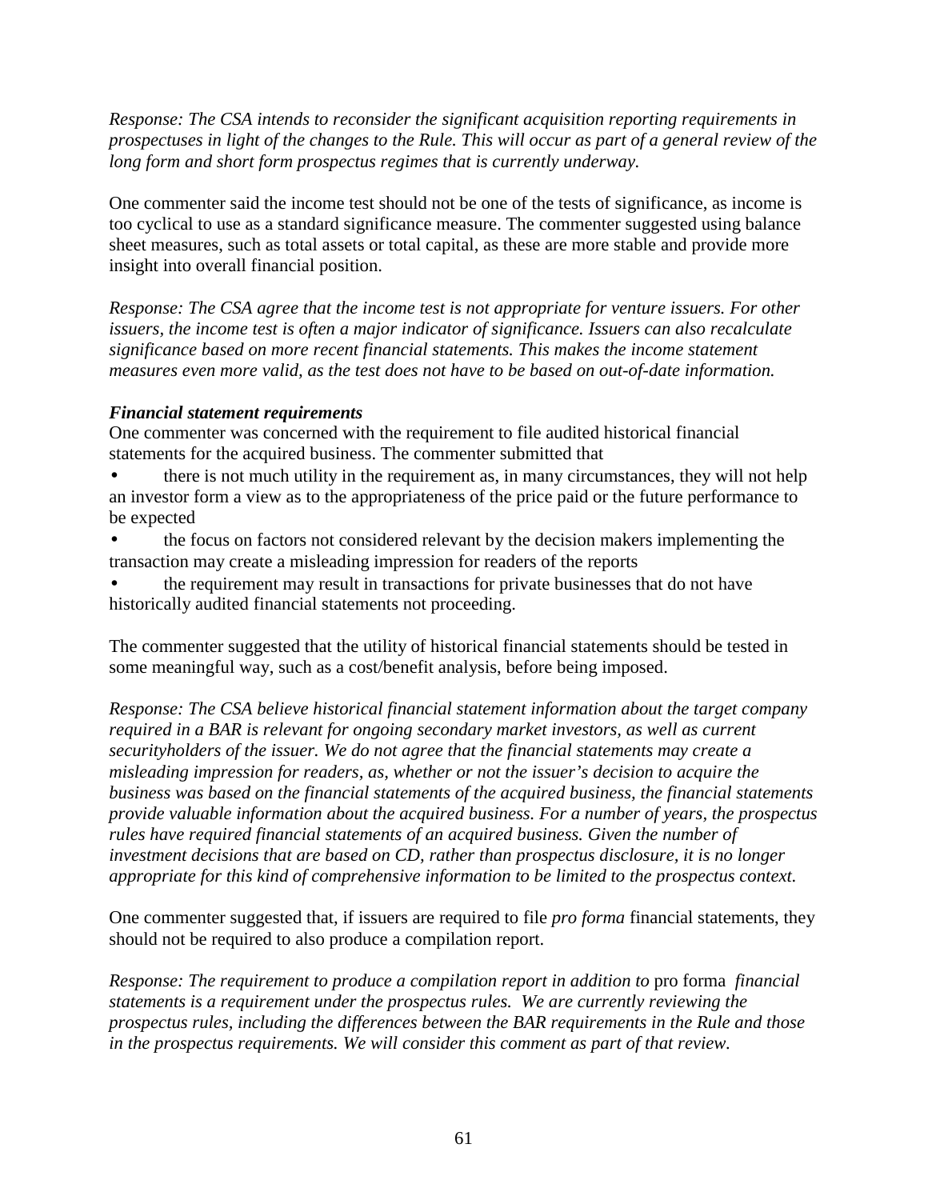*Response: The CSA intends to reconsider the significant acquisition reporting requirements in prospectuses in light of the changes to the Rule. This will occur as part of a general review of the long form and short form prospectus regimes that is currently underway.*

One commenter said the income test should not be one of the tests of significance, as income is too cyclical to use as a standard significance measure. The commenter suggested using balance sheet measures, such as total assets or total capital, as these are more stable and provide more insight into overall financial position.

*Response: The CSA agree that the income test is not appropriate for venture issuers. For other issuers, the income test is often a major indicator of significance. Issuers can also recalculate significance based on more recent financial statements. This makes the income statement measures even more valid, as the test does not have to be based on out-of-date information.*

***Financial statement requirements***

One commenter was concerned with the requirement to file audited historical financial statements for the acquired business. The commenter submitted that

- there is not much utility in the requirement as, in many circumstances, they will not help an investor form a view as to the appropriateness of the price paid or the future performance to be expected
- the focus on factors not considered relevant by the decision makers implementing the transaction may create a misleading impression for readers of the reports
- the requirement may result in transactions for private businesses that do not have historically audited financial statements not proceeding.

The commenter suggested that the utility of historical financial statements should be tested in some meaningful way, such as a cost/benefit analysis, before being imposed.

*Response: The CSA believe historical financial statement information about the target company required in a BAR is relevant for ongoing secondary market investors, as well as current securityholders of the issuer. We do not agree that the financial statements may create a misleading impression for readers, as, whether or not the issuer's decision to acquire the business was based on the financial statements of the acquired business, the financial statements provide valuable information about the acquired business. For a number of years, the prospectus rules have required financial statements of an acquired business. Given the number of investment decisions that are based on CD, rather than prospectus disclosure, it is no longer appropriate for this kind of comprehensive information to be limited to the prospectus context.*

One commenter suggested that, if issuers are required to file *pro forma* financial statements, they should not be required to also produce a compilation report.

*Response: The requirement to produce a compilation report in addition to* pro forma *financial statements is a requirement under the prospectus rules. We are currently reviewing the prospectus rules, including the differences between the BAR requirements in the Rule and those in the prospectus requirements. We will consider this comment as part of that review.*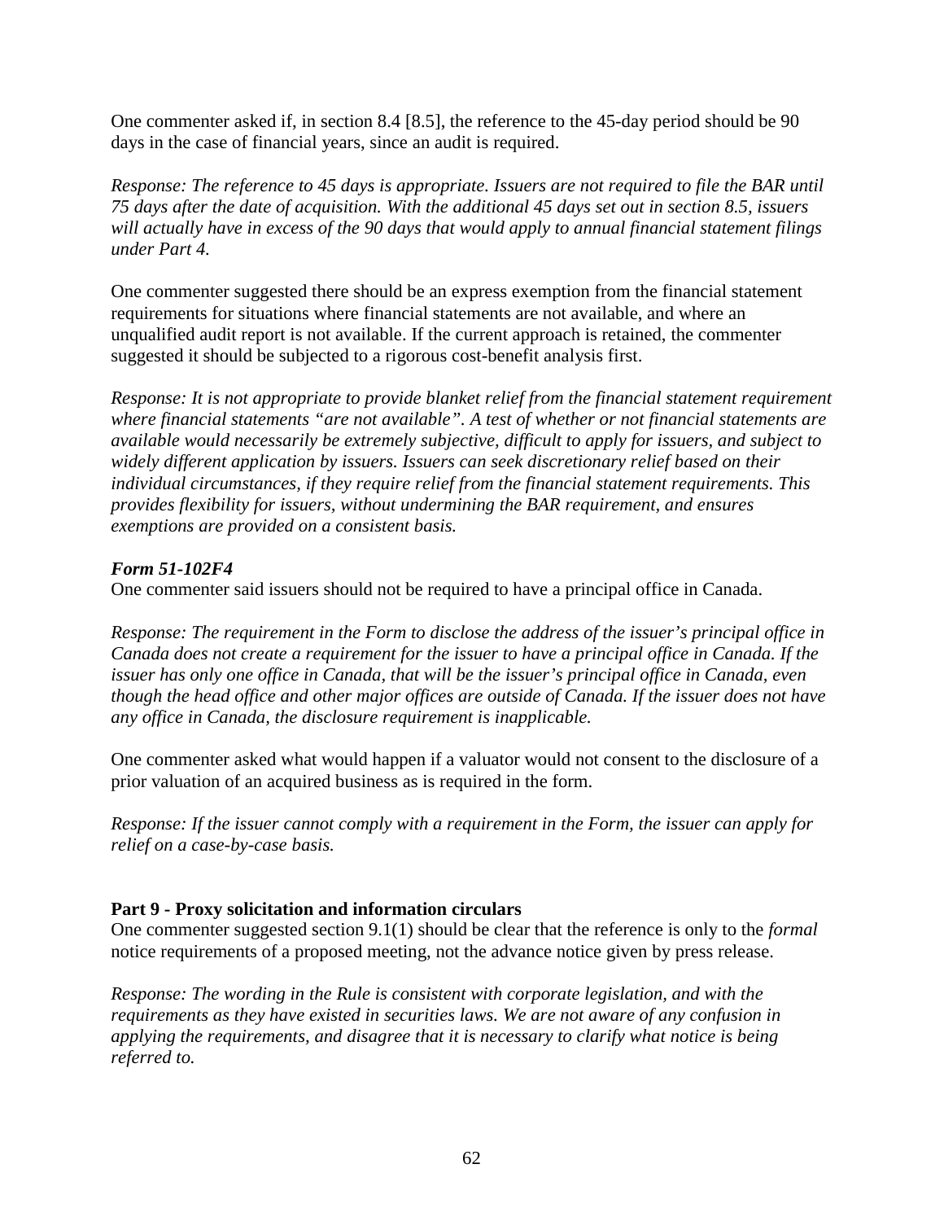One commenter asked if, in section 8.4 [8.5], the reference to the 45-day period should be 90 days in the case of financial years, since an audit is required.

*Response: The reference to 45 days is appropriate. Issuers are not required to file the BAR until 75 days after the date of acquisition. With the additional 45 days set out in section 8.5, issuers will actually have in excess of the 90 days that would apply to annual financial statement filings under Part 4.*

One commenter suggested there should be an express exemption from the financial statement requirements for situations where financial statements are not available, and where an unqualified audit report is not available. If the current approach is retained, the commenter suggested it should be subjected to a rigorous cost-benefit analysis first.

*Response: It is not appropriate to provide blanket relief from the financial statement requirement where financial statements "are not available". A test of whether or not financial statements are available would necessarily be extremely subjective, difficult to apply for issuers, and subject to widely different application by issuers. Issuers can seek discretionary relief based on their individual circumstances, if they require relief from the financial statement requirements. This provides flexibility for issuers, without undermining the BAR requirement, and ensures exemptions are provided on a consistent basis.*

***Form 51-102F4***

One commenter said issuers should not be required to have a principal office in Canada.

*Response: The requirement in the Form to disclose the address of the issuer's principal office in Canada does not create a requirement for the issuer to have a principal office in Canada. If the issuer has only one office in Canada, that will be the issuer's principal office in Canada, even though the head office and other major offices are outside of Canada. If the issuer does not have any office in Canada, the disclosure requirement is inapplicable.*

One commenter asked what would happen if a valuator would not consent to the disclosure of a prior valuation of an acquired business as is required in the form.

*Response: If the issuer cannot comply with a requirement in the Form, the issuer can apply for relief on a case-by-case basis.*

**Part 9 - Proxy solicitation and information circulars**

One commenter suggested section 9.1(1) should be clear that the reference is only to the *formal* notice requirements of a proposed meeting, not the advance notice given by press release.

*Response: The wording in the Rule is consistent with corporate legislation, and with the requirements as they have existed in securities laws. We are not aware of any confusion in applying the requirements, and disagree that it is necessary to clarify what notice is being referred to.*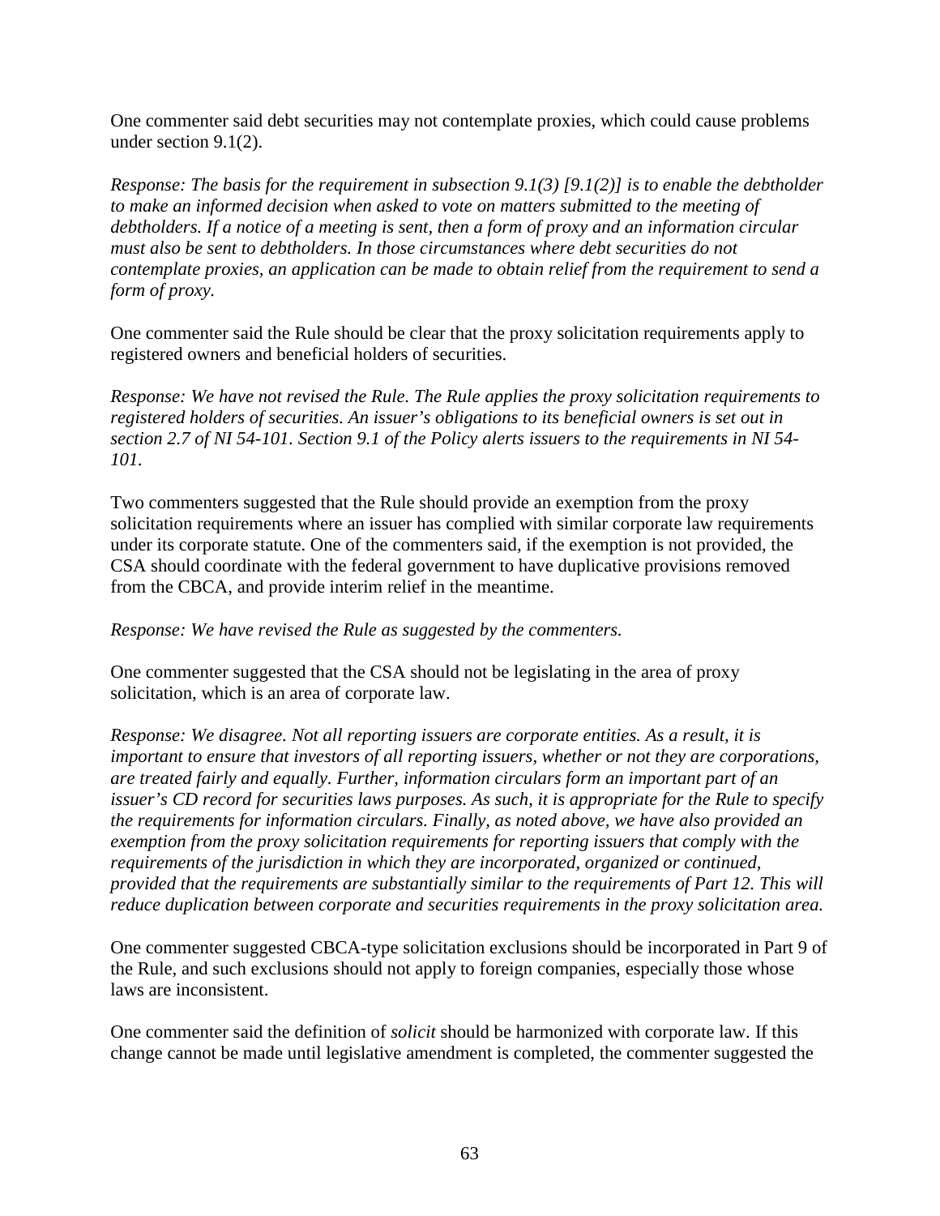One commenter said debt securities may not contemplate proxies, which could cause problems under section 9.1(2).

*Response: The basis for the requirement in subsection 9.1(3) [9.1(2)] is to enable the debtholder to make an informed decision when asked to vote on matters submitted to the meeting of debtholders. If a notice of a meeting is sent, then a form of proxy and an information circular must also be sent to debtholders. In those circumstances where debt securities do not contemplate proxies, an application can be made to obtain relief from the requirement to send a form of proxy.*

One commenter said the Rule should be clear that the proxy solicitation requirements apply to registered owners and beneficial holders of securities.

*Response: We have not revised the Rule. The Rule applies the proxy solicitation requirements to registered holders of securities. An issuer's obligations to its beneficial owners is set out in section 2.7 of NI 54-101. Section 9.1 of the Policy alerts issuers to the requirements in NI 54-101.*

Two commenters suggested that the Rule should provide an exemption from the proxy solicitation requirements where an issuer has complied with similar corporate law requirements under its corporate statute. One of the commenters said, if the exemption is not provided, the CSA should coordinate with the federal government to have duplicative provisions removed from the CBCA, and provide interim relief in the meantime.

*Response: We have revised the Rule as suggested by the commenters.*

One commenter suggested that the CSA should not be legislating in the area of proxy solicitation, which is an area of corporate law.

*Response: We disagree. Not all reporting issuers are corporate entities. As a result, it is important to ensure that investors of all reporting issuers, whether or not they are corporations, are treated fairly and equally. Further, information circulars form an important part of an issuer's CD record for securities laws purposes. As such, it is appropriate for the Rule to specify the requirements for information circulars. Finally, as noted above, we have also provided an exemption from the proxy solicitation requirements for reporting issuers that comply with the requirements of the jurisdiction in which they are incorporated, organized or continued, provided that the requirements are substantially similar to the requirements of Part 12. This will reduce duplication between corporate and securities requirements in the proxy solicitation area.*

One commenter suggested CBCA-type solicitation exclusions should be incorporated in Part 9 of the Rule, and such exclusions should not apply to foreign companies, especially those whose laws are inconsistent.

One commenter said the definition of *solicit* should be harmonized with corporate law. If this change cannot be made until legislative amendment is completed, the commenter suggested the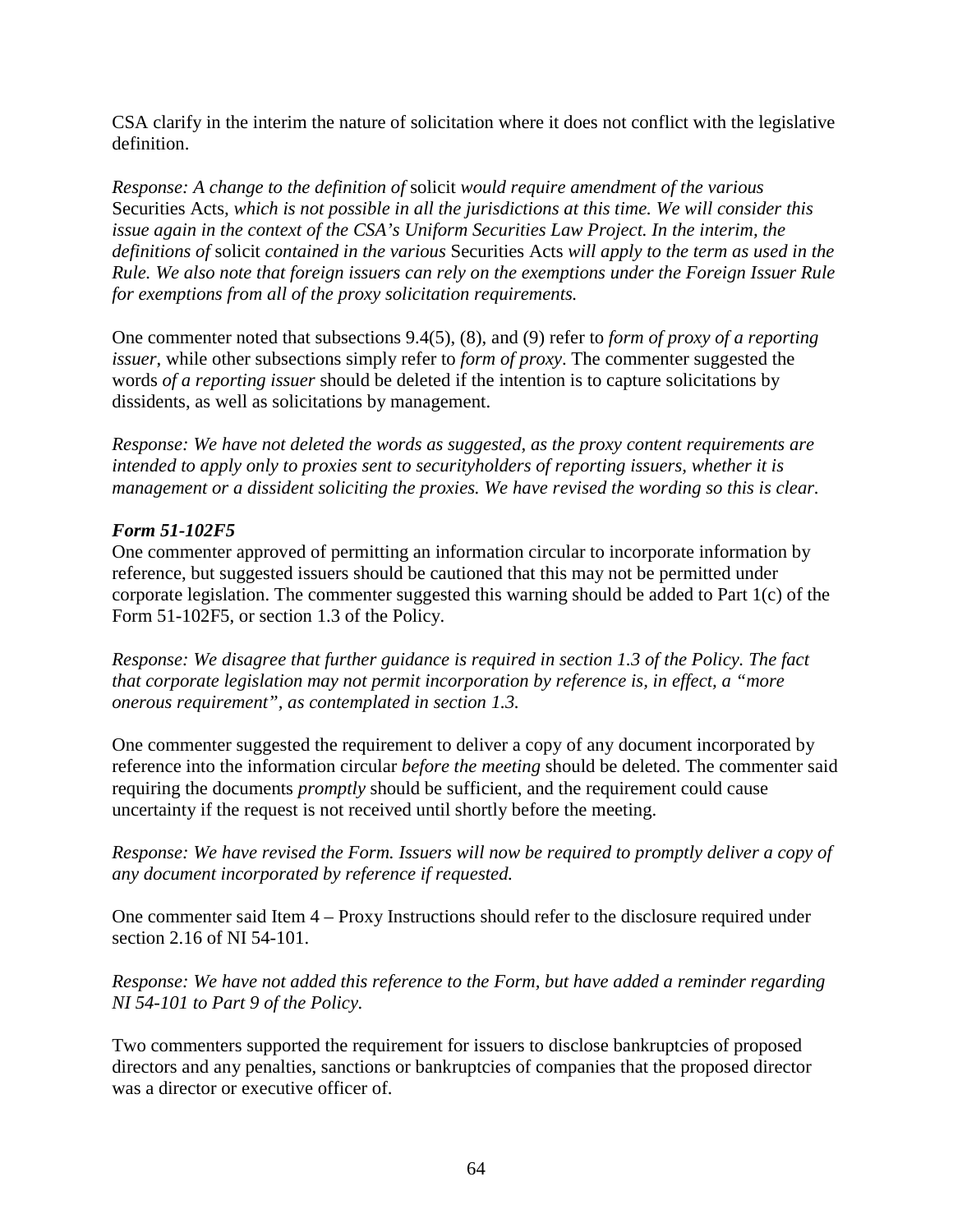CSA clarify in the interim the nature of solicitation where it does not conflict with the legislative definition.

*Response: A change to the definition of* solicit *would require amendment of the various* Securities Acts*, which is not possible in all the jurisdictions at this time. We will consider this issue again in the context of the CSA's Uniform Securities Law Project. In the interim, the definitions of* solicit *contained in the various* Securities Acts *will apply to the term as used in the Rule. We also note that foreign issuers can rely on the exemptions under the Foreign Issuer Rule for exemptions from all of the proxy solicitation requirements.*

One commenter noted that subsections 9.4(5), (8), and (9) refer to *form of proxy of a reporting issuer*, while other subsections simply refer to *form of proxy*. The commenter suggested the words *of a reporting issuer* should be deleted if the intention is to capture solicitations by dissidents, as well as solicitations by management.

*Response: We have not deleted the words as suggested, as the proxy content requirements are intended to apply only to proxies sent to securityholders of reporting issuers, whether it is management or a dissident soliciting the proxies. We have revised the wording so this is clear.*

***Form 51-102F5***

One commenter approved of permitting an information circular to incorporate information by reference, but suggested issuers should be cautioned that this may not be permitted under corporate legislation. The commenter suggested this warning should be added to Part 1(c) of the Form 51-102F5, or section 1.3 of the Policy.

*Response: We disagree that further guidance is required in section 1.3 of the Policy. The fact that corporate legislation may not permit incorporation by reference is, in effect, a "more onerous requirement", as contemplated in section 1.3.*

One commenter suggested the requirement to deliver a copy of any document incorporated by reference into the information circular *before the meeting* should be deleted. The commenter said requiring the documents *promptly* should be sufficient, and the requirement could cause uncertainty if the request is not received until shortly before the meeting.

*Response: We have revised the Form. Issuers will now be required to promptly deliver a copy of any document incorporated by reference if requested.*

One commenter said Item 4 – Proxy Instructions should refer to the disclosure required under section 2.16 of NI 54-101.

*Response: We have not added this reference to the Form, but have added a reminder regarding NI 54-101 to Part 9 of the Policy.*

Two commenters supported the requirement for issuers to disclose bankruptcies of proposed directors and any penalties, sanctions or bankruptcies of companies that the proposed director was a director or executive officer of.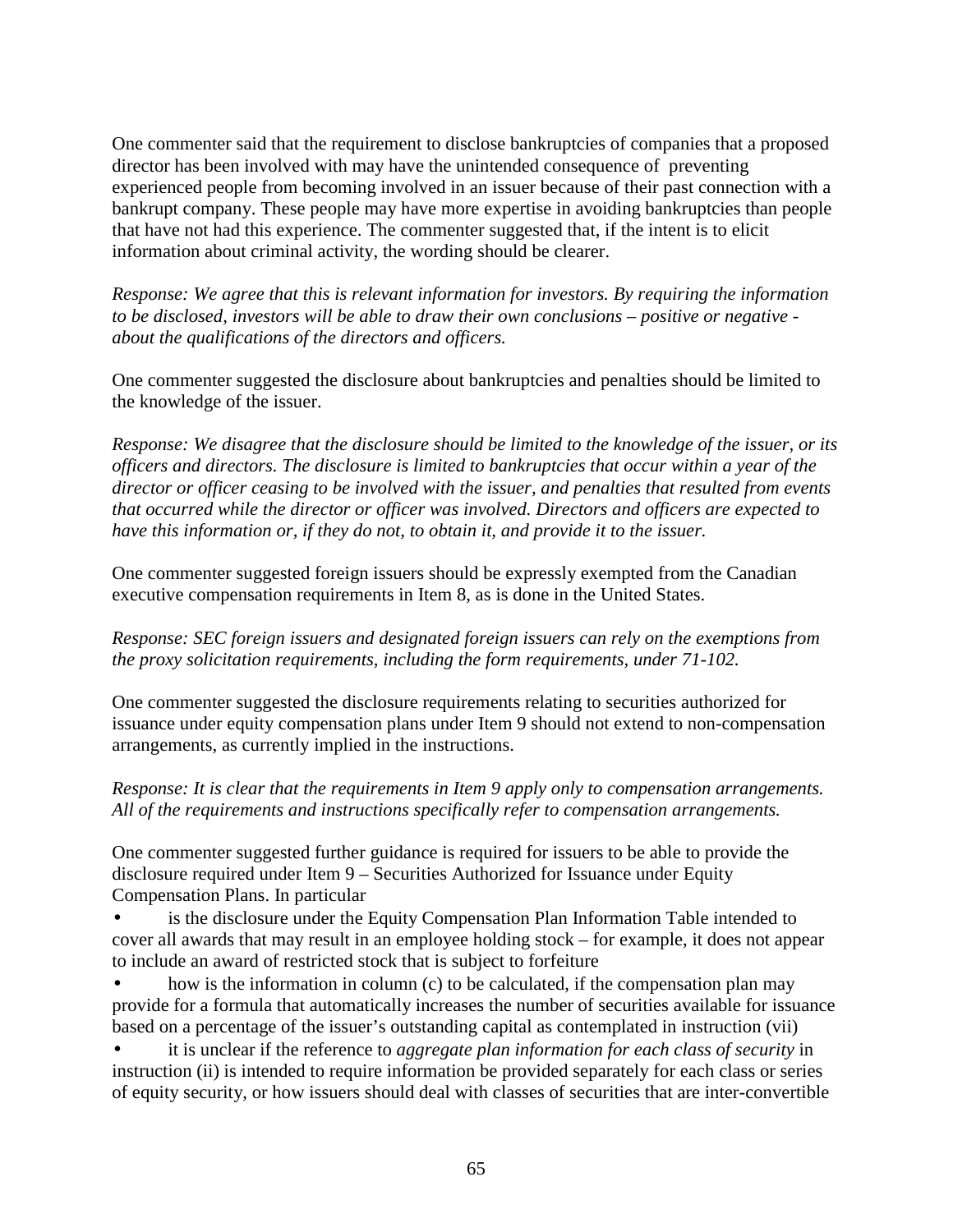One commenter said that the requirement to disclose bankruptcies of companies that a proposed director has been involved with may have the unintended consequence of preventing experienced people from becoming involved in an issuer because of their past connection with a bankrupt company. These people may have more expertise in avoiding bankruptcies than people that have not had this experience. The commenter suggested that, if the intent is to elicit information about criminal activity, the wording should be clearer.

*Response: We agree that this is relevant information for investors. By requiring the information to be disclosed, investors will be able to draw their own conclusions – positive or negative - about the qualifications of the directors and officers.*

One commenter suggested the disclosure about bankruptcies and penalties should be limited to the knowledge of the issuer.

*Response: We disagree that the disclosure should be limited to the knowledge of the issuer, or its officers and directors. The disclosure is limited to bankruptcies that occur within a year of the director or officer ceasing to be involved with the issuer, and penalties that resulted from events that occurred while the director or officer was involved. Directors and officers are expected to have this information or, if they do not, to obtain it, and provide it to the issuer.*

One commenter suggested foreign issuers should be expressly exempted from the Canadian executive compensation requirements in Item 8, as is done in the United States.

*Response: SEC foreign issuers and designated foreign issuers can rely on the exemptions from the proxy solicitation requirements, including the form requirements, under 71-102.*

One commenter suggested the disclosure requirements relating to securities authorized for issuance under equity compensation plans under Item 9 should not extend to non-compensation arrangements, as currently implied in the instructions.

*Response: It is clear that the requirements in Item 9 apply only to compensation arrangements. All of the requirements and instructions specifically refer to compensation arrangements.*

One commenter suggested further guidance is required for issuers to be able to provide the disclosure required under Item 9 – Securities Authorized for Issuance under Equity Compensation Plans. In particular

- is the disclosure under the Equity Compensation Plan Information Table intended to cover all awards that may result in an employee holding stock – for example, it does not appear to include an award of restricted stock that is subject to forfeiture
- how is the information in column (c) to be calculated, if the compensation plan may provide for a formula that automatically increases the number of securities available for issuance based on a percentage of the issuer's outstanding capital as contemplated in instruction (vii)
- it is unclear if the reference to *aggregate plan information for each class of security* in instruction (ii) is intended to require information be provided separately for each class or series of equity security, or how issuers should deal with classes of securities that are inter-convertible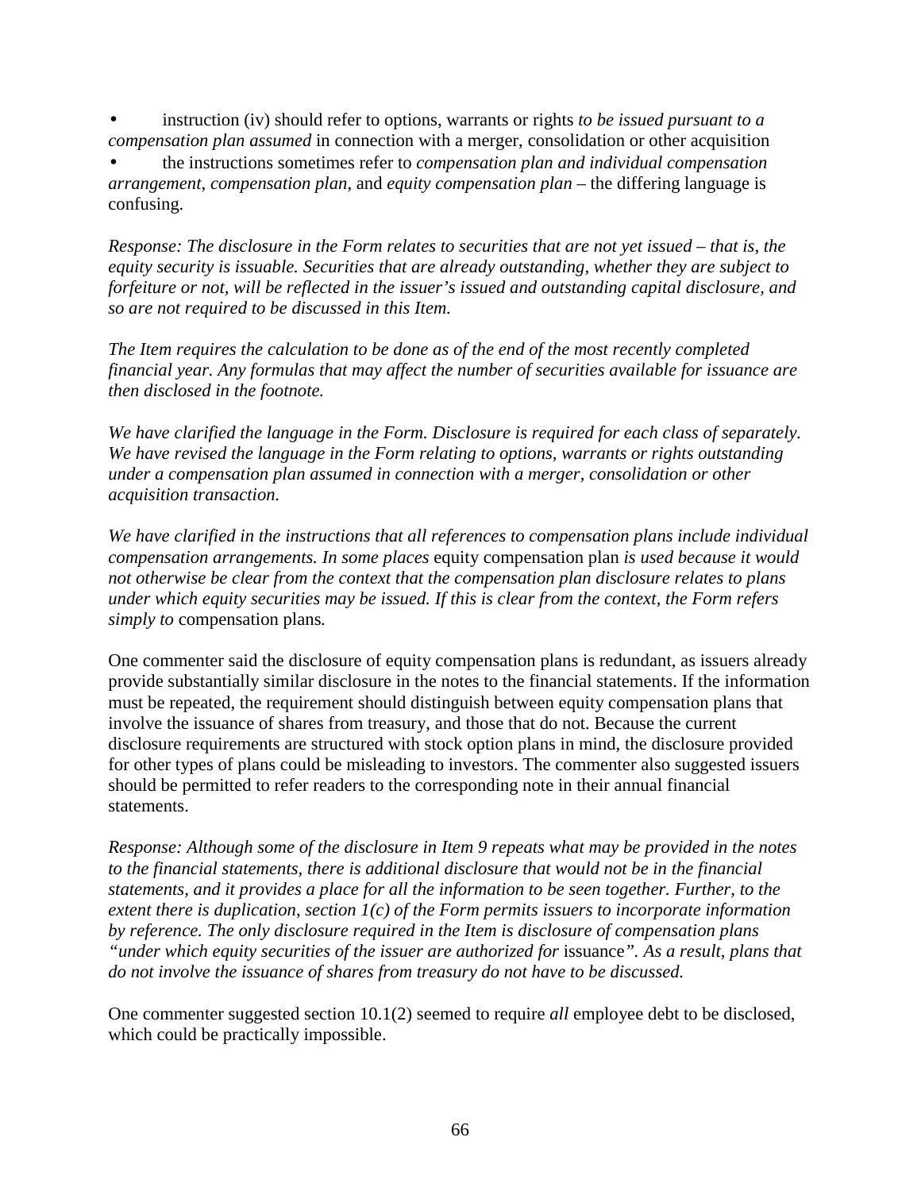- instruction (iv) should refer to options, warrants or rights *to be issued pursuant to a compensation plan assumed* in connection with a merger, consolidation or other acquisition
- the instructions sometimes refer to *compensation plan and individual compensation arrangement*, *compensation plan*, and *equity compensation plan* – the differing language is confusing.

*Response: The disclosure in the Form relates to securities that are not yet issued – that is, the equity security is issuable. Securities that are already outstanding, whether they are subject to forfeiture or not, will be reflected in the issuer's issued and outstanding capital disclosure, and so are not required to be discussed in this Item.*

*The Item requires the calculation to be done as of the end of the most recently completed financial year. Any formulas that may affect the number of securities available for issuance are then disclosed in the footnote.*

*We have clarified the language in the Form. Disclosure is required for each class of separately. We have revised the language in the Form relating to options, warrants or rights outstanding under a compensation plan assumed in connection with a merger, consolidation or other acquisition transaction.*

*We have clarified in the instructions that all references to compensation plans include individual compensation arrangements. In some places* equity compensation plan *is used because it would not otherwise be clear from the context that the compensation plan disclosure relates to plans under which equity securities may be issued. If this is clear from the context, the Form refers simply to* compensation plans*.*

One commenter said the disclosure of equity compensation plans is redundant, as issuers already provide substantially similar disclosure in the notes to the financial statements. If the information must be repeated, the requirement should distinguish between equity compensation plans that involve the issuance of shares from treasury, and those that do not. Because the current disclosure requirements are structured with stock option plans in mind, the disclosure provided for other types of plans could be misleading to investors. The commenter also suggested issuers should be permitted to refer readers to the corresponding note in their annual financial statements.

*Response: Although some of the disclosure in Item 9 repeats what may be provided in the notes to the financial statements, there is additional disclosure that would not be in the financial statements, and it provides a place for all the information to be seen together. Further, to the extent there is duplication, section 1(c) of the Form permits issuers to incorporate information by reference. The only disclosure required in the Item is disclosure of compensation plans "under which equity securities of the issuer are authorized for* issuance*". As a result, plans that do not involve the issuance of shares from treasury do not have to be discussed.*

One commenter suggested section 10.1(2) seemed to require *all* employee debt to be disclosed, which could be practically impossible.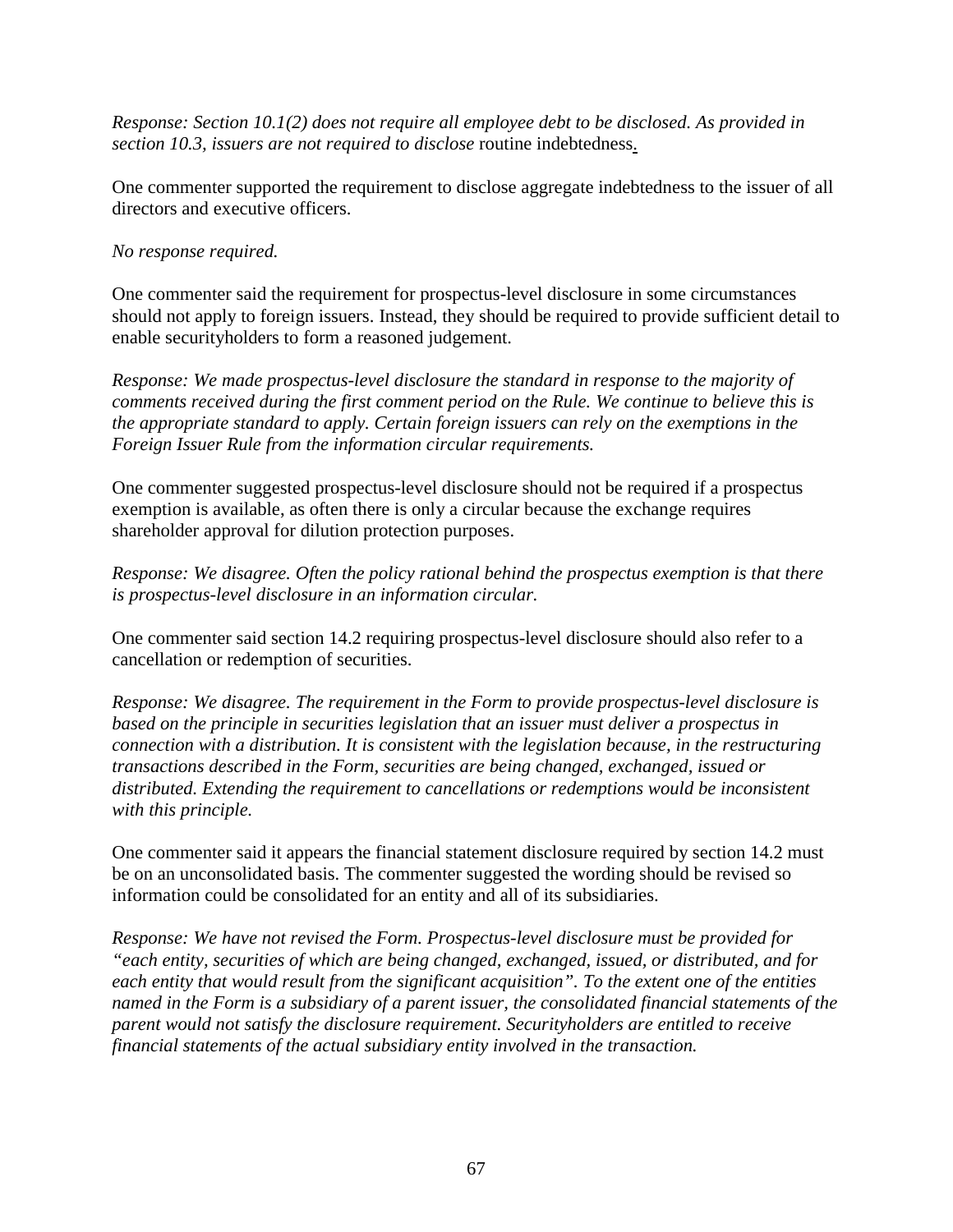*Response: Section 10.1(2) does not require all employee debt to be disclosed. As provided in section 10.3, issuers are not required to disclose* routine indebtedness.

One commenter supported the requirement to disclose aggregate indebtedness to the issuer of all directors and executive officers.

*No response required.*

One commenter said the requirement for prospectus-level disclosure in some circumstances should not apply to foreign issuers. Instead, they should be required to provide sufficient detail to enable securityholders to form a reasoned judgement.

*Response: We made prospectus-level disclosure the standard in response to the majority of comments received during the first comment period on the Rule. We continue to believe this is the appropriate standard to apply. Certain foreign issuers can rely on the exemptions in the Foreign Issuer Rule from the information circular requirements.*

One commenter suggested prospectus-level disclosure should not be required if a prospectus exemption is available, as often there is only a circular because the exchange requires shareholder approval for dilution protection purposes.

*Response: We disagree. Often the policy rational behind the prospectus exemption is that there is prospectus-level disclosure in an information circular.*

One commenter said section 14.2 requiring prospectus-level disclosure should also refer to a cancellation or redemption of securities.

*Response: We disagree. The requirement in the Form to provide prospectus-level disclosure is based on the principle in securities legislation that an issuer must deliver a prospectus in connection with a distribution. It is consistent with the legislation because, in the restructuring transactions described in the Form, securities are being changed, exchanged, issued or distributed. Extending the requirement to cancellations or redemptions would be inconsistent with this principle.*

One commenter said it appears the financial statement disclosure required by section 14.2 must be on an unconsolidated basis. The commenter suggested the wording should be revised so information could be consolidated for an entity and all of its subsidiaries.

*Response: We have not revised the Form. Prospectus-level disclosure must be provided for "each entity, securities of which are being changed, exchanged, issued, or distributed, and for each entity that would result from the significant acquisition". To the extent one of the entities named in the Form is a subsidiary of a parent issuer, the consolidated financial statements of the parent would not satisfy the disclosure requirement. Securityholders are entitled to receive financial statements of the actual subsidiary entity involved in the transaction.*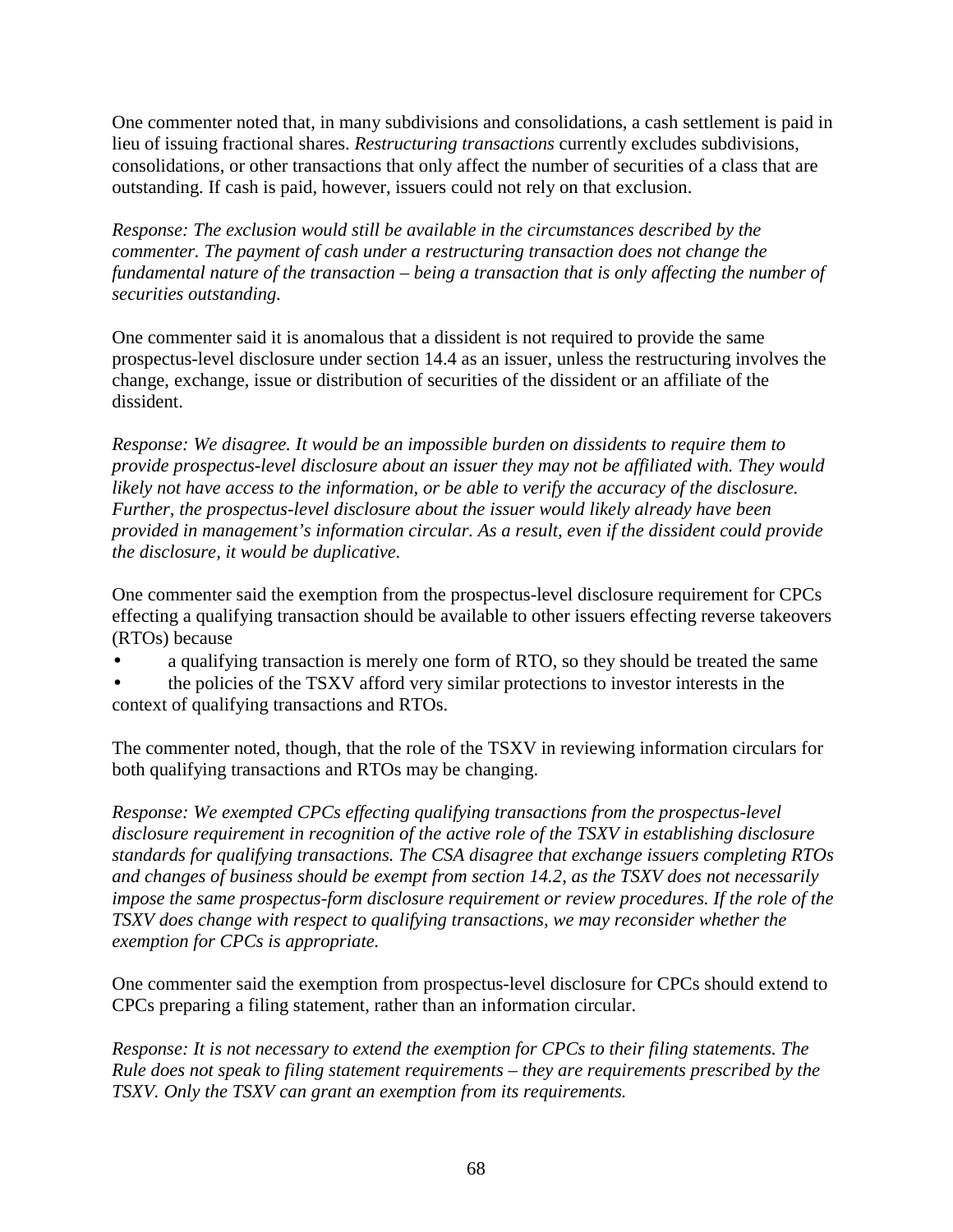One commenter noted that, in many subdivisions and consolidations, a cash settlement is paid in lieu of issuing fractional shares. *Restructuring transactions* currently excludes subdivisions, consolidations, or other transactions that only affect the number of securities of a class that are outstanding. If cash is paid, however, issuers could not rely on that exclusion.

*Response: The exclusion would still be available in the circumstances described by the commenter. The payment of cash under a restructuring transaction does not change the fundamental nature of the transaction – being a transaction that is only affecting the number of securities outstanding.*

One commenter said it is anomalous that a dissident is not required to provide the same prospectus-level disclosure under section 14.4 as an issuer, unless the restructuring involves the change, exchange, issue or distribution of securities of the dissident or an affiliate of the dissident.

*Response: We disagree. It would be an impossible burden on dissidents to require them to provide prospectus-level disclosure about an issuer they may not be affiliated with. They would likely not have access to the information, or be able to verify the accuracy of the disclosure. Further, the prospectus-level disclosure about the issuer would likely already have been provided in management's information circular. As a result, even if the dissident could provide the disclosure, it would be duplicative.*

One commenter said the exemption from the prospectus-level disclosure requirement for CPCs effecting a qualifying transaction should be available to other issuers effecting reverse takeovers (RTOs) because

- a qualifying transaction is merely one form of RTO, so they should be treated the same
- the policies of the TSXV afford very similar protections to investor interests in the context of qualifying transactions and RTOs.

The commenter noted, though, that the role of the TSXV in reviewing information circulars for both qualifying transactions and RTOs may be changing.

*Response: We exempted CPCs effecting qualifying transactions from the prospectus-level disclosure requirement in recognition of the active role of the TSXV in establishing disclosure standards for qualifying transactions. The CSA disagree that exchange issuers completing RTOs and changes of business should be exempt from section 14.2, as the TSXV does not necessarily impose the same prospectus-form disclosure requirement or review procedures. If the role of the TSXV does change with respect to qualifying transactions, we may reconsider whether the exemption for CPCs is appropriate.*

One commenter said the exemption from prospectus-level disclosure for CPCs should extend to CPCs preparing a filing statement, rather than an information circular.

*Response: It is not necessary to extend the exemption for CPCs to their filing statements. The Rule does not speak to filing statement requirements – they are requirements prescribed by the TSXV. Only the TSXV can grant an exemption from its requirements.*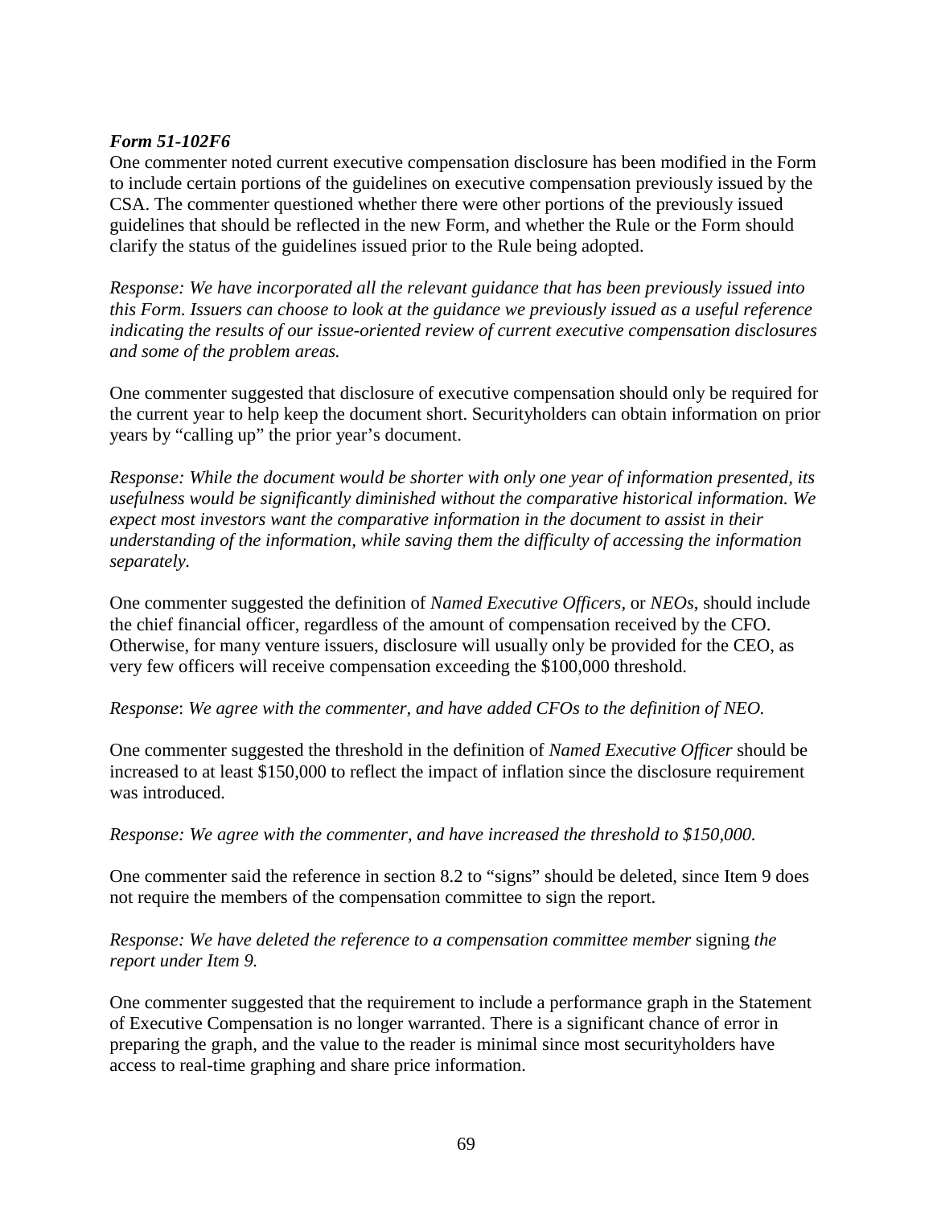***Form 51-102F6***

One commenter noted current executive compensation disclosure has been modified in the Form to include certain portions of the guidelines on executive compensation previously issued by the CSA. The commenter questioned whether there were other portions of the previously issued guidelines that should be reflected in the new Form, and whether the Rule or the Form should clarify the status of the guidelines issued prior to the Rule being adopted.

*Response: We have incorporated all the relevant guidance that has been previously issued into this Form. Issuers can choose to look at the guidance we previously issued as a useful reference indicating the results of our issue-oriented review of current executive compensation disclosures and some of the problem areas.*

One commenter suggested that disclosure of executive compensation should only be required for the current year to help keep the document short. Securityholders can obtain information on prior years by "calling up" the prior year's document.

*Response: While the document would be shorter with only one year of information presented, its usefulness would be significantly diminished without the comparative historical information. We expect most investors want the comparative information in the document to assist in their understanding of the information, while saving them the difficulty of accessing the information separately.*

One commenter suggested the definition of *Named Executive Officers*, or *NEOs*, should include the chief financial officer, regardless of the amount of compensation received by the CFO. Otherwise, for many venture issuers, disclosure will usually only be provided for the CEO, as very few officers will receive compensation exceeding the $100,000 threshold.

*Response*: *We agree with the commenter, and have added CFOs to the definition of NEO.*

One commenter suggested the threshold in the definition of *Named Executive Officer* should be increased to at least $150,000 to reflect the impact of inflation since the disclosure requirement was introduced.

*Response: We agree with the commenter, and have increased the threshold to $150,000.*

One commenter said the reference in section 8.2 to "signs" should be deleted, since Item 9 does not require the members of the compensation committee to sign the report.

*Response: We have deleted the reference to a compensation committee member* signing *the report under Item 9.*

One commenter suggested that the requirement to include a performance graph in the Statement of Executive Compensation is no longer warranted. There is a significant chance of error in preparing the graph, and the value to the reader is minimal since most securityholders have access to real-time graphing and share price information.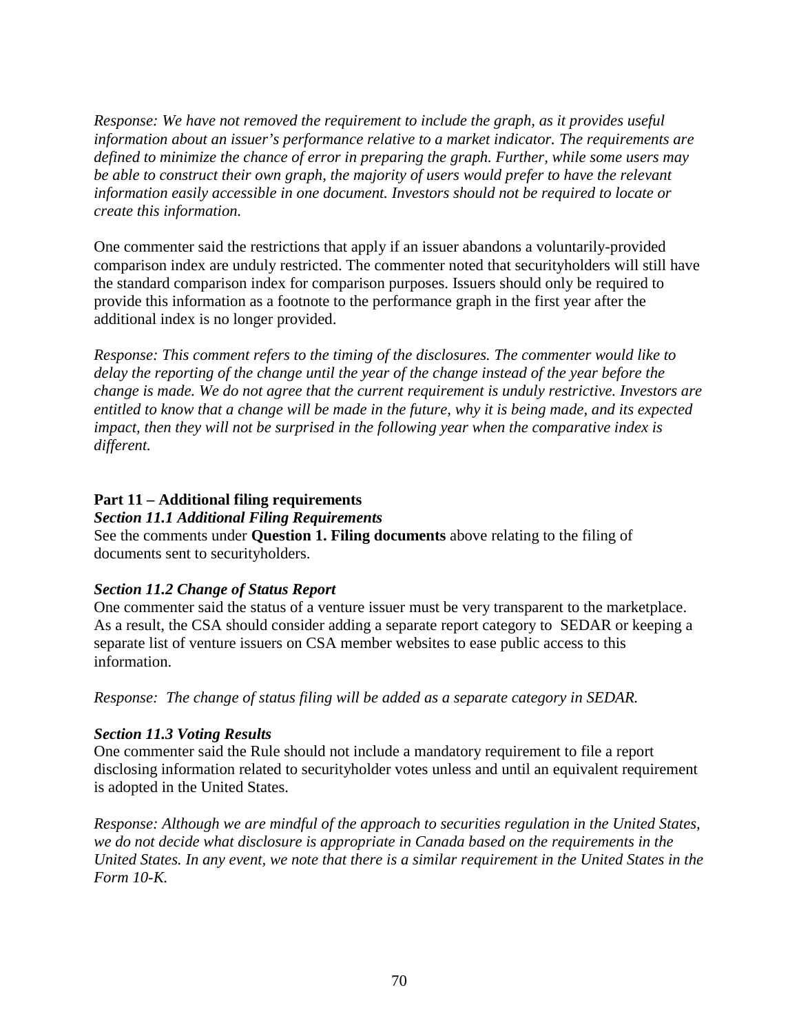*Response: We have not removed the requirement to include the graph, as it provides useful information about an issuer's performance relative to a market indicator. The requirements are defined to minimize the chance of error in preparing the graph. Further, while some users may be able to construct their own graph, the majority of users would prefer to have the relevant information easily accessible in one document. Investors should not be required to locate or create this information.*

One commenter said the restrictions that apply if an issuer abandons a voluntarily-provided comparison index are unduly restricted. The commenter noted that securityholders will still have the standard comparison index for comparison purposes. Issuers should only be required to provide this information as a footnote to the performance graph in the first year after the additional index is no longer provided.

*Response: This comment refers to the timing of the disclosures. The commenter would like to delay the reporting of the change until the year of the change instead of the year before the change is made. We do not agree that the current requirement is unduly restrictive. Investors are entitled to know that a change will be made in the future, why it is being made, and its expected impact, then they will not be surprised in the following year when the comparative index is different.*

**Part 11 – Additional filing requirements**

***Section 11.1 Additional Filing Requirements***

See the comments under **Question 1. Filing documents** above relating to the filing of documents sent to securityholders.

***Section 11.2 Change of Status Report***

One commenter said the status of a venture issuer must be very transparent to the marketplace. As a result, the CSA should consider adding a separate report category to SEDAR or keeping a separate list of venture issuers on CSA member websites to ease public access to this information.

*Response: The change of status filing will be added as a separate category in SEDAR.*

***Section 11.3 Voting Results***

One commenter said the Rule should not include a mandatory requirement to file a report disclosing information related to securityholder votes unless and until an equivalent requirement is adopted in the United States.

*Response: Although we are mindful of the approach to securities regulation in the United States, we do not decide what disclosure is appropriate in Canada based on the requirements in the United States. In any event, we note that there is a similar requirement in the United States in the Form 10-K.*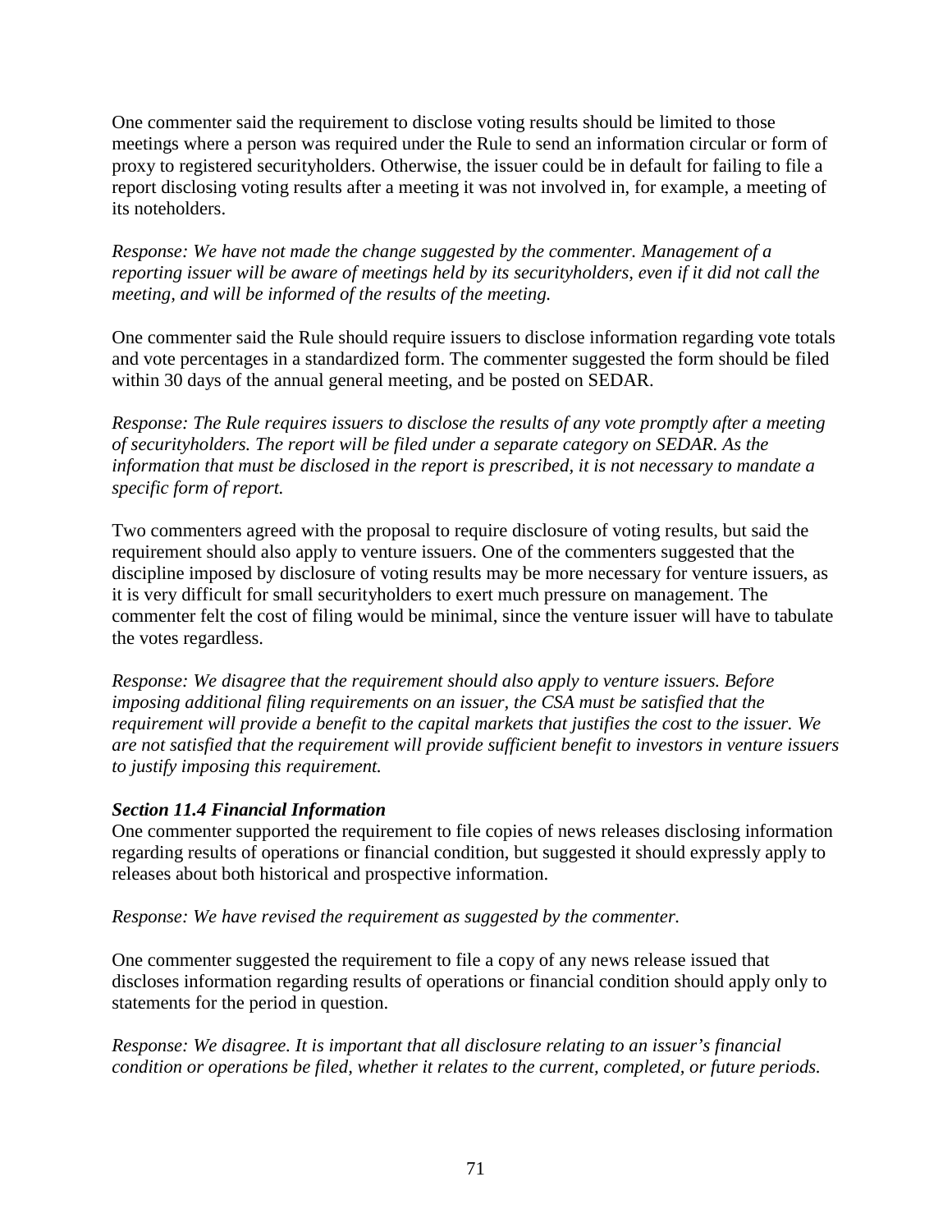One commenter said the requirement to disclose voting results should be limited to those meetings where a person was required under the Rule to send an information circular or form of proxy to registered securityholders. Otherwise, the issuer could be in default for failing to file a report disclosing voting results after a meeting it was not involved in, for example, a meeting of its noteholders.

*Response: We have not made the change suggested by the commenter. Management of a reporting issuer will be aware of meetings held by its securityholders, even if it did not call the meeting, and will be informed of the results of the meeting.*

One commenter said the Rule should require issuers to disclose information regarding vote totals and vote percentages in a standardized form. The commenter suggested the form should be filed within 30 days of the annual general meeting, and be posted on SEDAR.

*Response: The Rule requires issuers to disclose the results of any vote promptly after a meeting of securityholders. The report will be filed under a separate category on SEDAR. As the information that must be disclosed in the report is prescribed, it is not necessary to mandate a specific form of report.*

Two commenters agreed with the proposal to require disclosure of voting results, but said the requirement should also apply to venture issuers. One of the commenters suggested that the discipline imposed by disclosure of voting results may be more necessary for venture issuers, as it is very difficult for small securityholders to exert much pressure on management. The commenter felt the cost of filing would be minimal, since the venture issuer will have to tabulate the votes regardless.

*Response: We disagree that the requirement should also apply to venture issuers. Before imposing additional filing requirements on an issuer, the CSA must be satisfied that the requirement will provide a benefit to the capital markets that justifies the cost to the issuer. We are not satisfied that the requirement will provide sufficient benefit to investors in venture issuers to justify imposing this requirement.*

***Section 11.4 Financial Information***

One commenter supported the requirement to file copies of news releases disclosing information regarding results of operations or financial condition, but suggested it should expressly apply to releases about both historical and prospective information.

*Response: We have revised the requirement as suggested by the commenter.*

One commenter suggested the requirement to file a copy of any news release issued that discloses information regarding results of operations or financial condition should apply only to statements for the period in question.

*Response: We disagree. It is important that all disclosure relating to an issuer's financial condition or operations be filed, whether it relates to the current, completed, or future periods.*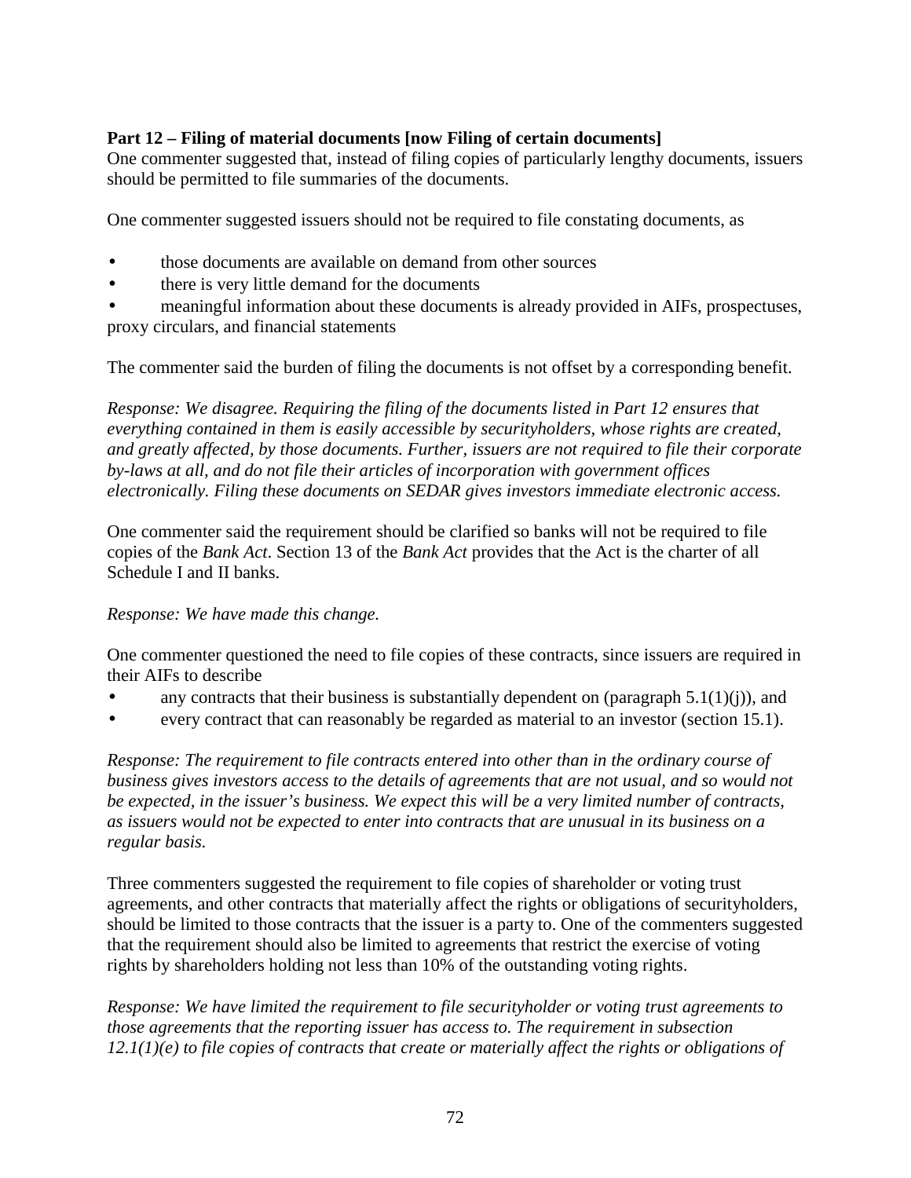**Part 12 – Filing of material documents [now Filing of certain documents]**

One commenter suggested that, instead of filing copies of particularly lengthy documents, issuers should be permitted to file summaries of the documents.

One commenter suggested issuers should not be required to file constating documents, as

- those documents are available on demand from other sources
- there is very little demand for the documents
- meaningful information about these documents is already provided in AIFs, prospectuses, proxy circulars, and financial statements

The commenter said the burden of filing the documents is not offset by a corresponding benefit.

*Response: We disagree. Requiring the filing of the documents listed in Part 12 ensures that everything contained in them is easily accessible by securityholders, whose rights are created, and greatly affected, by those documents. Further, issuers are not required to file their corporate by-laws at all, and do not file their articles of incorporation with government offices electronically. Filing these documents on SEDAR gives investors immediate electronic access.*

One commenter said the requirement should be clarified so banks will not be required to file copies of the *Bank Act*. Section 13 of the *Bank Act* provides that the Act is the charter of all Schedule I and II banks.

*Response: We have made this change.*

One commenter questioned the need to file copies of these contracts, since issuers are required in their AIFs to describe

- any contracts that their business is substantially dependent on (paragraph 5.1(1)(j)), and
- every contract that can reasonably be regarded as material to an investor (section 15.1).

*Response: The requirement to file contracts entered into other than in the ordinary course of business gives investors access to the details of agreements that are not usual, and so would not be expected, in the issuer's business. We expect this will be a very limited number of contracts, as issuers would not be expected to enter into contracts that are unusual in its business on a regular basis.*

Three commenters suggested the requirement to file copies of shareholder or voting trust agreements, and other contracts that materially affect the rights or obligations of securityholders, should be limited to those contracts that the issuer is a party to. One of the commenters suggested that the requirement should also be limited to agreements that restrict the exercise of voting rights by shareholders holding not less than 10% of the outstanding voting rights.

*Response: We have limited the requirement to file securityholder or voting trust agreements to those agreements that the reporting issuer has access to. The requirement in subsection 12.1(1)(e) to file copies of contracts that create or materially affect the rights or obligations of*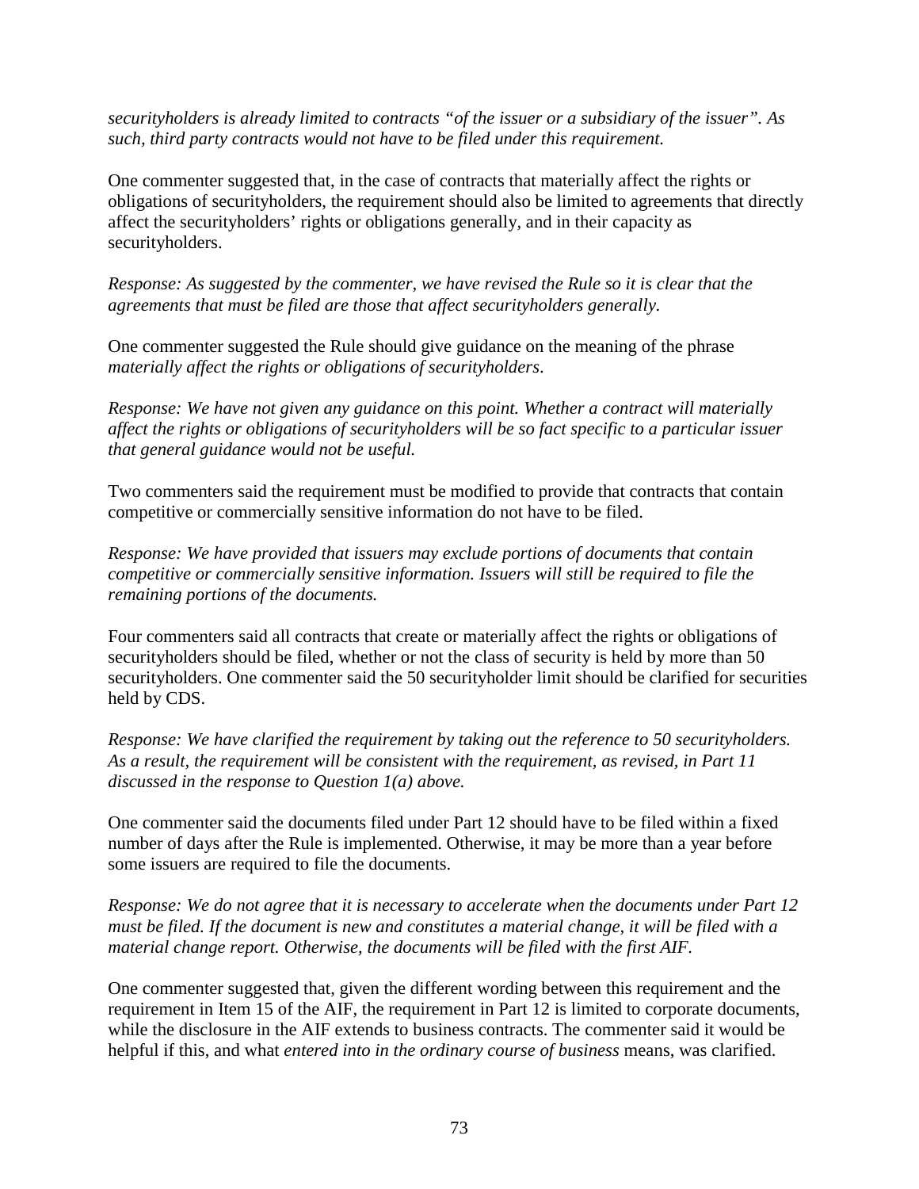*securityholders is already limited to contracts "of the issuer or a subsidiary of the issuer". As such, third party contracts would not have to be filed under this requirement.*

One commenter suggested that, in the case of contracts that materially affect the rights or obligations of securityholders, the requirement should also be limited to agreements that directly affect the securityholders' rights or obligations generally, and in their capacity as securityholders.

*Response: As suggested by the commenter, we have revised the Rule so it is clear that the agreements that must be filed are those that affect securityholders generally.*

One commenter suggested the Rule should give guidance on the meaning of the phrase *materially affect the rights or obligations of securityholders*.

*Response: We have not given any guidance on this point. Whether a contract will materially affect the rights or obligations of securityholders will be so fact specific to a particular issuer that general guidance would not be useful.*

Two commenters said the requirement must be modified to provide that contracts that contain competitive or commercially sensitive information do not have to be filed.

*Response: We have provided that issuers may exclude portions of documents that contain competitive or commercially sensitive information. Issuers will still be required to file the remaining portions of the documents.*

Four commenters said all contracts that create or materially affect the rights or obligations of securityholders should be filed, whether or not the class of security is held by more than 50 securityholders. One commenter said the 50 securityholder limit should be clarified for securities held by CDS.

*Response: We have clarified the requirement by taking out the reference to 50 securityholders. As a result, the requirement will be consistent with the requirement, as revised, in Part 11 discussed in the response to Question 1(a) above.*

One commenter said the documents filed under Part 12 should have to be filed within a fixed number of days after the Rule is implemented. Otherwise, it may be more than a year before some issuers are required to file the documents.

*Response: We do not agree that it is necessary to accelerate when the documents under Part 12 must be filed. If the document is new and constitutes a material change, it will be filed with a material change report. Otherwise, the documents will be filed with the first AIF.*

One commenter suggested that, given the different wording between this requirement and the requirement in Item 15 of the AIF, the requirement in Part 12 is limited to corporate documents, while the disclosure in the AIF extends to business contracts. The commenter said it would be helpful if this, and what *entered into in the ordinary course of business* means, was clarified.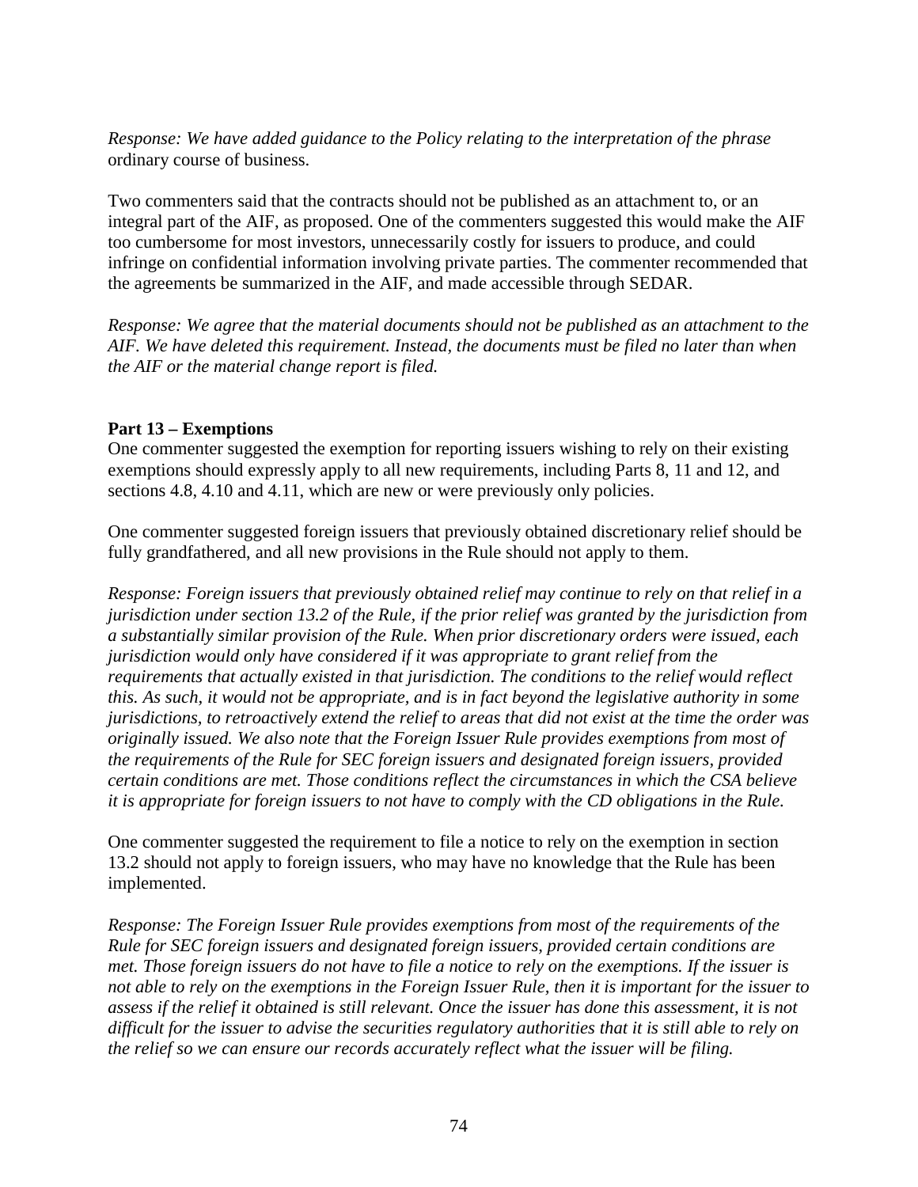*Response: We have added guidance to the Policy relating to the interpretation of the phrase* ordinary course of business.

Two commenters said that the contracts should not be published as an attachment to, or an integral part of the AIF, as proposed. One of the commenters suggested this would make the AIF too cumbersome for most investors, unnecessarily costly for issuers to produce, and could infringe on confidential information involving private parties. The commenter recommended that the agreements be summarized in the AIF, and made accessible through SEDAR.

*Response: We agree that the material documents should not be published as an attachment to the AIF. We have deleted this requirement. Instead, the documents must be filed no later than when the AIF or the material change report is filed.*

**Part 13 – Exemptions**

One commenter suggested the exemption for reporting issuers wishing to rely on their existing exemptions should expressly apply to all new requirements, including Parts 8, 11 and 12, and sections 4.8, 4.10 and 4.11, which are new or were previously only policies.

One commenter suggested foreign issuers that previously obtained discretionary relief should be fully grandfathered, and all new provisions in the Rule should not apply to them.

*Response: Foreign issuers that previously obtained relief may continue to rely on that relief in a jurisdiction under section 13.2 of the Rule, if the prior relief was granted by the jurisdiction from a substantially similar provision of the Rule. When prior discretionary orders were issued, each jurisdiction would only have considered if it was appropriate to grant relief from the requirements that actually existed in that jurisdiction. The conditions to the relief would reflect this. As such, it would not be appropriate, and is in fact beyond the legislative authority in some jurisdictions, to retroactively extend the relief to areas that did not exist at the time the order was originally issued. We also note that the Foreign Issuer Rule provides exemptions from most of the requirements of the Rule for SEC foreign issuers and designated foreign issuers, provided certain conditions are met. Those conditions reflect the circumstances in which the CSA believe it is appropriate for foreign issuers to not have to comply with the CD obligations in the Rule.*

One commenter suggested the requirement to file a notice to rely on the exemption in section 13.2 should not apply to foreign issuers, who may have no knowledge that the Rule has been implemented.

*Response: The Foreign Issuer Rule provides exemptions from most of the requirements of the Rule for SEC foreign issuers and designated foreign issuers, provided certain conditions are met. Those foreign issuers do not have to file a notice to rely on the exemptions. If the issuer is not able to rely on the exemptions in the Foreign Issuer Rule, then it is important for the issuer to assess if the relief it obtained is still relevant. Once the issuer has done this assessment, it is not difficult for the issuer to advise the securities regulatory authorities that it is still able to rely on the relief so we can ensure our records accurately reflect what the issuer will be filing.*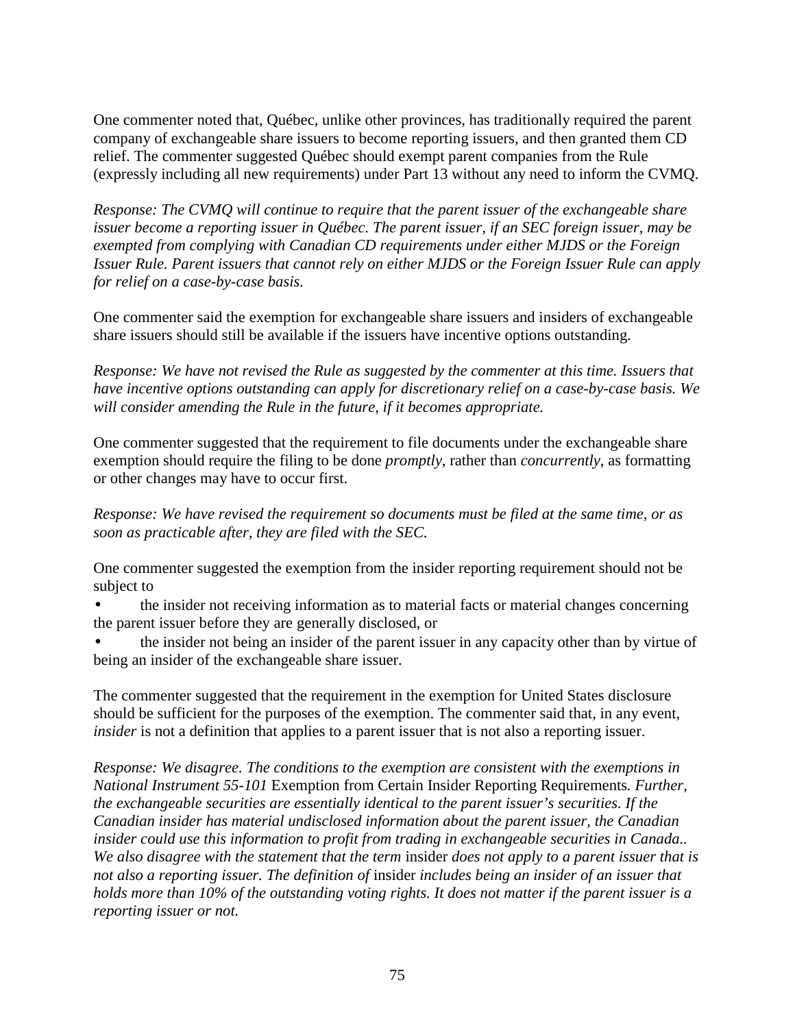One commenter noted that, Québec, unlike other provinces, has traditionally required the parent company of exchangeable share issuers to become reporting issuers, and then granted them CD relief. The commenter suggested Québec should exempt parent companies from the Rule (expressly including all new requirements) under Part 13 without any need to inform the CVMQ.

*Response: The CVMQ will continue to require that the parent issuer of the exchangeable share issuer become a reporting issuer in Québec. The parent issuer, if an SEC foreign issuer, may be exempted from complying with Canadian CD requirements under either MJDS or the Foreign Issuer Rule. Parent issuers that cannot rely on either MJDS or the Foreign Issuer Rule can apply for relief on a case-by-case basis.*

One commenter said the exemption for exchangeable share issuers and insiders of exchangeable share issuers should still be available if the issuers have incentive options outstanding.

*Response: We have not revised the Rule as suggested by the commenter at this time. Issuers that have incentive options outstanding can apply for discretionary relief on a case-by-case basis. We will consider amending the Rule in the future, if it becomes appropriate.*

One commenter suggested that the requirement to file documents under the exchangeable share exemption should require the filing to be done *promptly*, rather than *concurrently*, as formatting or other changes may have to occur first.

*Response: We have revised the requirement so documents must be filed at the same time, or as soon as practicable after, they are filed with the SEC.*

One commenter suggested the exemption from the insider reporting requirement should not be subject to

- the insider not receiving information as to material facts or material changes concerning the parent issuer before they are generally disclosed, or
- the insider not being an insider of the parent issuer in any capacity other than by virtue of being an insider of the exchangeable share issuer.

The commenter suggested that the requirement in the exemption for United States disclosure should be sufficient for the purposes of the exemption. The commenter said that, in any event, *insider* is not a definition that applies to a parent issuer that is not also a reporting issuer.

*Response: We disagree. The conditions to the exemption are consistent with the exemptions in National Instrument 55-101* Exemption from Certain Insider Reporting Requirements*. Further, the exchangeable securities are essentially identical to the parent issuer's securities. If the Canadian insider has material undisclosed information about the parent issuer, the Canadian insider could use this information to profit from trading in exchangeable securities in Canada.. We also disagree with the statement that the term* insider *does not apply to a parent issuer that is not also a reporting issuer. The definition of* insider *includes being an insider of an issuer that holds more than 10% of the outstanding voting rights. It does not matter if the parent issuer is a reporting issuer or not.*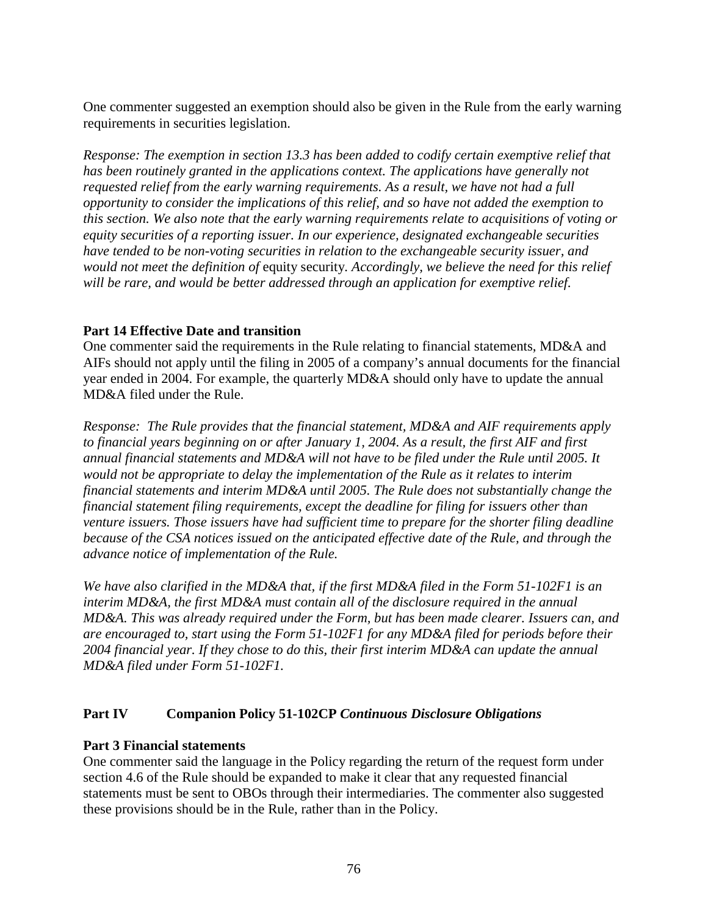One commenter suggested an exemption should also be given in the Rule from the early warning requirements in securities legislation.

*Response: The exemption in section 13.3 has been added to codify certain exemptive relief that has been routinely granted in the applications context. The applications have generally not requested relief from the early warning requirements. As a result, we have not had a full opportunity to consider the implications of this relief, and so have not added the exemption to this section. We also note that the early warning requirements relate to acquisitions of voting or equity securities of a reporting issuer. In our experience, designated exchangeable securities have tended to be non-voting securities in relation to the exchangeable security issuer, and would not meet the definition of* equity security. *Accordingly, we believe the need for this relief will be rare, and would be better addressed through an application for exemptive relief.*

**Part 14 Effective Date and transition**

One commenter said the requirements in the Rule relating to financial statements, MD&A and AIFs should not apply until the filing in 2005 of a company's annual documents for the financial year ended in 2004. For example, the quarterly MD&A should only have to update the annual MD&A filed under the Rule.

*Response: The Rule provides that the financial statement, MD&A and AIF requirements apply to financial years beginning on or after January 1, 2004. As a result, the first AIF and first annual financial statements and MD&A will not have to be filed under the Rule until 2005. It would not be appropriate to delay the implementation of the Rule as it relates to interim financial statements and interim MD&A until 2005. The Rule does not substantially change the financial statement filing requirements, except the deadline for filing for issuers other than venture issuers. Those issuers have had sufficient time to prepare for the shorter filing deadline because of the CSA notices issued on the anticipated effective date of the Rule, and through the advance notice of implementation of the Rule.*

*We have also clarified in the MD&A that, if the first MD&A filed in the Form 51-102F1 is an interim MD&A, the first MD&A must contain all of the disclosure required in the annual MD&A. This was already required under the Form, but has been made clearer. Issuers can, and are encouraged to, start using the Form 51-102F1 for any MD&A filed for periods before their 2004 financial year. If they chose to do this, their first interim MD&A can update the annual MD&A filed under Form 51-102F1.*

## Part IV Companion Policy 51-102CP *Continuous Disclosure Obligations*

**Part 3 Financial statements**

One commenter said the language in the Policy regarding the return of the request form under section 4.6 of the Rule should be expanded to make it clear that any requested financial statements must be sent to OBOs through their intermediaries. The commenter also suggested these provisions should be in the Rule, rather than in the Policy.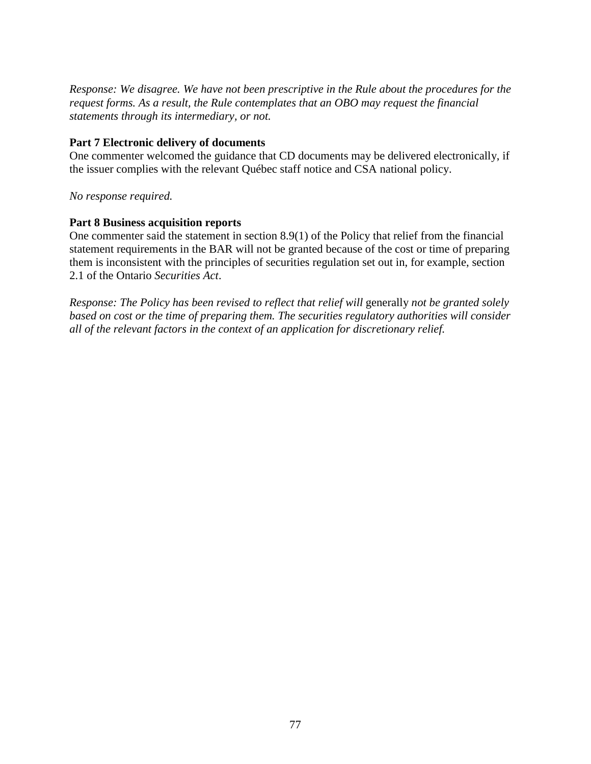*Response: We disagree. We have not been prescriptive in the Rule about the procedures for the request forms. As a result, the Rule contemplates that an OBO may request the financial statements through its intermediary, or not.*

**Part 7 Electronic delivery of documents**
One commenter welcomed the guidance that CD documents may be delivered electronically, if the issuer complies with the relevant Québec staff notice and CSA national policy.

*No response required.*

**Part 8 Business acquisition reports**
One commenter said the statement in section 8.9(1) of the Policy that relief from the financial statement requirements in the BAR will not be granted because of the cost or time of preparing them is inconsistent with the principles of securities regulation set out in, for example, section 2.1 of the Ontario *Securities Act*.

*Response: The Policy has been revised to reflect that relief will* generally *not be granted solely based on cost or the time of preparing them. The securities regulatory authorities will consider all of the relevant factors in the context of an application for discretionary relief.*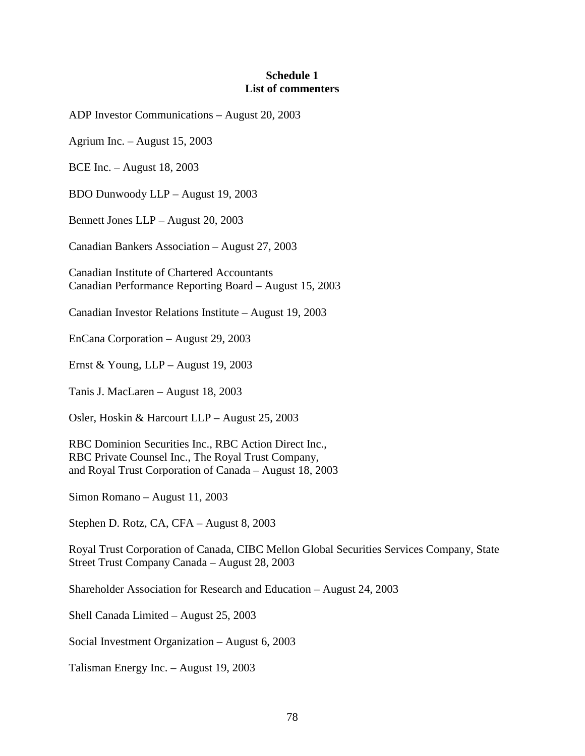**Schedule 1**
**List of commenters**

ADP Investor Communications – August 20, 2003

Agrium Inc. – August 15, 2003

BCE Inc. – August 18, 2003

BDO Dunwoody LLP – August 19, 2003

Bennett Jones LLP – August 20, 2003

Canadian Bankers Association – August 27, 2003

Canadian Institute of Chartered Accountants
Canadian Performance Reporting Board – August 15, 2003

Canadian Investor Relations Institute – August 19, 2003

EnCana Corporation – August 29, 2003

Ernst & Young, LLP – August 19, 2003

Tanis J. MacLaren – August 18, 2003

Osler, Hoskin & Harcourt LLP – August 25, 2003

RBC Dominion Securities Inc., RBC Action Direct Inc.,
RBC Private Counsel Inc., The Royal Trust Company,
and Royal Trust Corporation of Canada – August 18, 2003

Simon Romano – August 11, 2003

Stephen D. Rotz, CA, CFA – August 8, 2003

Royal Trust Corporation of Canada, CIBC Mellon Global Securities Services Company, State Street Trust Company Canada – August 28, 2003

Shareholder Association for Research and Education – August 24, 2003

Shell Canada Limited – August 25, 2003

Social Investment Organization – August 6, 2003

Talisman Energy Inc. – August 19, 2003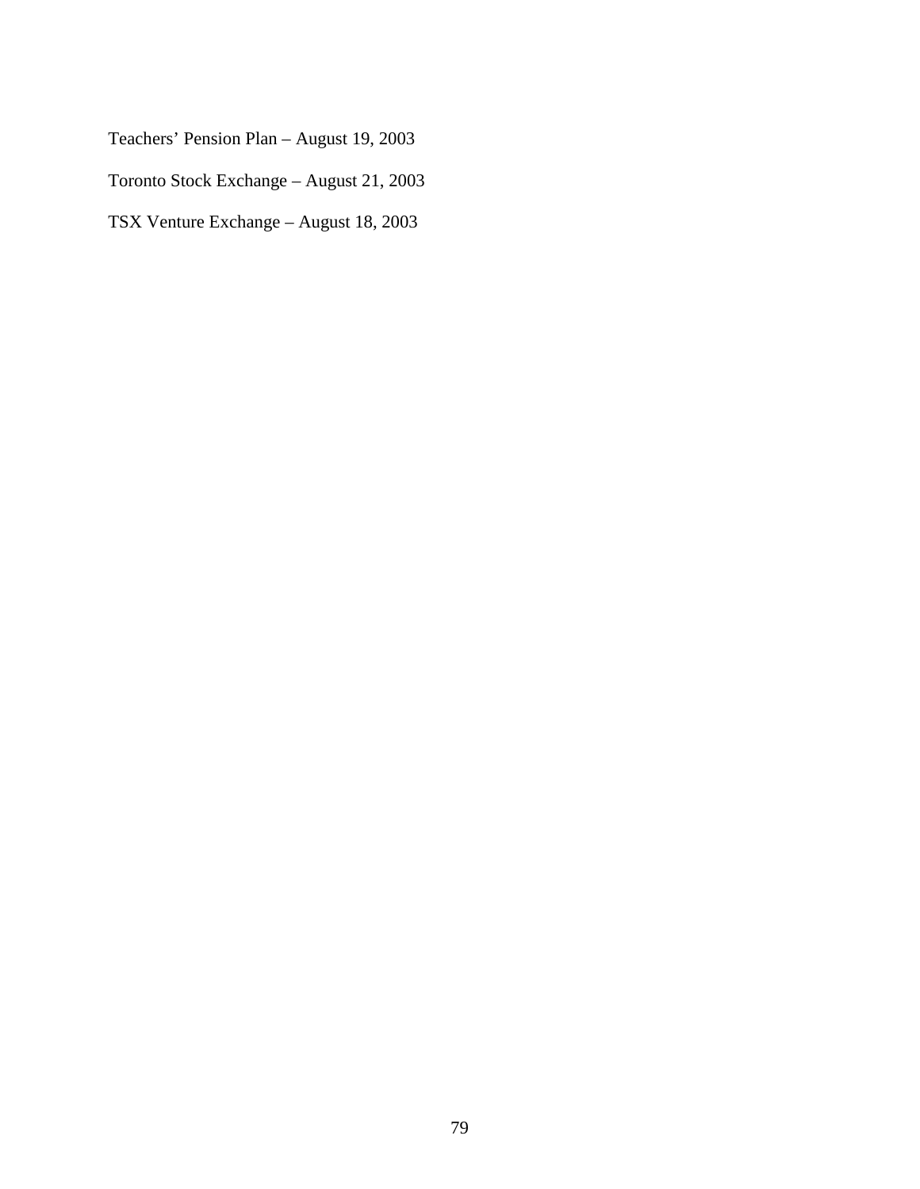Teachers’ Pension Plan – August 19, 2003

Toronto Stock Exchange – August 21, 2003

TSX Venture Exchange – August 18, 2003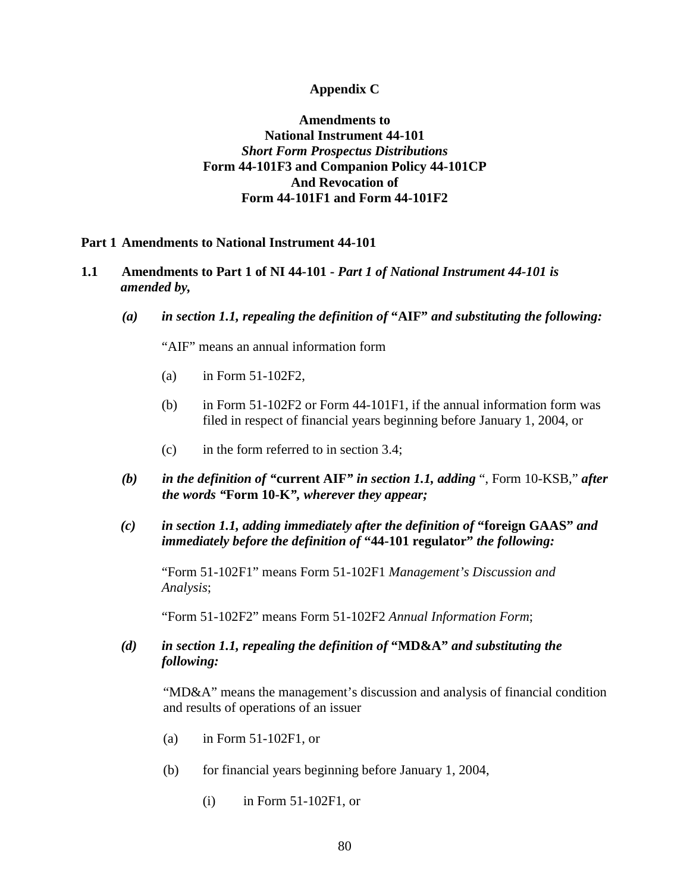**Appendix C**

**Amendments to**
**National Instrument 44-101**
***Short Form Prospectus Distributions***
**Form 44-101F3 and Companion Policy 44-101CP**
**And Revocation of**
**Form 44-101F1 and Form 44-101F2**

## Part 1 Amendments to National Instrument 44-101

**1.1 Amendments to Part 1 of NI 44-101 -** ***Part 1 of National Instrument 44-101 is amended by,***

***(a) in section 1.1, repealing the definition of*** **"AIF"** ***and substituting the following:***

"AIF" means an annual information form

(a) in Form 51-102F2,

(b) in Form 51-102F2 or Form 44-101F1, if the annual information form was filed in respect of financial years beginning before January 1, 2004, or

(c) in the form referred to in section 3.4;

***(b) in the definition of*** **"current AIF"** ***in section 1.1, adding*** ", Form 10-KSB," ***after the words*** **"Form 10-K"*****, wherever they appear;***

***(c) in section 1.1, adding immediately after the definition of*** **"foreign GAAS"** ***and immediately before the definition of*** **"44-101 regulator"** ***the following:***

"Form 51-102F1" means Form 51-102F1 *Management's Discussion and Analysis*;

"Form 51-102F2" means Form 51-102F2 *Annual Information Form*;

***(d) in section 1.1, repealing the definition of*** **"MD&A"** ***and substituting the following:***

"MD&A" means the management's discussion and analysis of financial condition and results of operations of an issuer

(a) in Form 51-102F1, or

(b) for financial years beginning before January 1, 2004,

(i) in Form 51-102F1, or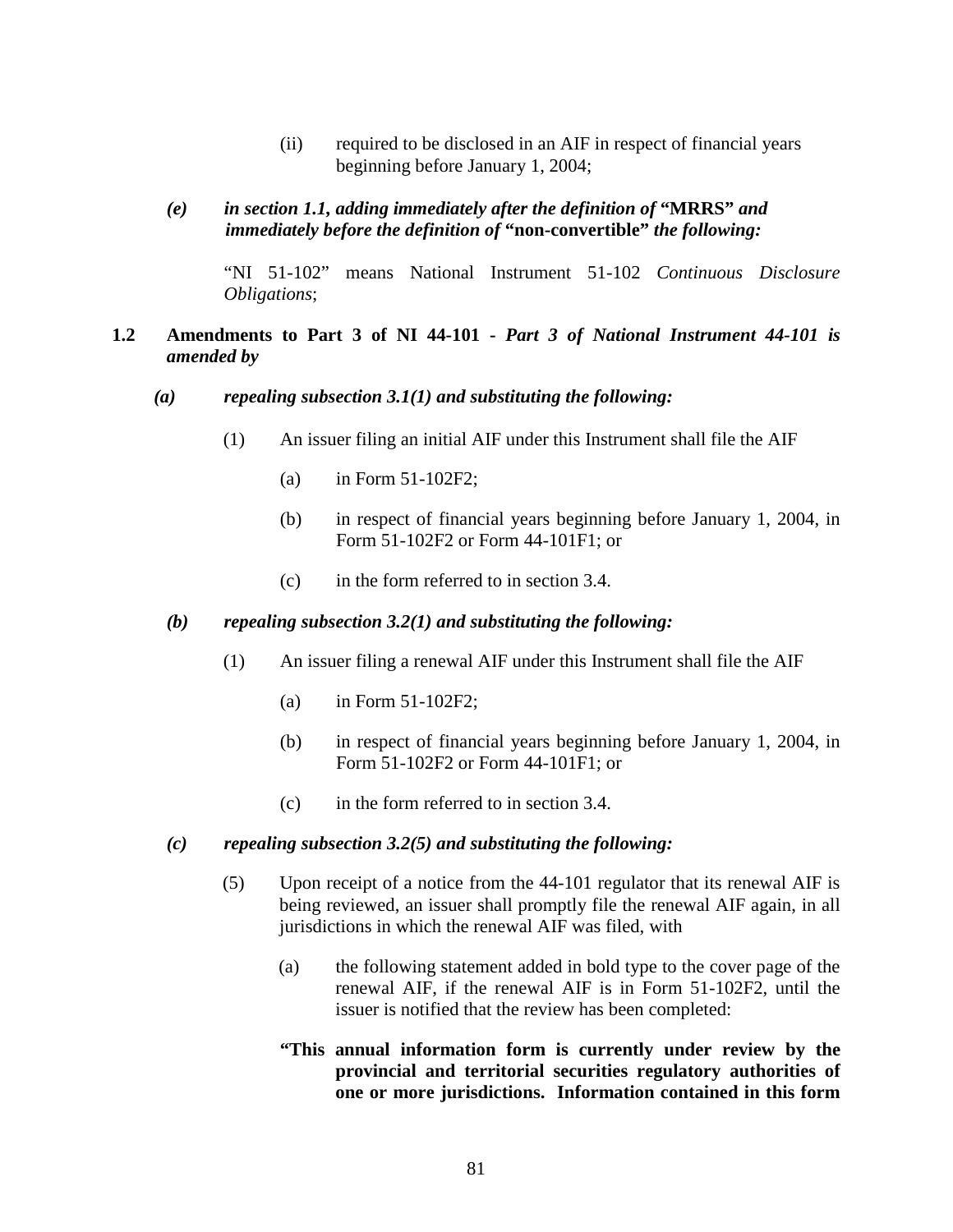(ii) required to be disclosed in an AIF in respect of financial years beginning before January 1, 2004;

*(e)* ***in section 1.1, adding immediately after the definition of* "MRRS" *and immediately before the definition of* "non-convertible" *the following:***

"NI 51-102" means National Instrument 51-102 *Continuous Disclosure Obligations*;

**1.2 Amendments to Part 3 of NI 44-101 -** ***Part 3 of National Instrument 44-101 is amended by***

***(a) repealing subsection 3.1(1) and substituting the following:***

(1) An issuer filing an initial AIF under this Instrument shall file the AIF

(a) in Form 51-102F2;

(b) in respect of financial years beginning before January 1, 2004, in Form 51-102F2 or Form 44-101F1; or

(c) in the form referred to in section 3.4.

***(b) repealing subsection 3.2(1) and substituting the following:***

(1) An issuer filing a renewal AIF under this Instrument shall file the AIF

(a) in Form 51-102F2;

(b) in respect of financial years beginning before January 1, 2004, in Form 51-102F2 or Form 44-101F1; or

(c) in the form referred to in section 3.4.

***(c) repealing subsection 3.2(5) and substituting the following:***

(5) Upon receipt of a notice from the 44-101 regulator that its renewal AIF is being reviewed, an issuer shall promptly file the renewal AIF again, in all jurisdictions in which the renewal AIF was filed, with

(a) the following statement added in bold type to the cover page of the renewal AIF, if the renewal AIF is in Form 51-102F2, until the issuer is notified that the review has been completed:

**"This annual information form is currently under review by the provincial and territorial securities regulatory authorities of one or more jurisdictions. Information contained in this form**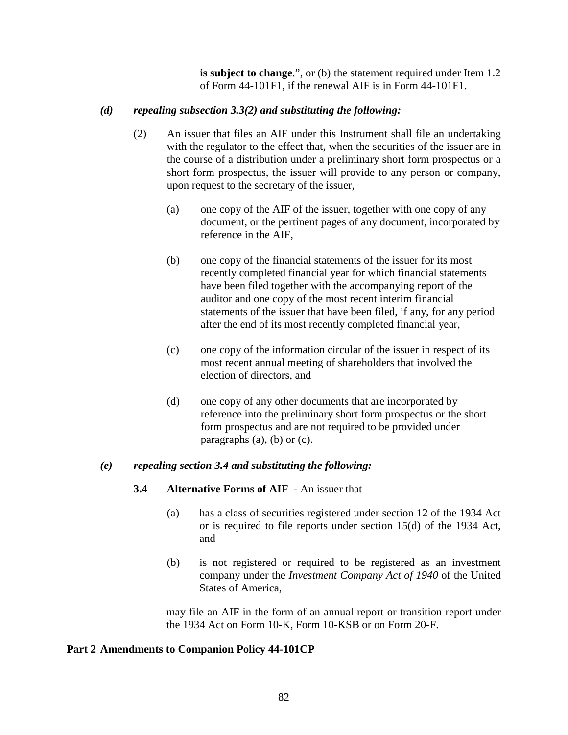**is subject to change**.", or (b) the statement required under Item 1.2 of Form 44-101F1, if the renewal AIF is in Form 44-101F1.

*(d) repealing subsection 3.3(2) and substituting the following:*

(2) An issuer that files an AIF under this Instrument shall file an undertaking with the regulator to the effect that, when the securities of the issuer are in the course of a distribution under a preliminary short form prospectus or a short form prospectus, the issuer will provide to any person or company, upon request to the secretary of the issuer,

(a) one copy of the AIF of the issuer, together with one copy of any document, or the pertinent pages of any document, incorporated by reference in the AIF,

(b) one copy of the financial statements of the issuer for its most recently completed financial year for which financial statements have been filed together with the accompanying report of the auditor and one copy of the most recent interim financial statements of the issuer that have been filed, if any, for any period after the end of its most recently completed financial year,

(c) one copy of the information circular of the issuer in respect of its most recent annual meeting of shareholders that involved the election of directors, and

(d) one copy of any other documents that are incorporated by reference into the preliminary short form prospectus or the short form prospectus and are not required to be provided under paragraphs (a), (b) or (c).

*(e) repealing section 3.4 and substituting the following:*

**3.4 Alternative Forms of AIF** - An issuer that

(a) has a class of securities registered under section 12 of the 1934 Act or is required to file reports under section 15(d) of the 1934 Act, and

(b) is not registered or required to be registered as an investment company under the *Investment Company Act of 1940* of the United States of America,

may file an AIF in the form of an annual report or transition report under the 1934 Act on Form 10-K, Form 10-KSB or on Form 20-F.

**Part 2 Amendments to Companion Policy 44-101CP**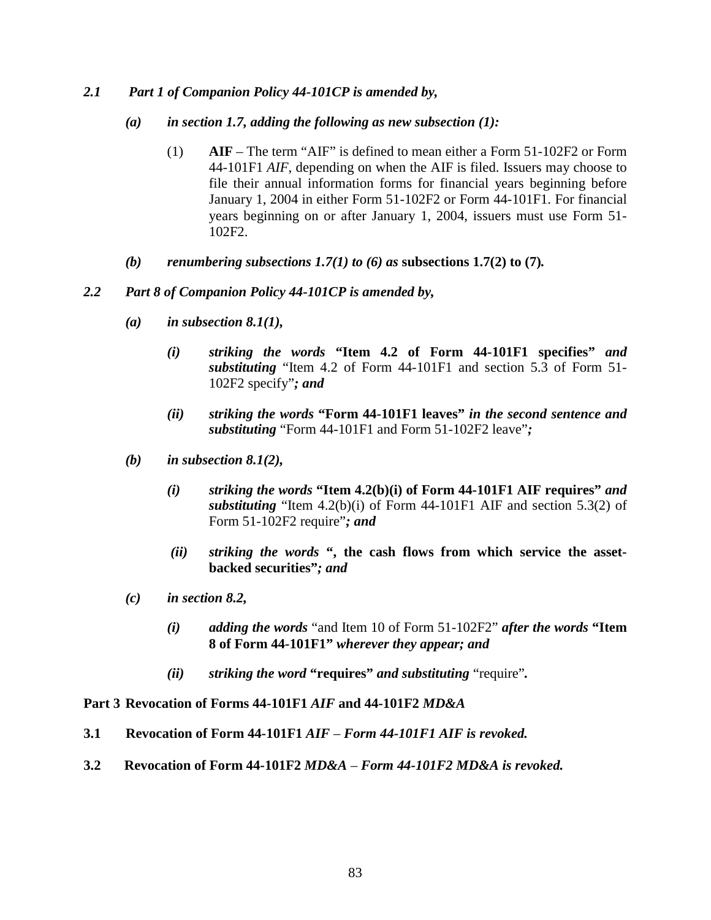***2.1 Part 1 of Companion Policy 44-101CP is amended by,***

> ***(a) in section 1.7, adding the following as new subsection (1):***
>
> > (1) **AIF** – The term "AIF" is defined to mean either a Form 51-102F2 or Form 44-101F1 *AIF*, depending on when the AIF is filed. Issuers may choose to file their annual information forms for financial years beginning before January 1, 2004 in either Form 51-102F2 or Form 44-101F1. For financial years beginning on or after January 1, 2004, issuers must use Form 51-102F2.
>
> ***(b) renumbering subsections 1.7(1) to (6) as* subsections 1.7(2) to (7)*.***

***2.2 Part 8 of Companion Policy 44-101CP is amended by,***

> ***(a) in subsection 8.1(1),***
>
> > ***(i) striking the words* "Item 4.2 of Form 44-101F1 specifies" *and substituting*** "Item 4.2 of Form 44-101F1 and section 5.3 of Form 51-102F2 specify"***; and***
> >
> > ***(ii) striking the words* "Form 44-101F1 leaves" *in the second sentence and substituting*** "Form 44-101F1 and Form 51-102F2 leave"***;***
>
> ***(b) in subsection 8.1(2),***
>
> > ***(i) striking the words* "Item 4.2(b)(i) of Form 44-101F1 AIF requires" *and substituting*** "Item 4.2(b)(i) of Form 44-101F1 AIF and section 5.3(2) of Form 51-102F2 require"***; and***
> >
> > ***(ii) striking the words* ", the cash flows from which service the asset-backed securities"*; and***
>
> ***(c) in section 8.2,***
>
> > ***(i) adding the words*** "and Item 10 of Form 51-102F2" ***after the words* "Item 8 of Form 44-101F1" *wherever they appear; and***
> >
> > ***(ii) striking the word* "requires" *and substituting*** "require"***.***

**Part 3 Revocation of Forms 44-101F1 *AIF* and 44-101F2 *MD&A***

**3.1 Revocation of Form 44-101F1 *AIF* – *Form 44-101F1 AIF is revoked.***

**3.2 Revocation of Form 44-101F2 *MD&A* – *Form 44-101F2 MD&A is revoked.***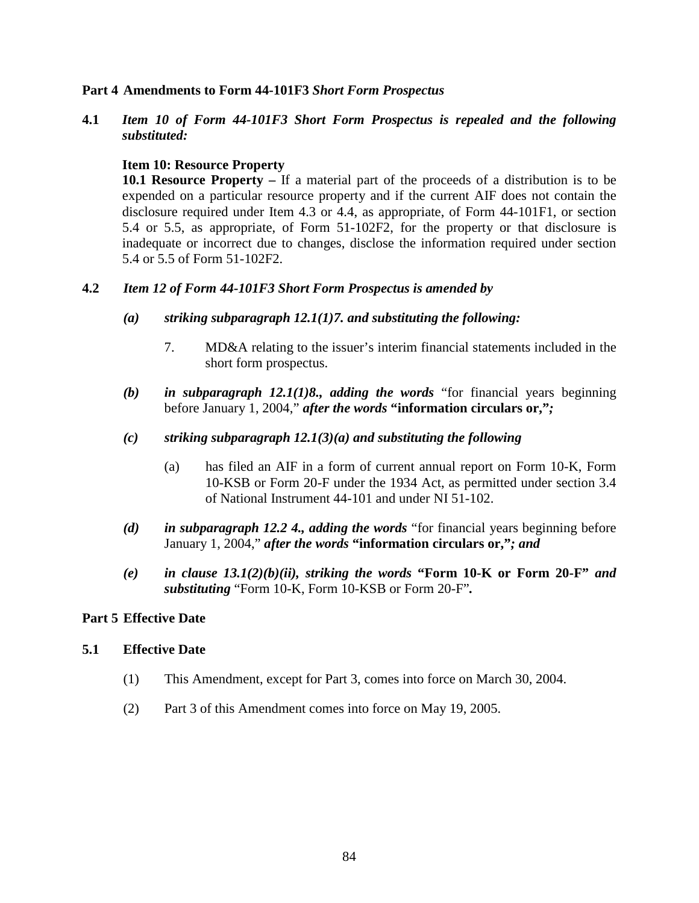**Part 4 Amendments to Form 44-101F3** ***Short Form Prospectus***

**4.1** ***Item 10 of Form 44-101F3 Short Form Prospectus is repealed and the following substituted:***

**Item 10: Resource Property**

**10.1 Resource Property –** If a material part of the proceeds of a distribution is to be expended on a particular resource property and if the current AIF does not contain the disclosure required under Item 4.3 or 4.4, as appropriate, of Form 44-101F1, or section 5.4 or 5.5, as appropriate, of Form 51-102F2, for the property or that disclosure is inadequate or incorrect due to changes, disclose the information required under section 5.4 or 5.5 of Form 51-102F2.

**4.2** ***Item 12 of Form 44-101F3 Short Form Prospectus is amended by***

***(a)*** ***striking subparagraph 12.1(1)7. and substituting the following:***

7. MD&A relating to the issuer's interim financial statements included in the short form prospectus.

***(b)*** ***in subparagraph 12.1(1)8., adding the words*** "for financial years beginning before January 1, 2004," ***after the words*** **"information circulars or,"*****;***

***(c)*** ***striking subparagraph 12.1(3)(a) and substituting the following***

(a) has filed an AIF in a form of current annual report on Form 10-K, Form 10-KSB or Form 20-F under the 1934 Act, as permitted under section 3.4 of National Instrument 44-101 and under NI 51-102.

***(d)*** ***in subparagraph 12.2 4., adding the words*** "for financial years beginning before January 1, 2004," ***after the words*** **"information circulars or,"*****; and***

***(e)*** ***in clause 13.1(2)(b)(ii), striking the words*** **"Form 10-K or Form 20-F"** ***and substituting*** "Form 10-K, Form 10-KSB or Form 20-F"**.**

**Part 5 Effective Date**

**5.1 Effective Date**

(1) This Amendment, except for Part 3, comes into force on March 30, 2004.

(2) Part 3 of this Amendment comes into force on May 19, 2005.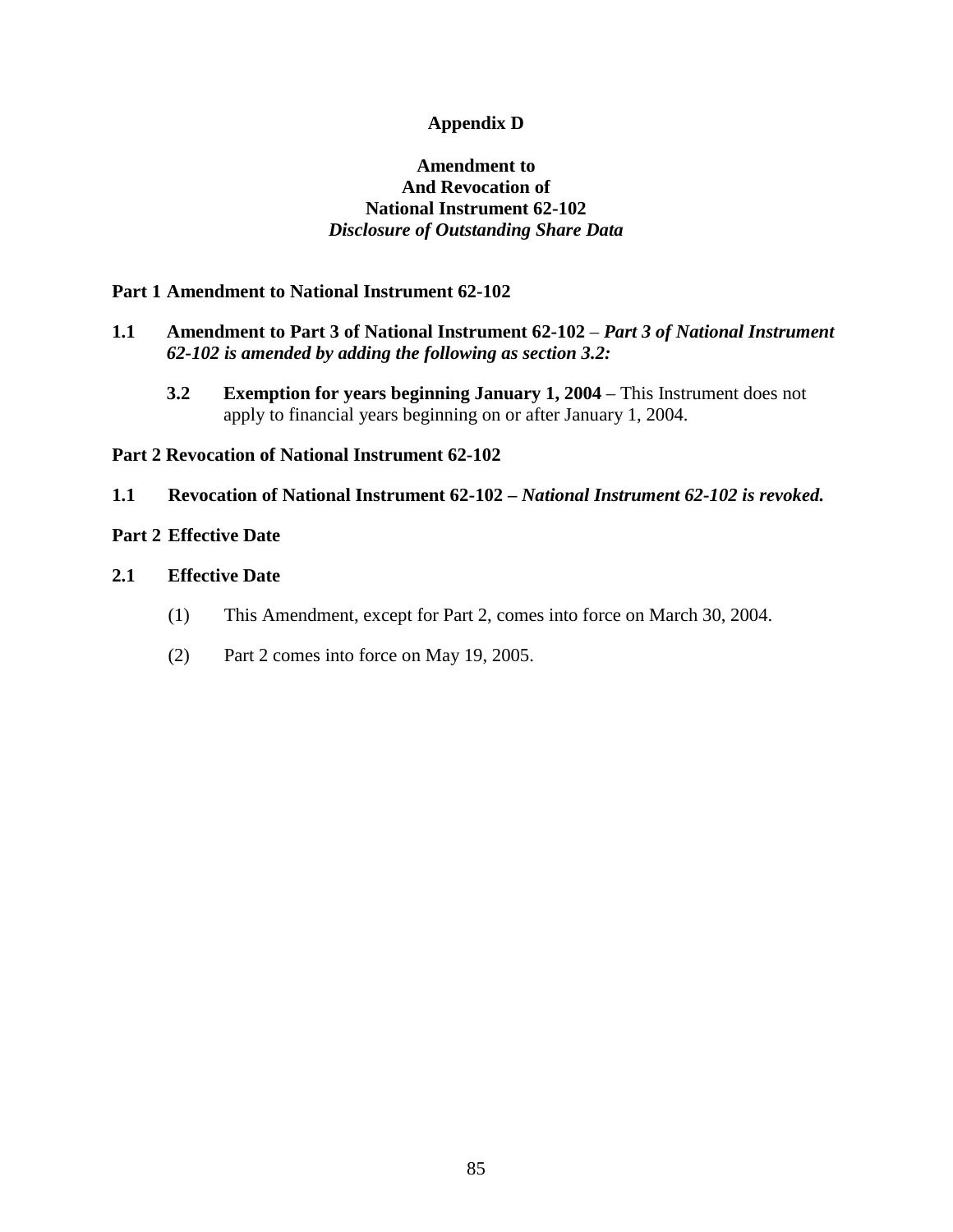# Appendix D

## Amendment to
## And Revocation of
## National Instrument 62-102
## *Disclosure of Outstanding Share Data*

### Part 1 Amendment to National Instrument 62-102

**1.1 Amendment to Part 3 of National Instrument 62-102** – ***Part 3 of National Instrument 62-102 is amended by adding the following as section 3.2:***

> **3.2 Exemption for years beginning January 1, 2004** – This Instrument does not apply to financial years beginning on or after January 1, 2004.

### Part 2 Revocation of National Instrument 62-102

**1.1 Revocation of National Instrument 62-102 –** ***National Instrument 62-102 is revoked.***

### Part 2 Effective Date

**2.1 Effective Date**

(1) This Amendment, except for Part 2, comes into force on March 30, 2004.

(2) Part 2 comes into force on May 19, 2005.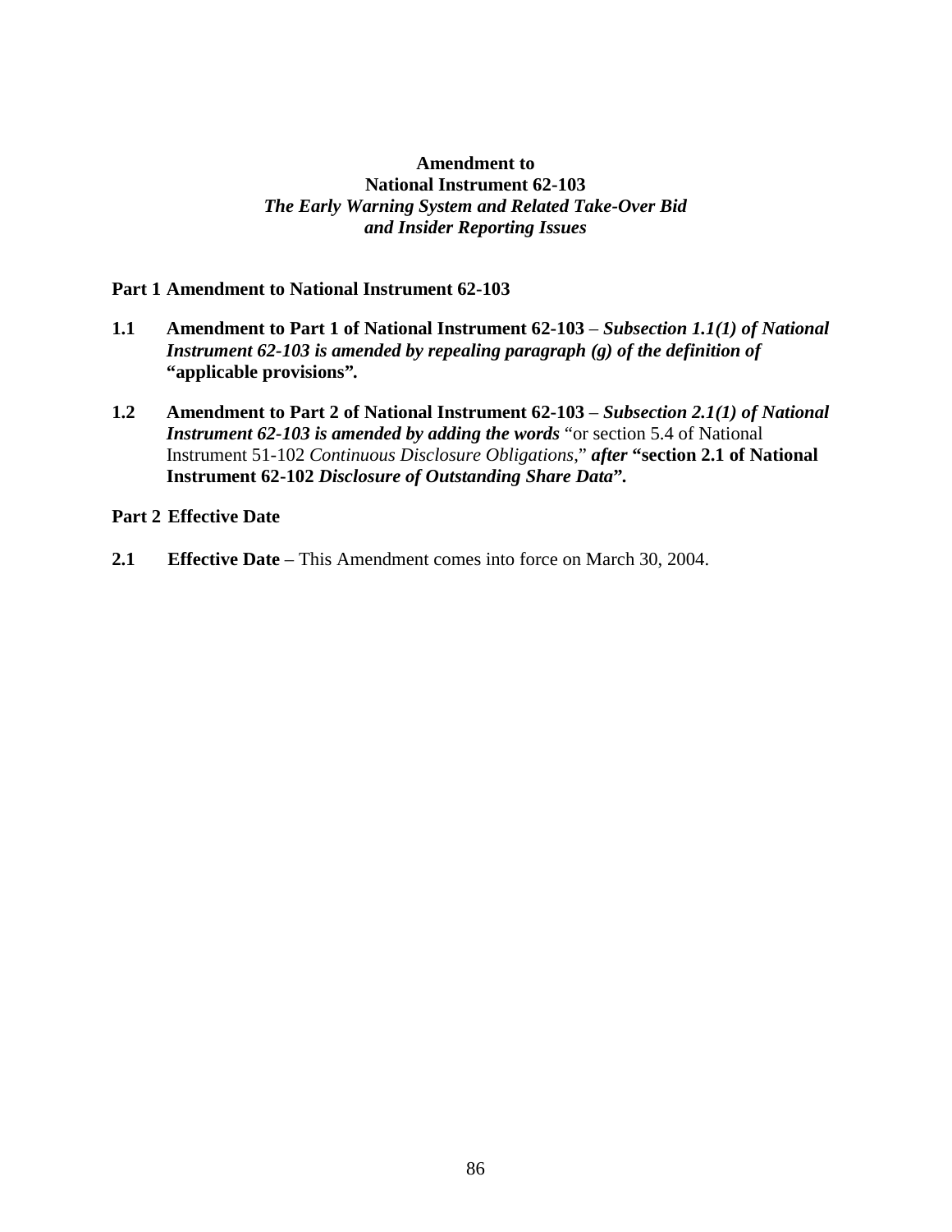**Amendment to**
**National Instrument 62-103**
***The Early Warning System and Related Take-Over Bid and Insider Reporting Issues***

**Part 1 Amendment to National Instrument 62-103**

**1.1 Amendment to Part 1 of National Instrument 62-103** – ***Subsection 1.1(1) of National Instrument 62-103 is amended by repealing paragraph (g) of the definition of* "applicable provisions".**

**1.2 Amendment to Part 2 of National Instrument 62-103** – ***Subsection 2.1(1) of National Instrument 62-103 is amended by adding the words*** "or section 5.4 of National Instrument 51-102 *Continuous Disclosure Obligations*," ***after*** **"section 2.1 of National Instrument 62-102 *Disclosure of Outstanding Share Data*".**

**Part 2 Effective Date**

**2.1 Effective Date** – This Amendment comes into force on March 30, 2004.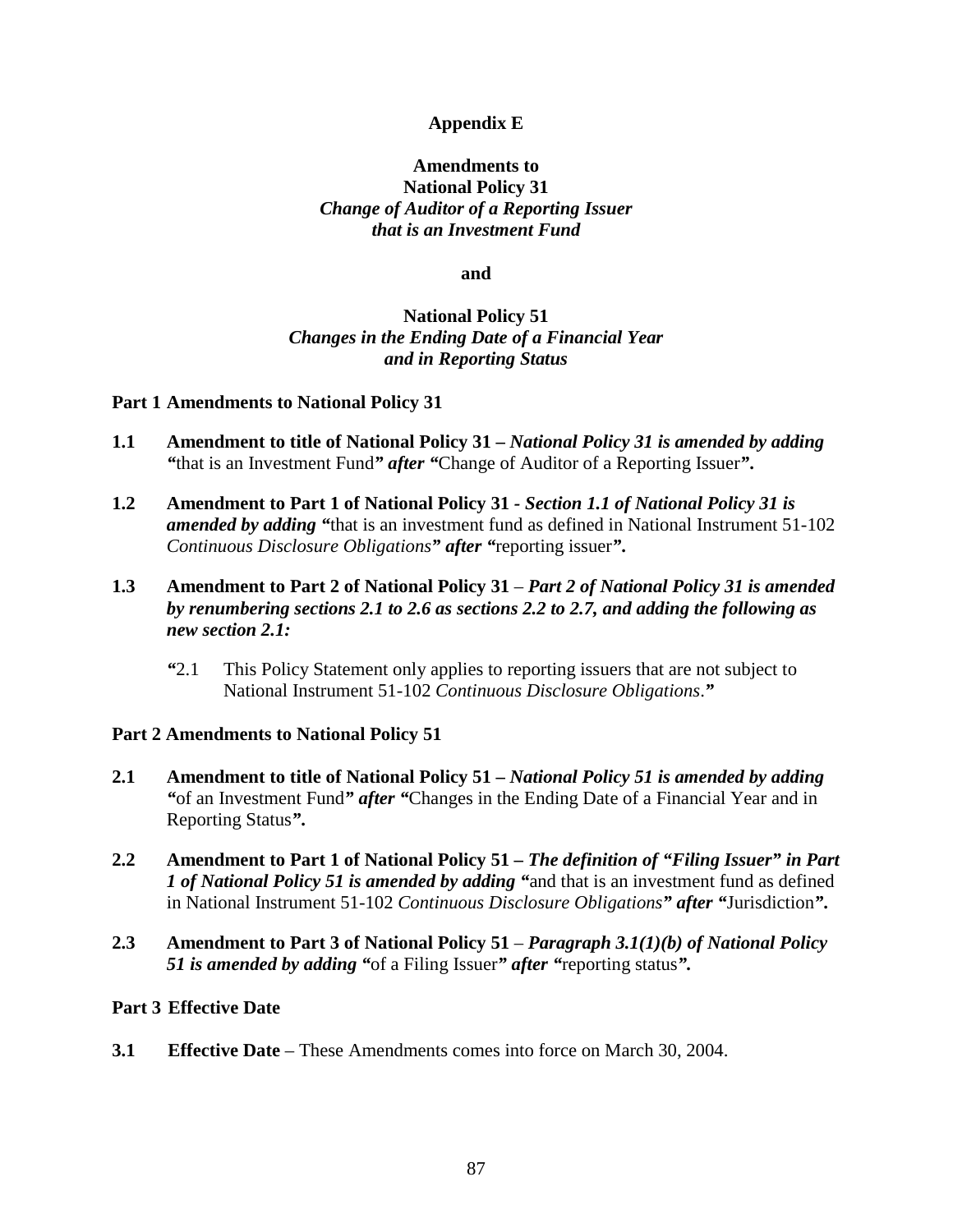**Appendix E**

**Amendments to**
**National Policy 31**
***Change of Auditor of a Reporting Issuer***
***that is an Investment Fund***

**and**

**National Policy 51**
***Changes in the Ending Date of a Financial Year***
***and in Reporting Status***

**Part 1 Amendments to National Policy 31**

**1.1 Amendment to title of National Policy 31 –** ***National Policy 31 is amended by adding*** **"**that is an Investment Fund**"** ***after*** **"**Change of Auditor of a Reporting Issuer**".**

**1.2 Amendment to Part 1 of National Policy 31 -** ***Section 1.1 of National Policy 31 is amended by adding*** **"**that is an investment fund as defined in National Instrument 51-102 *Continuous Disclosure Obligations*" ***after*** **"**reporting issuer**".**

**1.3 Amendment to Part 2 of National Policy 31** – ***Part 2 of National Policy 31 is amended by renumbering sections 2.1 to 2.6 as sections 2.2 to 2.7, and adding the following as new section 2.1:***

> "2.1 This Policy Statement only applies to reporting issuers that are not subject to National Instrument 51-102 *Continuous Disclosure Obligations*."

**Part 2 Amendments to National Policy 51**

**2.1 Amendment to title of National Policy 51 –** ***National Policy 51 is amended by adding*** **"**of an Investment Fund**"** ***after*** **"**Changes in the Ending Date of a Financial Year and in Reporting Status**".**

**2.2 Amendment to Part 1 of National Policy 51 –** ***The definition of "Filing Issuer" in Part 1 of National Policy 51 is amended by adding*** **"**and that is an investment fund as defined in National Instrument 51-102 *Continuous Disclosure Obligations*" ***after*** **"**Jurisdiction**".**

**2.3 Amendment to Part 3 of National Policy 51** – ***Paragraph 3.1(1)(b) of National Policy 51 is amended by adding*** **"**of a Filing Issuer**"** ***after*** **"**reporting status**".**

**Part 3 Effective Date**

**3.1 Effective Date** – These Amendments comes into force on March 30, 2004.